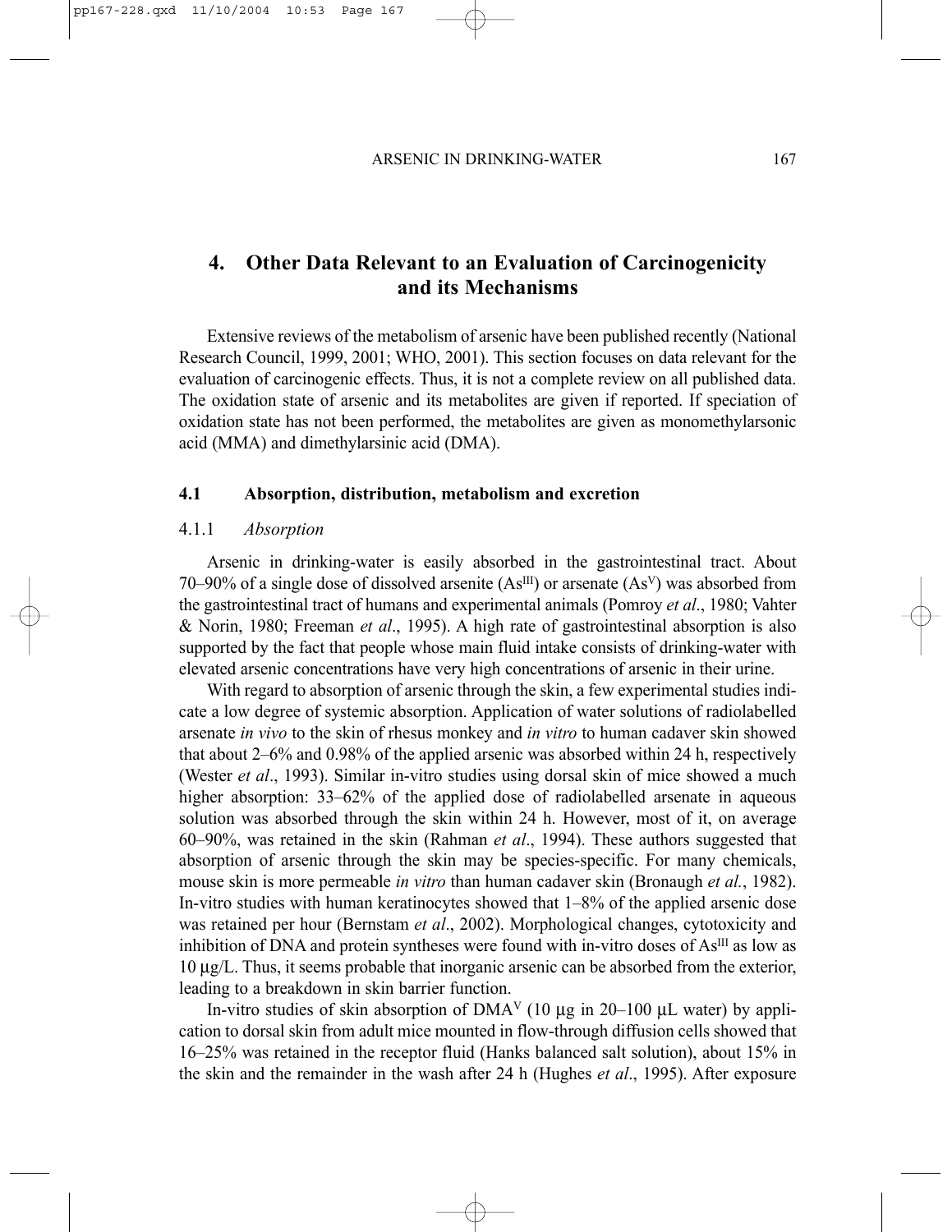# 4. Other Data Relevant to an Evaluation of Carcinogenicity and its Mechanisms

Extensive reviews of the metabolism of arsenic have been published recently (National Research Council, 1999, 2001; WHO, 2001). This section focuses on data relevant for the evaluation of carcinogenic effects. Thus, it is not a complete review on all published data. The oxidation state of arsenic and its metabolites are given if reported. If speciation of oxidation state has not been performed, the metabolites are given as monomethylarsonic acid (MMA) and dimethylarsinic acid (DMA).

## 4.1 Absorption, distribution, metabolism and excretion

### 4.1.1 *Absorption*

Arsenic in drinking-water is easily absorbed in the gastrointestinal tract. About 70–90% of a single dose of dissolved arsenite ($As^{III}$) or arsenate ($As^{V}$) was absorbed from the gastrointestinal tract of humans and experimental animals (Pomroy *et al*., 1980; Vahter & Norin, 1980; Freeman *et al*., 1995). A high rate of gastrointestinal absorption is also supported by the fact that people whose main fluid intake consists of drinking-water with elevated arsenic concentrations have very high concentrations of arsenic in their urine.

With regard to absorption of arsenic through the skin, a few experimental studies indicate a low degree of systemic absorption. Application of water solutions of radiolabelled arsenate *in vivo* to the skin of rhesus monkey and *in vitro* to human cadaver skin showed that about 2–6% and 0.98% of the applied arsenic was absorbed within 24 h, respectively (Wester *et al*., 1993). Similar in-vitro studies using dorsal skin of mice showed a much higher absorption: 33–62% of the applied dose of radiolabelled arsenate in aqueous solution was absorbed through the skin within 24 h. However, most of it, on average 60–90%, was retained in the skin (Rahman *et al*., 1994). These authors suggested that absorption of arsenic through the skin may be species-specific. For many chemicals, mouse skin is more permeable *in vitro* than human cadaver skin (Bronaugh *et al.*, 1982). In-vitro studies with human keratinocytes showed that 1–8% of the applied arsenic dose was retained per hour (Bernstam *et al*., 2002). Morphological changes, cytotoxicity and inhibition of DNA and protein syntheses were found with in-vitro doses of $As^{III}$ as low as 10 μg/L. Thus, it seems probable that inorganic arsenic can be absorbed from the exterior, leading to a breakdown in skin barrier function.

In-vitro studies of skin absorption of $DMA^{V}$ (10 μg in 20–100 μL water) by application to dorsal skin from adult mice mounted in flow-through diffusion cells showed that 16–25% was retained in the receptor fluid (Hanks balanced salt solution), about 15% in the skin and the remainder in the wash after 24 h (Hughes *et al*., 1995). After exposure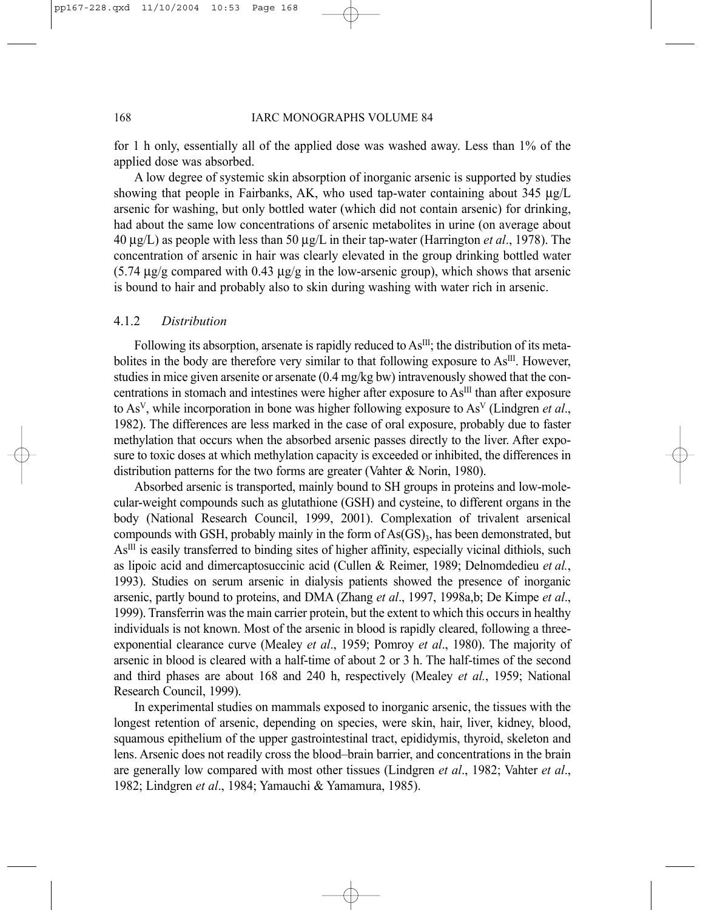for 1 h only, essentially all of the applied dose was washed away. Less than 1% of the applied dose was absorbed.

A low degree of systemic skin absorption of inorganic arsenic is supported by studies showing that people in Fairbanks, AK, who used tap-water containing about 345 μg/L arsenic for washing, but only bottled water (which did not contain arsenic) for drinking, had about the same low concentrations of arsenic metabolites in urine (on average about 40 μg/L) as people with less than 50 μg/L in their tap-water (Harrington *et al*., 1978). The concentration of arsenic in hair was clearly elevated in the group drinking bottled water (5.74 μg/g compared with 0.43 μg/g in the low-arsenic group), which shows that arsenic is bound to hair and probably also to skin during washing with water rich in arsenic.

### 4.1.2 *Distribution*

Following its absorption, arsenate is rapidly reduced to $As^{III}$; the distribution of its metabolites in the body are therefore very similar to that following exposure to $As^{III}$. However, studies in mice given arsenite or arsenate (0.4 mg/kg bw) intravenously showed that the concentrations in stomach and intestines were higher after exposure to $As^{III}$ than after exposure to $As^{V}$, while incorporation in bone was higher following exposure to $As^{V}$ (Lindgren *et al*., 1982). The differences are less marked in the case of oral exposure, probably due to faster methylation that occurs when the absorbed arsenic passes directly to the liver. After exposure to toxic doses at which methylation capacity is exceeded or inhibited, the differences in distribution patterns for the two forms are greater (Vahter & Norin, 1980).

Absorbed arsenic is transported, mainly bound to SH groups in proteins and low-molecular-weight compounds such as glutathione (GSH) and cysteine, to different organs in the body (National Research Council, 1999, 2001). Complexation of trivalent arsenical compounds with GSH, probably mainly in the form of $As(GS)_3$, has been demonstrated, but $As^{III}$ is easily transferred to binding sites of higher affinity, especially vicinal dithiols, such as lipoic acid and dimercaptosuccinic acid (Cullen & Reimer, 1989; Delnomdedieu *et al.*, 1993). Studies on serum arsenic in dialysis patients showed the presence of inorganic arsenic, partly bound to proteins, and DMA (Zhang *et al*., 1997, 1998a,b; De Kimpe *et al*., 1999). Transferrin was the main carrier protein, but the extent to which this occurs in healthy individuals is not known. Most of the arsenic in blood is rapidly cleared, following a three-exponential clearance curve (Mealey *et al*., 1959; Pomroy *et al*., 1980). The majority of arsenic in blood is cleared with a half-time of about 2 or 3 h. The half-times of the second and third phases are about 168 and 240 h, respectively (Mealey *et al.*, 1959; National Research Council, 1999).

In experimental studies on mammals exposed to inorganic arsenic, the tissues with the longest retention of arsenic, depending on species, were skin, hair, liver, kidney, blood, squamous epithelium of the upper gastrointestinal tract, epididymis, thyroid, skeleton and lens. Arsenic does not readily cross the blood–brain barrier, and concentrations in the brain are generally low compared with most other tissues (Lindgren *et al*., 1982; Vahter *et al*., 1982; Lindgren *et al*., 1984; Yamauchi & Yamamura, 1985).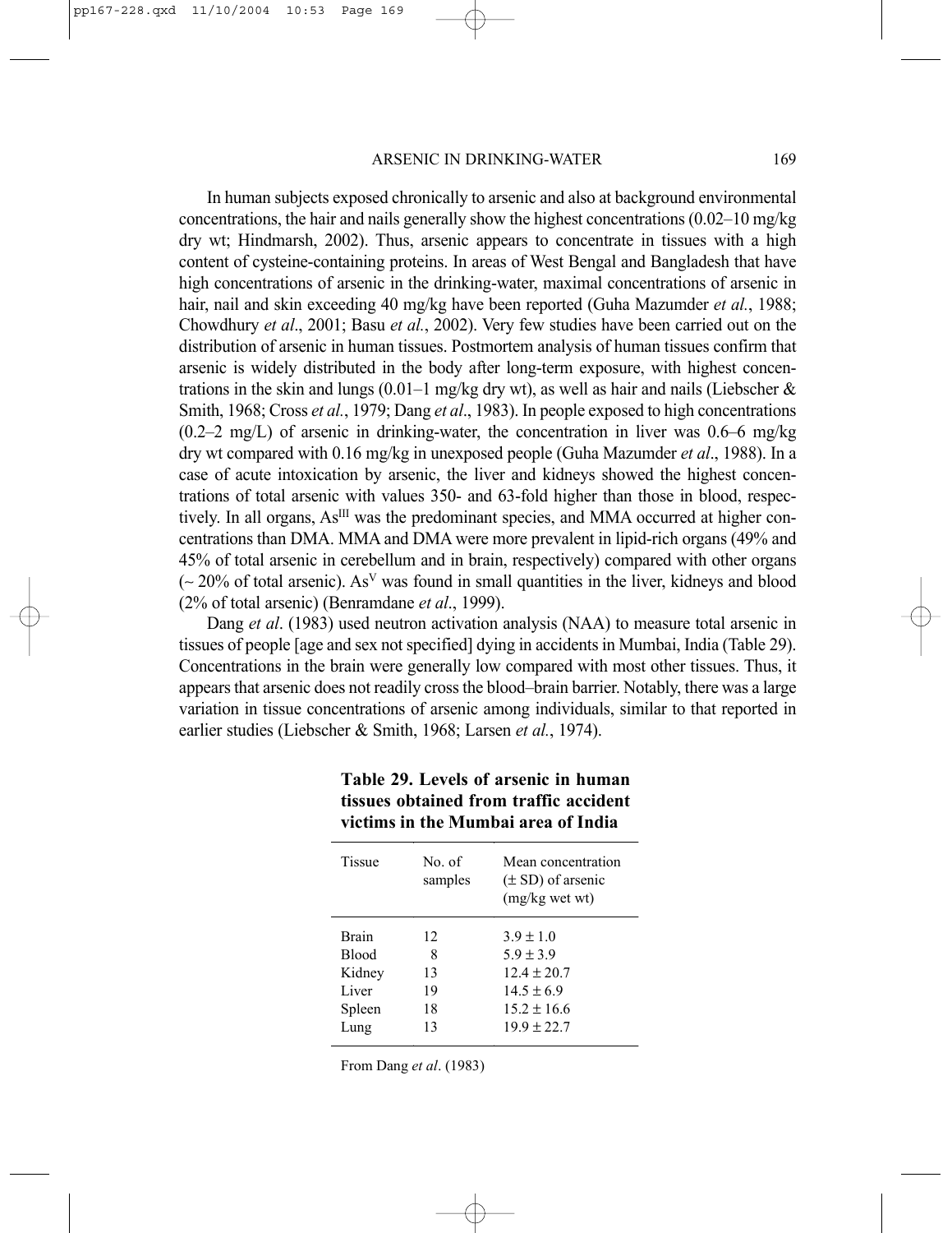In human subjects exposed chronically to arsenic and also at background environmental concentrations, the hair and nails generally show the highest concentrations (0.02–10 mg/kg dry wt; Hindmarsh, 2002). Thus, arsenic appears to concentrate in tissues with a high content of cysteine-containing proteins. In areas of West Bengal and Bangladesh that have high concentrations of arsenic in the drinking-water, maximal concentrations of arsenic in hair, nail and skin exceeding 40 mg/kg have been reported (Guha Mazumder *et al.*, 1988; Chowdhury *et al*., 2001; Basu *et al.*, 2002). Very few studies have been carried out on the distribution of arsenic in human tissues. Postmortem analysis of human tissues confirm that arsenic is widely distributed in the body after long-term exposure, with highest concentrations in the skin and lungs (0.01–1 mg/kg dry wt), as well as hair and nails (Liebscher & Smith, 1968; Cross *et al.*, 1979; Dang *et al*., 1983). In people exposed to high concentrations (0.2–2 mg/L) of arsenic in drinking-water, the concentration in liver was 0.6–6 mg/kg dry wt compared with 0.16 mg/kg in unexposed people (Guha Mazumder *et al*., 1988). In a case of acute intoxication by arsenic, the liver and kidneys showed the highest concentrations of total arsenic with values 350- and 63-fold higher than those in blood, respectively. In all organs, $As^{III}$ was the predominant species, and MMA occurred at higher concentrations than DMA. MMA and DMA were more prevalent in lipid-rich organs (49% and 45% of total arsenic in cerebellum and in brain, respectively) compared with other organs (~ 20% of total arsenic). $As^{V}$ was found in small quantities in the liver, kidneys and blood (2% of total arsenic) (Benramdane *et al*., 1999).

Dang *et al*. (1983) used neutron activation analysis (NAA) to measure total arsenic in tissues of people [age and sex not specified] dying in accidents in Mumbai, India (Table 29). Concentrations in the brain were generally low compared with most other tissues. Thus, it appears that arsenic does not readily cross the blood–brain barrier. Notably, there was a large variation in tissue concentrations of arsenic among individuals, similar to that reported in earlier studies (Liebscher & Smith, 1968; Larsen *et al.*, 1974).

**Table 29. Levels of arsenic in human tissues obtained from traffic accident victims in the Mumbai area of India**

| Tissue | No. of samples | Mean concentration (± SD) of arsenic (mg/kg wet wt) |
|---|---|---|
| Brain | 12 | 3.9 ± 1.0 |
| Blood | 8 | 5.9 ± 3.9 |
| Kidney | 13 | 12.4 ± 20.7 |
| Liver | 19 | 14.5 ± 6.9 |
| Spleen | 18 | 15.2 ± 16.6 |
| Lung | 13 | 19.9 ± 22.7 |

From Dang *et al*. (1983)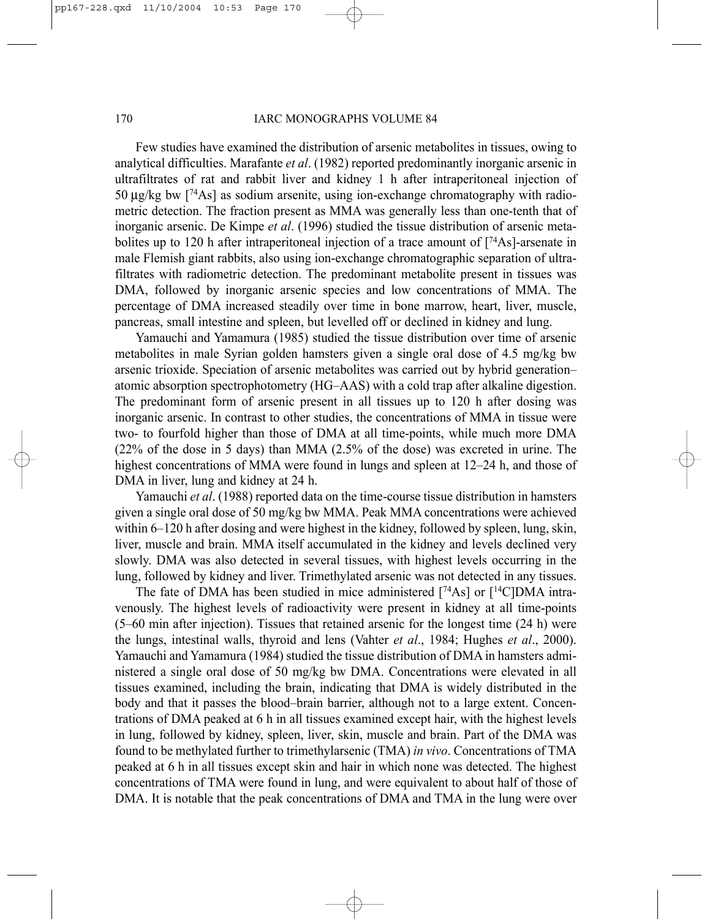Few studies have examined the distribution of arsenic metabolites in tissues, owing to analytical difficulties. Marafante *et al*. (1982) reported predominantly inorganic arsenic in ultrafiltrates of rat and rabbit liver and kidney 1 h after intraperitoneal injection of 50 μg/kg bw [$^{74}$As] as sodium arsenite, using ion-exchange chromatography with radiometric detection. The fraction present as MMA was generally less than one-tenth that of inorganic arsenic. De Kimpe *et al*. (1996) studied the tissue distribution of arsenic metabolites up to 120 h after intraperitoneal injection of a trace amount of [$^{74}$As]-arsenate in male Flemish giant rabbits, also using ion-exchange chromatographic separation of ultrafiltrates with radiometric detection. The predominant metabolite present in tissues was DMA, followed by inorganic arsenic species and low concentrations of MMA. The percentage of DMA increased steadily over time in bone marrow, heart, liver, muscle, pancreas, small intestine and spleen, but levelled off or declined in kidney and lung.

Yamauchi and Yamamura (1985) studied the tissue distribution over time of arsenic metabolites in male Syrian golden hamsters given a single oral dose of 4.5 mg/kg bw arsenic trioxide. Speciation of arsenic metabolites was carried out by hybrid generation–atomic absorption spectrophotometry (HG–AAS) with a cold trap after alkaline digestion. The predominant form of arsenic present in all tissues up to 120 h after dosing was inorganic arsenic. In contrast to other studies, the concentrations of MMA in tissue were two- to fourfold higher than those of DMA at all time-points, while much more DMA (22% of the dose in 5 days) than MMA (2.5% of the dose) was excreted in urine. The highest concentrations of MMA were found in lungs and spleen at 12–24 h, and those of DMA in liver, lung and kidney at 24 h.

Yamauchi *et al*. (1988) reported data on the time-course tissue distribution in hamsters given a single oral dose of 50 mg/kg bw MMA. Peak MMA concentrations were achieved within 6–120 h after dosing and were highest in the kidney, followed by spleen, lung, skin, liver, muscle and brain. MMA itself accumulated in the kidney and levels declined very slowly. DMA was also detected in several tissues, with highest levels occurring in the lung, followed by kidney and liver. Trimethylated arsenic was not detected in any tissues.

The fate of DMA has been studied in mice administered [$^{74}$As] or [$^{14}$C]DMA intravenously. The highest levels of radioactivity were present in kidney at all time-points (5–60 min after injection). Tissues that retained arsenic for the longest time (24 h) were the lungs, intestinal walls, thyroid and lens (Vahter *et al*., 1984; Hughes *et al*., 2000). Yamauchi and Yamamura (1984) studied the tissue distribution of DMA in hamsters administered a single oral dose of 50 mg/kg bw DMA. Concentrations were elevated in all tissues examined, including the brain, indicating that DMA is widely distributed in the body and that it passes the blood–brain barrier, although not to a large extent. Concentrations of DMA peaked at 6 h in all tissues examined except hair, with the highest levels in lung, followed by kidney, spleen, liver, skin, muscle and brain. Part of the DMA was found to be methylated further to trimethylarsenic (TMA) *in vivo*. Concentrations of TMA peaked at 6 h in all tissues except skin and hair in which none was detected. The highest concentrations of TMA were found in lung, and were equivalent to about half of those of DMA. It is notable that the peak concentrations of DMA and TMA in the lung were over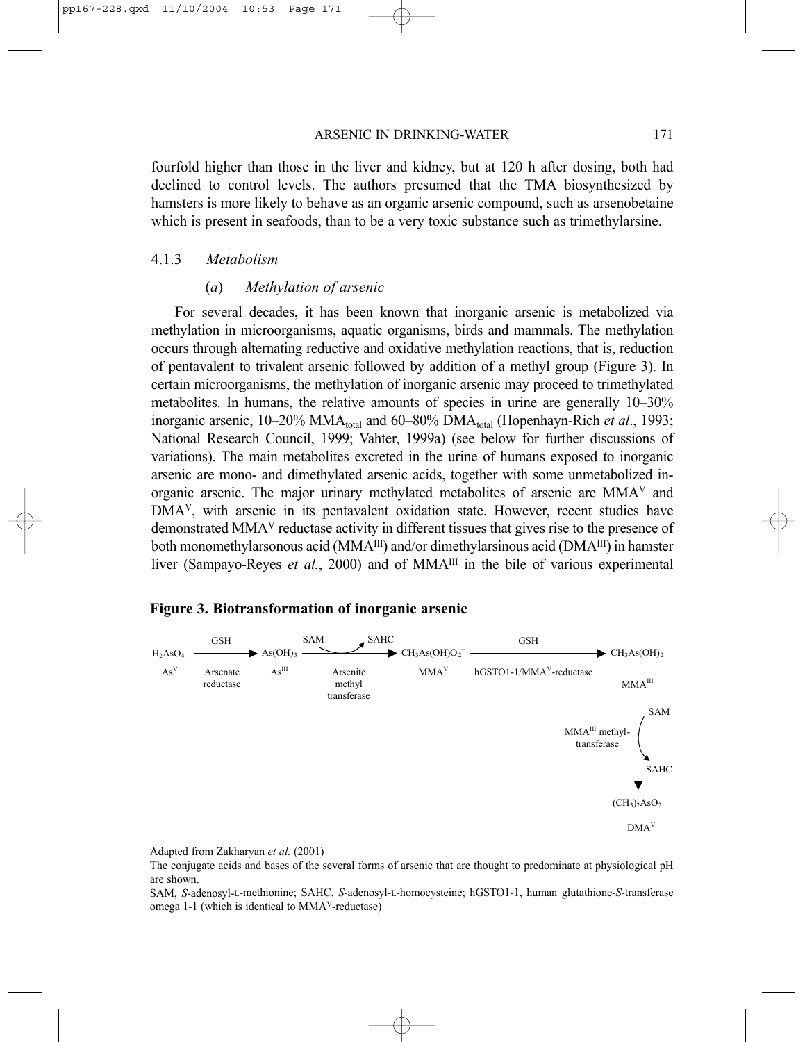fourfold higher than those in the liver and kidney, but at 120 h after dosing, both had declined to control levels. The authors presumed that the TMA biosynthesized by hamsters is more likely to behave as an organic arsenic compound, such as arsenobetaine which is present in seafoods, than to be a very toxic substance such as trimethylarsine.

### 4.1.3 *Metabolism*

#### (*a*) *Methylation of arsenic*

For several decades, it has been known that inorganic arsenic is metabolized via methylation in microorganisms, aquatic organisms, birds and mammals. The methylation occurs through alternating reductive and oxidative methylation reactions, that is, reduction of pentavalent to trivalent arsenic followed by addition of a methyl group (Figure 3). In certain microorganisms, the methylation of inorganic arsenic may proceed to trimethylated metabolites. In humans, the relative amounts of species in urine are generally 10–30% inorganic arsenic, 10–20% $MMA_{total}$ and 60–80% $DMA_{total}$ (Hopenhayn-Rich *et al*., 1993; National Research Council, 1999; Vahter, 1999a) (see below for further discussions of variations). The main metabolites excreted in the urine of humans exposed to inorganic arsenic are mono- and dimethylated arsenic acids, together with some unmetabolized inorganic arsenic. The major urinary methylated metabolites of arsenic are $MMA^{V}$ and $DMA^{V}$, with arsenic in its pentavalent oxidation state. However, recent studies have demonstrated $MMA^{V}$ reductase activity in different tissues that gives rise to the presence of both monomethylarsonous acid ($MMA^{III}$) and/or dimethylarsinous acid ($DMA^{III}$) in hamster liver (Sampayo-Reyes *et al.*, 2000) and of $MMA^{III}$ in the bile of various experimental

**Figure 3. Biotransformation of inorganic arsenic**

$H_2AsO_4^-$ ($As^{V}$) —[GSH; Arsenate reductase]→ $As(OH)_3$ ($As^{III}$) —[SAM → SAHC; Arsenite methyl transferase]→ $CH_3As(OH)O_2^-$ ($MMA^{V}$) —[GSH; hGSTO1-1/$MMA^{V}$-reductase]→ $CH_3As(OH)_2$ ($MMA^{III}$) —[SAM → SAHC; $MMA^{III}$ methyl-transferase]→ $(CH_3)_2AsO_2^-$ ($DMA^{V}$)

Adapted from Zakharyan *et al.* (2001)

The conjugate acids and bases of the several forms of arsenic that are thought to predominate at physiological pH are shown.

SAM, *S*-adenosyl-L-methionine; SAHC, *S*-adenosyl-L-homocysteine; hGSTO1-1, human glutathione-*S*-transferase omega 1-1 (which is identical to $MMA^{V}$-reductase)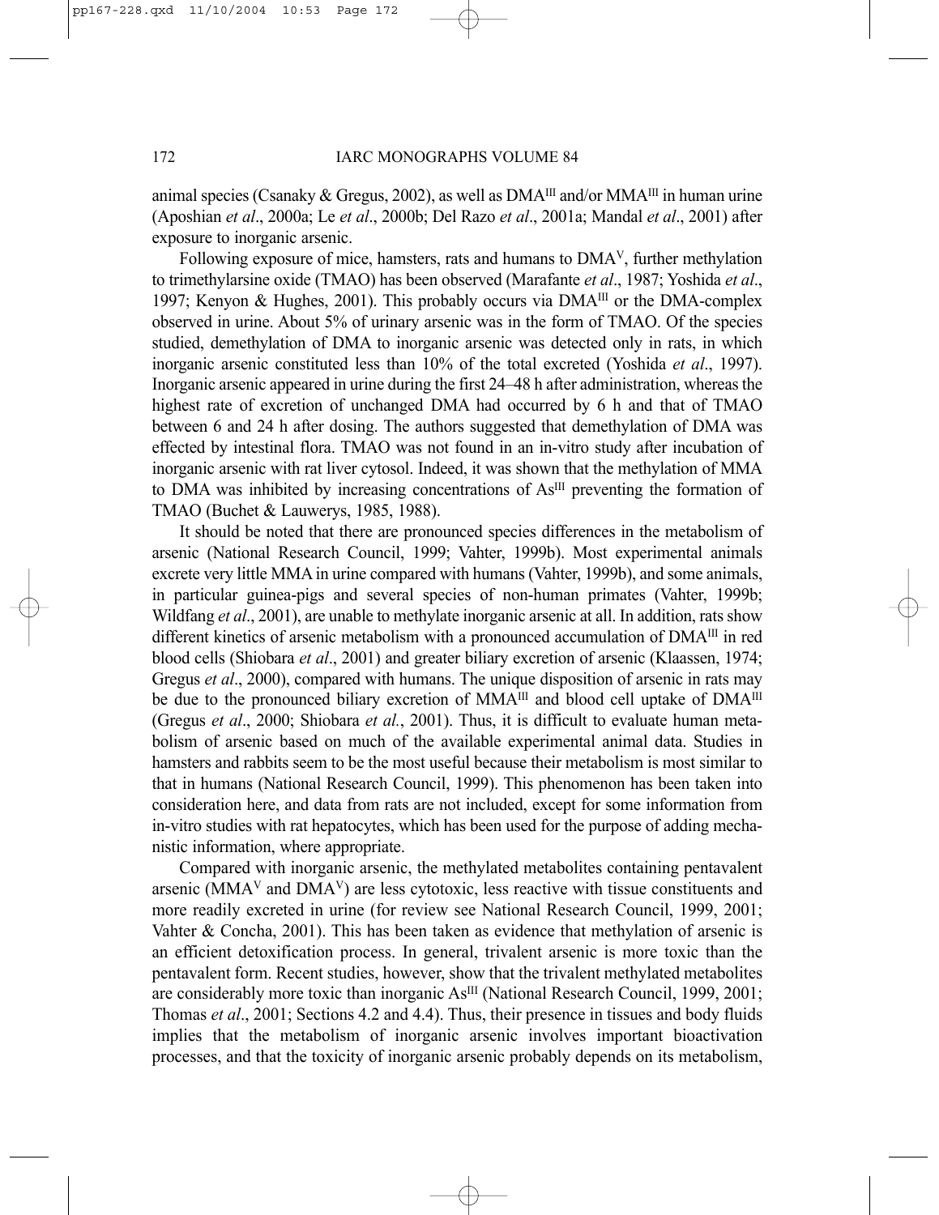animal species (Csanaky & Gregus, 2002), as well as $DMA^{III}$ and/or $MMA^{III}$ in human urine (Aposhian *et al*., 2000a; Le *et al*., 2000b; Del Razo *et al*., 2001a; Mandal *et al*., 2001) after exposure to inorganic arsenic.

Following exposure of mice, hamsters, rats and humans to $DMA^{V}$, further methylation to trimethylarsine oxide (TMAO) has been observed (Marafante *et al*., 1987; Yoshida *et al*., 1997; Kenyon & Hughes, 2001). This probably occurs via $DMA^{III}$ or the DMA-complex observed in urine. About 5% of urinary arsenic was in the form of TMAO. Of the species studied, demethylation of DMA to inorganic arsenic was detected only in rats, in which inorganic arsenic constituted less than 10% of the total excreted (Yoshida *et al*., 1997). Inorganic arsenic appeared in urine during the first 24–48 h after administration, whereas the highest rate of excretion of unchanged DMA had occurred by 6 h and that of TMAO between 6 and 24 h after dosing. The authors suggested that demethylation of DMA was effected by intestinal flora. TMAO was not found in an in-vitro study after incubation of inorganic arsenic with rat liver cytosol. Indeed, it was shown that the methylation of MMA to DMA was inhibited by increasing concentrations of $As^{III}$ preventing the formation of TMAO (Buchet & Lauwerys, 1985, 1988).

It should be noted that there are pronounced species differences in the metabolism of arsenic (National Research Council, 1999; Vahter, 1999b). Most experimental animals excrete very little MMA in urine compared with humans (Vahter, 1999b), and some animals, in particular guinea-pigs and several species of non-human primates (Vahter, 1999b; Wildfang *et al*., 2001), are unable to methylate inorganic arsenic at all. In addition, rats show different kinetics of arsenic metabolism with a pronounced accumulation of $DMA^{III}$ in red blood cells (Shiobara *et al*., 2001) and greater biliary excretion of arsenic (Klaassen, 1974; Gregus *et al*., 2000), compared with humans. The unique disposition of arsenic in rats may be due to the pronounced biliary excretion of $MMA^{III}$ and blood cell uptake of $DMA^{III}$ (Gregus *et al*., 2000; Shiobara *et al.*, 2001). Thus, it is difficult to evaluate human metabolism of arsenic based on much of the available experimental animal data. Studies in hamsters and rabbits seem to be the most useful because their metabolism is most similar to that in humans (National Research Council, 1999). This phenomenon has been taken into consideration here, and data from rats are not included, except for some information from in-vitro studies with rat hepatocytes, which has been used for the purpose of adding mechanistic information, where appropriate.

Compared with inorganic arsenic, the methylated metabolites containing pentavalent arsenic ($MMA^{V}$ and $DMA^{V}$) are less cytotoxic, less reactive with tissue constituents and more readily excreted in urine (for review see National Research Council, 1999, 2001; Vahter & Concha, 2001). This has been taken as evidence that methylation of arsenic is an efficient detoxification process. In general, trivalent arsenic is more toxic than the pentavalent form. Recent studies, however, show that the trivalent methylated metabolites are considerably more toxic than inorganic $As^{III}$ (National Research Council, 1999, 2001; Thomas *et al*., 2001; Sections 4.2 and 4.4). Thus, their presence in tissues and body fluids implies that the metabolism of inorganic arsenic involves important bioactivation processes, and that the toxicity of inorganic arsenic probably depends on its metabolism,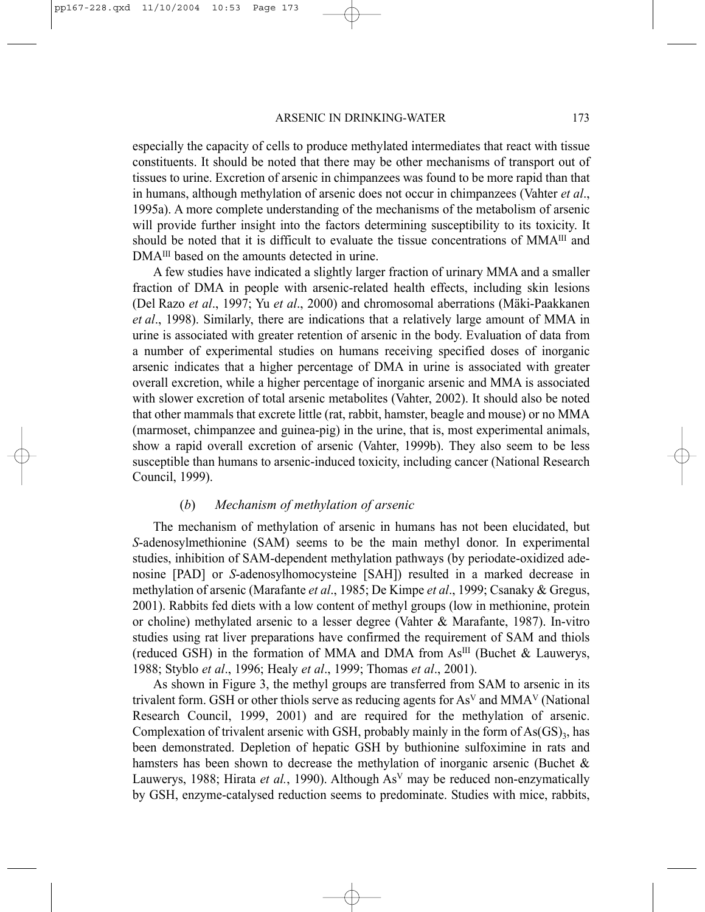especially the capacity of cells to produce methylated intermediates that react with tissue constituents. It should be noted that there may be other mechanisms of transport out of tissues to urine. Excretion of arsenic in chimpanzees was found to be more rapid than that in humans, although methylation of arsenic does not occur in chimpanzees (Vahter *et al*., 1995a). A more complete understanding of the mechanisms of the metabolism of arsenic will provide further insight into the factors determining susceptibility to its toxicity. It should be noted that it is difficult to evaluate the tissue concentrations of $MMA^{III}$ and $DMA^{III}$ based on the amounts detected in urine.

A few studies have indicated a slightly larger fraction of urinary MMA and a smaller fraction of DMA in people with arsenic-related health effects, including skin lesions (Del Razo *et al*., 1997; Yu *et al*., 2000) and chromosomal aberrations (Mäki-Paakkanen *et al*., 1998). Similarly, there are indications that a relatively large amount of MMA in urine is associated with greater retention of arsenic in the body. Evaluation of data from a number of experimental studies on humans receiving specified doses of inorganic arsenic indicates that a higher percentage of DMA in urine is associated with greater overall excretion, while a higher percentage of inorganic arsenic and MMA is associated with slower excretion of total arsenic metabolites (Vahter, 2002). It should also be noted that other mammals that excrete little (rat, rabbit, hamster, beagle and mouse) or no MMA (marmoset, chimpanzee and guinea-pig) in the urine, that is, most experimental animals, show a rapid overall excretion of arsenic (Vahter, 1999b). They also seem to be less susceptible than humans to arsenic-induced toxicity, including cancer (National Research Council, 1999).

### (*b*) *Mechanism of methylation of arsenic*

The mechanism of methylation of arsenic in humans has not been elucidated, but *S*-adenosylmethionine (SAM) seems to be the main methyl donor. In experimental studies, inhibition of SAM-dependent methylation pathways (by periodate-oxidized adenosine [PAD] or *S*-adenosylhomocysteine [SAH]) resulted in a marked decrease in methylation of arsenic (Marafante *et al*., 1985; De Kimpe *et al*., 1999; Csanaky & Gregus, 2001). Rabbits fed diets with a low content of methyl groups (low in methionine, protein or choline) methylated arsenic to a lesser degree (Vahter & Marafante, 1987). In-vitro studies using rat liver preparations have confirmed the requirement of SAM and thiols (reduced GSH) in the formation of MMA and DMA from $As^{III}$ (Buchet & Lauwerys, 1988; Styblo *et al*., 1996; Healy *et al*., 1999; Thomas *et al*., 2001).

As shown in Figure 3, the methyl groups are transferred from SAM to arsenic in its trivalent form. GSH or other thiols serve as reducing agents for $As^{V}$ and $MMA^{V}$ (National Research Council, 1999, 2001) and are required for the methylation of arsenic. Complexation of trivalent arsenic with GSH, probably mainly in the form of $As(GS)_3$, has been demonstrated. Depletion of hepatic GSH by buthionine sulfoximine in rats and hamsters has been shown to decrease the methylation of inorganic arsenic (Buchet & Lauwerys, 1988; Hirata *et al.*, 1990). Although $As^{V}$ may be reduced non-enzymatically by GSH, enzyme-catalysed reduction seems to predominate. Studies with mice, rabbits,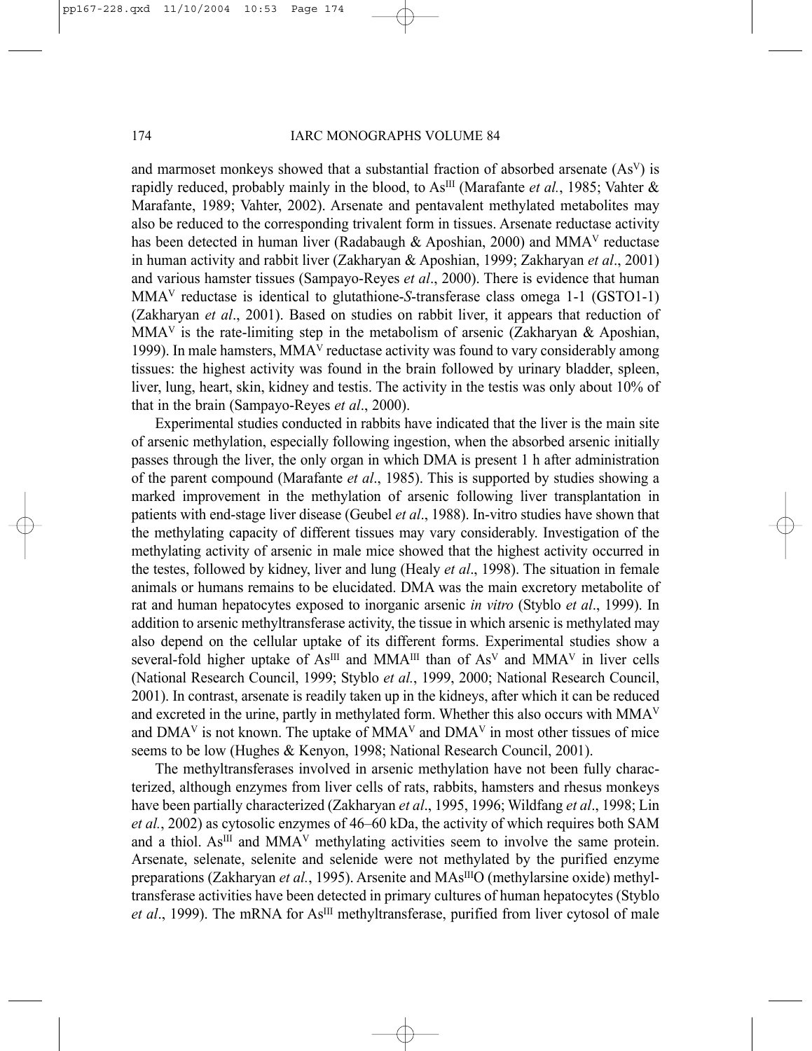and marmoset monkeys showed that a substantial fraction of absorbed arsenate ($As^{V}$) is rapidly reduced, probably mainly in the blood, to $As^{III}$ (Marafante *et al.*, 1985; Vahter & Marafante, 1989; Vahter, 2002). Arsenate and pentavalent methylated metabolites may also be reduced to the corresponding trivalent form in tissues. Arsenate reductase activity has been detected in human liver (Radabaugh & Aposhian, 2000) and $MMA^{V}$ reductase in human activity and rabbit liver (Zakharyan & Aposhian, 1999; Zakharyan *et al*., 2001) and various hamster tissues (Sampayo-Reyes *et al*., 2000). There is evidence that human $MMA^{V}$ reductase is identical to glutathione-*S*-transferase class omega 1-1 (GSTO1-1) (Zakharyan *et al*., 2001). Based on studies on rabbit liver, it appears that reduction of $MMA^{V}$ is the rate-limiting step in the metabolism of arsenic (Zakharyan & Aposhian, 1999). In male hamsters, $MMA^{V}$ reductase activity was found to vary considerably among tissues: the highest activity was found in the brain followed by urinary bladder, spleen, liver, lung, heart, skin, kidney and testis. The activity in the testis was only about 10% of that in the brain (Sampayo-Reyes *et al*., 2000).

Experimental studies conducted in rabbits have indicated that the liver is the main site of arsenic methylation, especially following ingestion, when the absorbed arsenic initially passes through the liver, the only organ in which DMA is present 1 h after administration of the parent compound (Marafante *et al*., 1985). This is supported by studies showing a marked improvement in the methylation of arsenic following liver transplantation in patients with end-stage liver disease (Geubel *et al*., 1988). In-vitro studies have shown that the methylating capacity of different tissues may vary considerably. Investigation of the methylating activity of arsenic in male mice showed that the highest activity occurred in the testes, followed by kidney, liver and lung (Healy *et al*., 1998). The situation in female animals or humans remains to be elucidated. DMA was the main excretory metabolite of rat and human hepatocytes exposed to inorganic arsenic *in vitro* (Styblo *et al*., 1999). In addition to arsenic methyltransferase activity, the tissue in which arsenic is methylated may also depend on the cellular uptake of its different forms. Experimental studies show a several-fold higher uptake of $As^{III}$ and $MMA^{III}$ than of $As^{V}$ and $MMA^{V}$ in liver cells (National Research Council, 1999; Styblo *et al.*, 1999, 2000; National Research Council, 2001). In contrast, arsenate is readily taken up in the kidneys, after which it can be reduced and excreted in the urine, partly in methylated form. Whether this also occurs with $MMA^{V}$ and $DMA^{V}$ is not known. The uptake of $MMA^{V}$ and $DMA^{V}$ in most other tissues of mice seems to be low (Hughes & Kenyon, 1998; National Research Council, 2001).

The methyltransferases involved in arsenic methylation have not been fully characterized, although enzymes from liver cells of rats, rabbits, hamsters and rhesus monkeys have been partially characterized (Zakharyan *et al*., 1995, 1996; Wildfang *et al*., 1998; Lin *et al.*, 2002) as cytosolic enzymes of 46–60 kDa, the activity of which requires both SAM and a thiol. $As^{III}$ and $MMA^{V}$ methylating activities seem to involve the same protein. Arsenate, selenate, selenite and selenide were not methylated by the purified enzyme preparations (Zakharyan *et al.*, 1995). Arsenite and $MAs^{III}O$ (methylarsine oxide) methyltransferase activities have been detected in primary cultures of human hepatocytes (Styblo *et al*., 1999). The mRNA for $As^{III}$ methyltransferase, purified from liver cytosol of male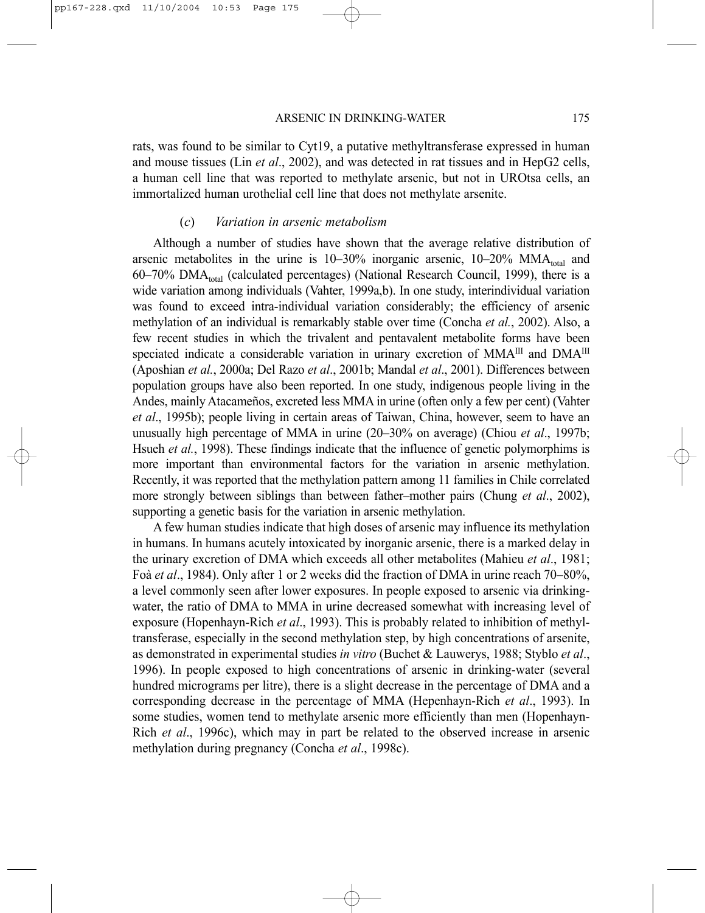rats, was found to be similar to Cyt19, a putative methyltransferase expressed in human and mouse tissues (Lin *et al*., 2002), and was detected in rat tissues and in HepG2 cells, a human cell line that was reported to methylate arsenic, but not in UROtsa cells, an immortalized human urothelial cell line that does not methylate arsenite.

### (*c*) *Variation in arsenic metabolism*

Although a number of studies have shown that the average relative distribution of arsenic metabolites in the urine is 10–30% inorganic arsenic, 10–20% $MMA_{total}$ and 60–70% $DMA_{total}$ (calculated percentages) (National Research Council, 1999), there is a wide variation among individuals (Vahter, 1999a,b). In one study, interindividual variation was found to exceed intra-individual variation considerably; the efficiency of arsenic methylation of an individual is remarkably stable over time (Concha *et al.*, 2002). Also, a few recent studies in which the trivalent and pentavalent metabolite forms have been speciated indicate a considerable variation in urinary excretion of $MMA^{III}$ and $DMA^{III}$ (Aposhian *et al.*, 2000a; Del Razo *et al*., 2001b; Mandal *et al*., 2001). Differences between population groups have also been reported. In one study, indigenous people living in the Andes, mainly Atacameños, excreted less MMA in urine (often only a few per cent) (Vahter *et al*., 1995b); people living in certain areas of Taiwan, China, however, seem to have an unusually high percentage of MMA in urine (20–30% on average) (Chiou *et al*., 1997b; Hsueh *et al.*, 1998). These findings indicate that the influence of genetic polymorphims is more important than environmental factors for the variation in arsenic methylation. Recently, it was reported that the methylation pattern among 11 families in Chile correlated more strongly between siblings than between father–mother pairs (Chung *et al*., 2002), supporting a genetic basis for the variation in arsenic methylation.

A few human studies indicate that high doses of arsenic may influence its methylation in humans. In humans acutely intoxicated by inorganic arsenic, there is a marked delay in the urinary excretion of DMA which exceeds all other metabolites (Mahieu *et al*., 1981; Foà *et al*., 1984). Only after 1 or 2 weeks did the fraction of DMA in urine reach 70–80%, a level commonly seen after lower exposures. In people exposed to arsenic via drinking-water, the ratio of DMA to MMA in urine decreased somewhat with increasing level of exposure (Hopenhayn-Rich *et al*., 1993). This is probably related to inhibition of methyltransferase, especially in the second methylation step, by high concentrations of arsenite, as demonstrated in experimental studies *in vitro* (Buchet & Lauwerys, 1988; Styblo *et al*., 1996). In people exposed to high concentrations of arsenic in drinking-water (several hundred micrograms per litre), there is a slight decrease in the percentage of DMA and a corresponding decrease in the percentage of MMA (Hepenhayn-Rich *et al*., 1993). In some studies, women tend to methylate arsenic more efficiently than men (Hopenhayn-Rich *et al*., 1996c), which may in part be related to the observed increase in arsenic methylation during pregnancy (Concha *et al*., 1998c).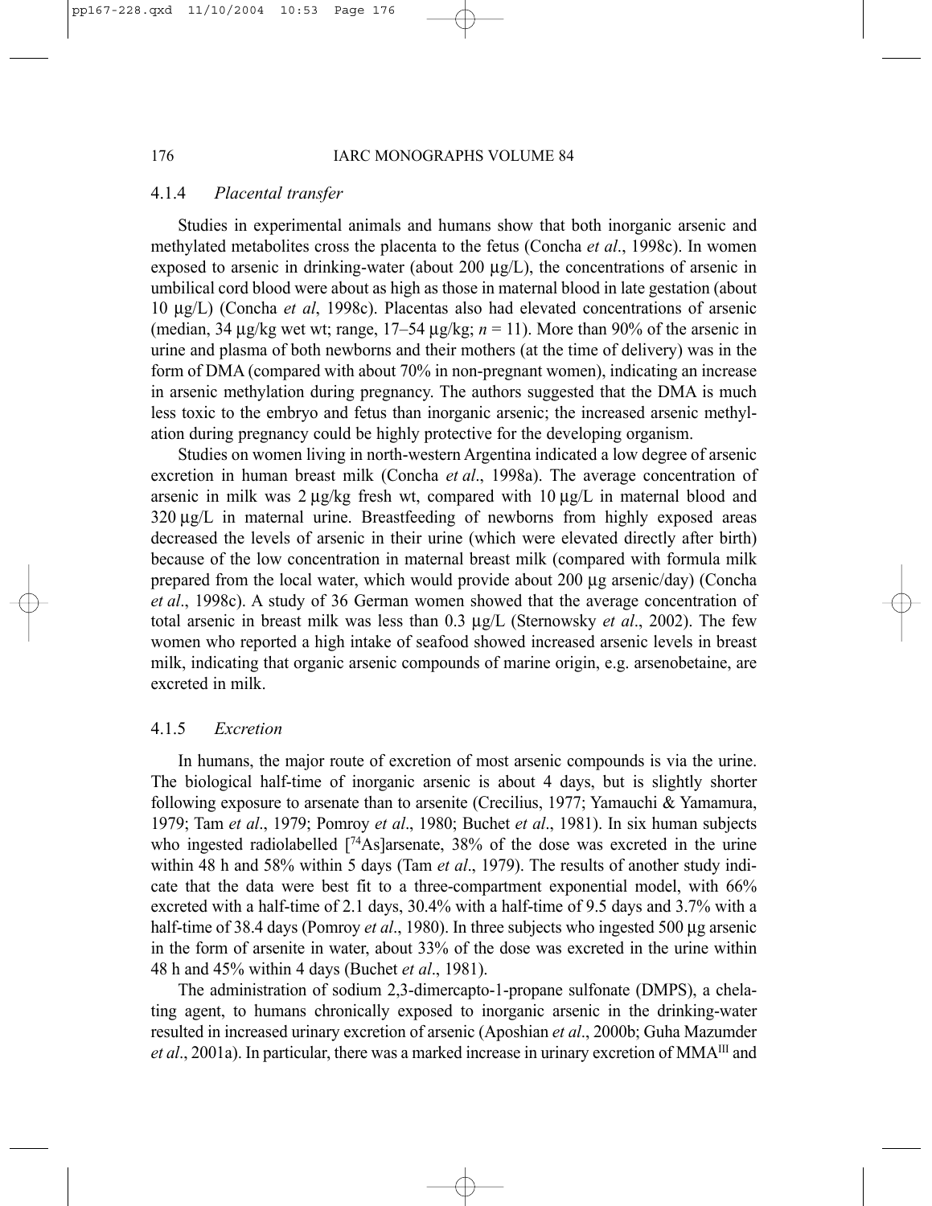### 4.1.4 *Placental transfer*

Studies in experimental animals and humans show that both inorganic arsenic and methylated metabolites cross the placenta to the fetus (Concha *et al*., 1998c). In women exposed to arsenic in drinking-water (about 200 μg/L), the concentrations of arsenic in umbilical cord blood were about as high as those in maternal blood in late gestation (about 10 μg/L) (Concha *et al*, 1998c). Placentas also had elevated concentrations of arsenic (median, 34 μg/kg wet wt; range, 17–54 μg/kg; $n = 11$). More than 90% of the arsenic in urine and plasma of both newborns and their mothers (at the time of delivery) was in the form of DMA (compared with about 70% in non-pregnant women), indicating an increase in arsenic methylation during pregnancy. The authors suggested that the DMA is much less toxic to the embryo and fetus than inorganic arsenic; the increased arsenic methylation during pregnancy could be highly protective for the developing organism.

Studies on women living in north-western Argentina indicated a low degree of arsenic excretion in human breast milk (Concha *et al*., 1998a). The average concentration of arsenic in milk was 2 μg/kg fresh wt, compared with 10 μg/L in maternal blood and 320 μg/L in maternal urine. Breastfeeding of newborns from highly exposed areas decreased the levels of arsenic in their urine (which were elevated directly after birth) because of the low concentration in maternal breast milk (compared with formula milk prepared from the local water, which would provide about 200 μg arsenic/day) (Concha *et al*., 1998c). A study of 36 German women showed that the average concentration of total arsenic in breast milk was less than 0.3 μg/L (Sternowsky *et al*., 2002). The few women who reported a high intake of seafood showed increased arsenic levels in breast milk, indicating that organic arsenic compounds of marine origin, e.g. arsenobetaine, are excreted in milk.

### 4.1.5 *Excretion*

In humans, the major route of excretion of most arsenic compounds is via the urine. The biological half-time of inorganic arsenic is about 4 days, but is slightly shorter following exposure to arsenate than to arsenite (Crecilius, 1977; Yamauchi & Yamamura, 1979; Tam *et al*., 1979; Pomroy *et al*., 1980; Buchet *et al*., 1981). In six human subjects who ingested radiolabelled [$^{74}$As]arsenate, 38% of the dose was excreted in the urine within 48 h and 58% within 5 days (Tam *et al*., 1979). The results of another study indicate that the data were best fit to a three-compartment exponential model, with 66% excreted with a half-time of 2.1 days, 30.4% with a half-time of 9.5 days and 3.7% with a half-time of 38.4 days (Pomroy *et al*., 1980). In three subjects who ingested 500 μg arsenic in the form of arsenite in water, about 33% of the dose was excreted in the urine within 48 h and 45% within 4 days (Buchet *et al*., 1981).

The administration of sodium 2,3-dimercapto-1-propane sulfonate (DMPS), a chelating agent, to humans chronically exposed to inorganic arsenic in the drinking-water resulted in increased urinary excretion of arsenic (Aposhian *et al*., 2000b; Guha Mazumder *et al*., 2001a). In particular, there was a marked increase in urinary excretion of $MMA^{III}$ and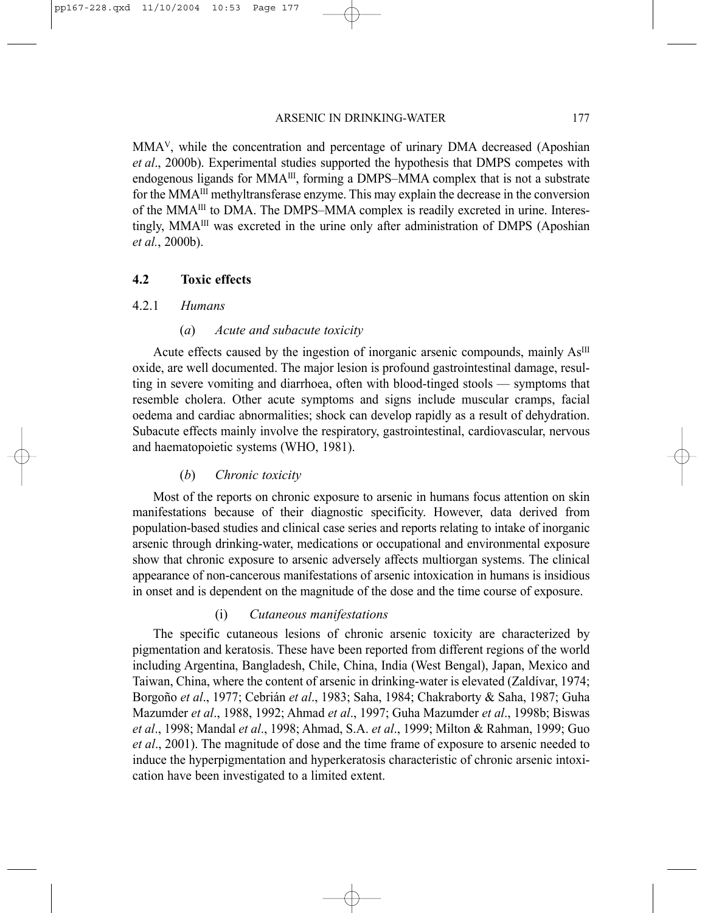$MMA^V$, while the concentration and percentage of urinary DMA decreased (Aposhian *et al*., 2000b). Experimental studies supported the hypothesis that DMPS competes with endogenous ligands for $MMA^{III}$, forming a DMPS–MMA complex that is not a substrate for the $MMA^{III}$ methyltransferase enzyme. This may explain the decrease in the conversion of the $MMA^{III}$ to DMA. The DMPS–MMA complex is readily excreted in urine. Interestingly, $MMA^{III}$ was excreted in the urine only after administration of DMPS (Aposhian *et al.*, 2000b).

## 4.2 Toxic effects

### 4.2.1 *Humans*

#### (*a*) *Acute and subacute toxicity*

Acute effects caused by the ingestion of inorganic arsenic compounds, mainly $As^{III}$ oxide, are well documented. The major lesion is profound gastrointestinal damage, resulting in severe vomiting and diarrhoea, often with blood-tinged stools — symptoms that resemble cholera. Other acute symptoms and signs include muscular cramps, facial oedema and cardiac abnormalities; shock can develop rapidly as a result of dehydration. Subacute effects mainly involve the respiratory, gastrointestinal, cardiovascular, nervous and haematopoietic systems (WHO, 1981).

#### (*b*) *Chronic toxicity*

Most of the reports on chronic exposure to arsenic in humans focus attention on skin manifestations because of their diagnostic specificity. However, data derived from population-based studies and clinical case series and reports relating to intake of inorganic arsenic through drinking-water, medications or occupational and environmental exposure show that chronic exposure to arsenic adversely affects multiorgan systems. The clinical appearance of non-cancerous manifestations of arsenic intoxication in humans is insidious in onset and is dependent on the magnitude of the dose and the time course of exposure.

##### (i) *Cutaneous manifestations*

The specific cutaneous lesions of chronic arsenic toxicity are characterized by pigmentation and keratosis. These have been reported from different regions of the world including Argentina, Bangladesh, Chile, China, India (West Bengal), Japan, Mexico and Taiwan, China, where the content of arsenic in drinking-water is elevated (Zaldívar, 1974; Borgoño *et al*., 1977; Cebrián *et al*., 1983; Saha, 1984; Chakraborty & Saha, 1987; Guha Mazumder *et al*., 1988, 1992; Ahmad *et al*., 1997; Guha Mazumder *et al*., 1998b; Biswas *et al*., 1998; Mandal *et al*., 1998; Ahmad, S.A. *et al*., 1999; Milton & Rahman, 1999; Guo *et al*., 2001). The magnitude of dose and the time frame of exposure to arsenic needed to induce the hyperpigmentation and hyperkeratosis characteristic of chronic arsenic intoxication have been investigated to a limited extent.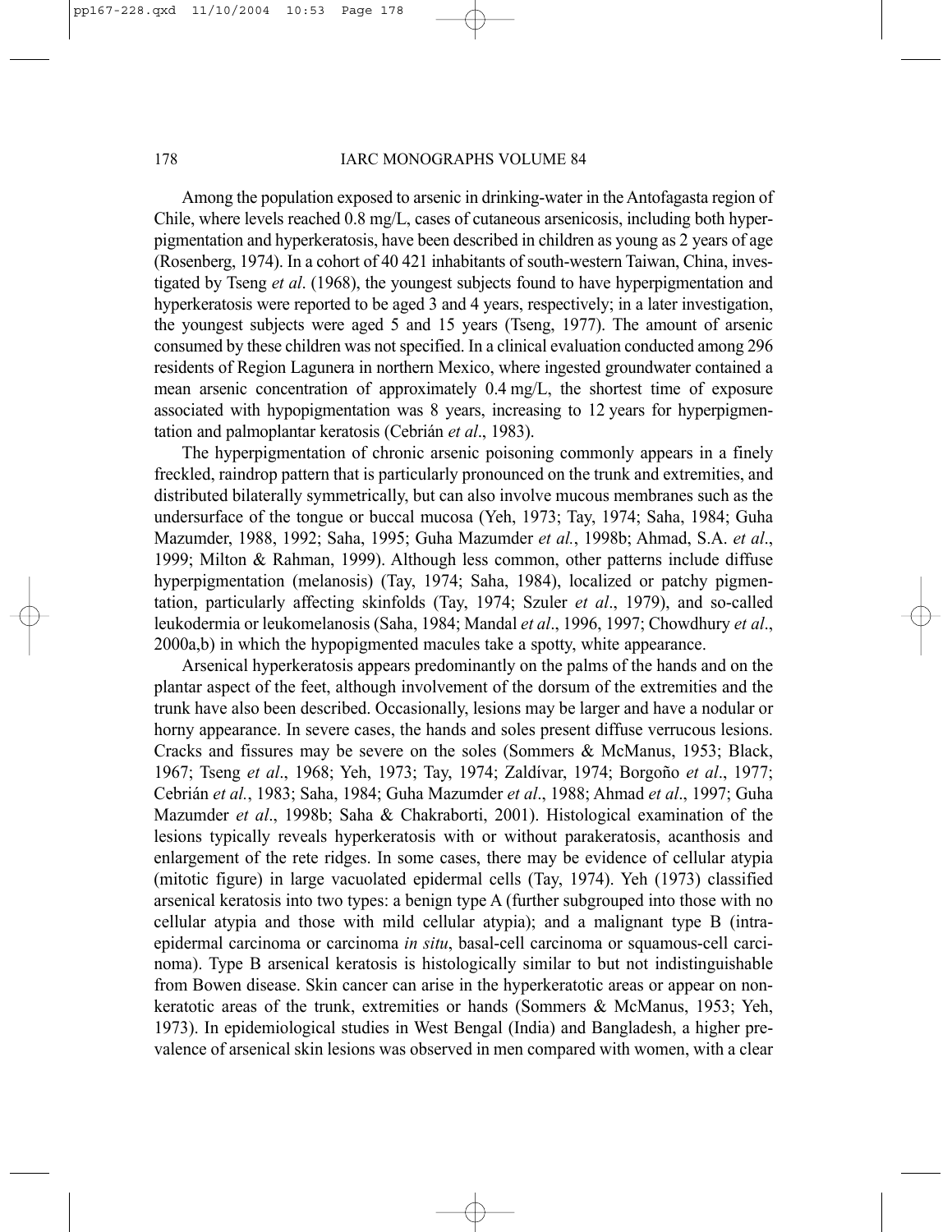Among the population exposed to arsenic in drinking-water in the Antofagasta region of Chile, where levels reached 0.8 mg/L, cases of cutaneous arsenicosis, including both hyperpigmentation and hyperkeratosis, have been described in children as young as 2 years of age (Rosenberg, 1974). In a cohort of 40 421 inhabitants of south-western Taiwan, China, investigated by Tseng *et al*. (1968), the youngest subjects found to have hyperpigmentation and hyperkeratosis were reported to be aged 3 and 4 years, respectively; in a later investigation, the youngest subjects were aged 5 and 15 years (Tseng, 1977). The amount of arsenic consumed by these children was not specified. In a clinical evaluation conducted among 296 residents of Region Lagunera in northern Mexico, where ingested groundwater contained a mean arsenic concentration of approximately 0.4 mg/L, the shortest time of exposure associated with hypopigmentation was 8 years, increasing to 12 years for hyperpigmentation and palmoplantar keratosis (Cebrián *et al*., 1983).

The hyperpigmentation of chronic arsenic poisoning commonly appears in a finely freckled, raindrop pattern that is particularly pronounced on the trunk and extremities, and distributed bilaterally symmetrically, but can also involve mucous membranes such as the undersurface of the tongue or buccal mucosa (Yeh, 1973; Tay, 1974; Saha, 1984; Guha Mazumder, 1988, 1992; Saha, 1995; Guha Mazumder *et al.*, 1998b; Ahmad, S.A. *et al*., 1999; Milton & Rahman, 1999). Although less common, other patterns include diffuse hyperpigmentation (melanosis) (Tay, 1974; Saha, 1984), localized or patchy pigmentation, particularly affecting skinfolds (Tay, 1974; Szuler *et al*., 1979), and so-called leukodermia or leukomelanosis (Saha, 1984; Mandal *et al*., 1996, 1997; Chowdhury *et al*., 2000a,b) in which the hypopigmented macules take a spotty, white appearance.

Arsenical hyperkeratosis appears predominantly on the palms of the hands and on the plantar aspect of the feet, although involvement of the dorsum of the extremities and the trunk have also been described. Occasionally, lesions may be larger and have a nodular or horny appearance. In severe cases, the hands and soles present diffuse verrucous lesions. Cracks and fissures may be severe on the soles (Sommers & McManus, 1953; Black, 1967; Tseng *et al*., 1968; Yeh, 1973; Tay, 1974; Zaldívar, 1974; Borgoño *et al*., 1977; Cebrián *et al.*, 1983; Saha, 1984; Guha Mazumder *et al*., 1988; Ahmad *et al*., 1997; Guha Mazumder *et al*., 1998b; Saha & Chakraborti, 2001). Histological examination of the lesions typically reveals hyperkeratosis with or without parakeratosis, acanthosis and enlargement of the rete ridges. In some cases, there may be evidence of cellular atypia (mitotic figure) in large vacuolated epidermal cells (Tay, 1974). Yeh (1973) classified arsenical keratosis into two types: a benign type A (further subgrouped into those with no cellular atypia and those with mild cellular atypia); and a malignant type B (intraepidermal carcinoma or carcinoma *in situ*, basal-cell carcinoma or squamous-cell carcinoma). Type B arsenical keratosis is histologically similar to but not indistinguishable from Bowen disease. Skin cancer can arise in the hyperkeratotic areas or appear on non-keratotic areas of the trunk, extremities or hands (Sommers & McManus, 1953; Yeh, 1973). In epidemiological studies in West Bengal (India) and Bangladesh, a higher prevalence of arsenical skin lesions was observed in men compared with women, with a clear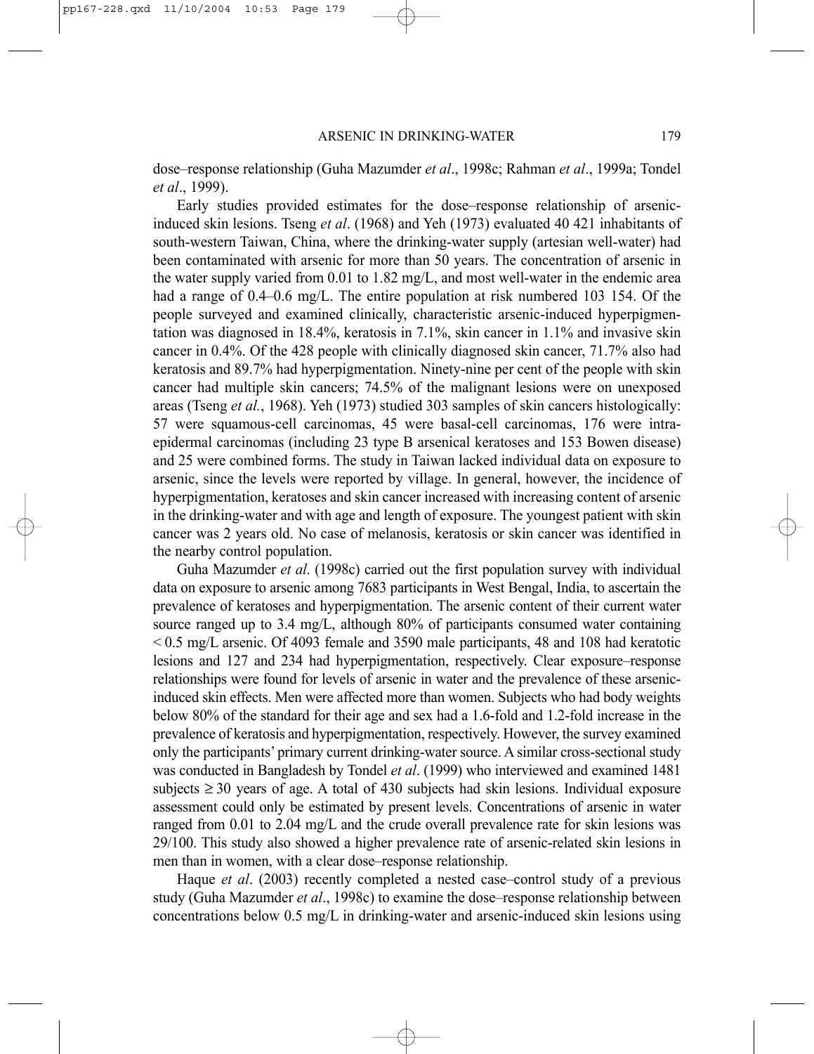dose–response relationship (Guha Mazumder *et al*., 1998c; Rahman *et al*., 1999a; Tondel *et al*., 1999).

Early studies provided estimates for the dose–response relationship of arsenic-induced skin lesions. Tseng *et al*. (1968) and Yeh (1973) evaluated 40 421 inhabitants of south-western Taiwan, China, where the drinking-water supply (artesian well-water) had been contaminated with arsenic for more than 50 years. The concentration of arsenic in the water supply varied from 0.01 to 1.82 mg/L, and most well-water in the endemic area had a range of 0.4–0.6 mg/L. The entire population at risk numbered 103 154. Of the people surveyed and examined clinically, characteristic arsenic-induced hyperpigmentation was diagnosed in 18.4%, keratosis in 7.1%, skin cancer in 1.1% and invasive skin cancer in 0.4%. Of the 428 people with clinically diagnosed skin cancer, 71.7% also had keratosis and 89.7% had hyperpigmentation. Ninety-nine per cent of the people with skin cancer had multiple skin cancers; 74.5% of the malignant lesions were on unexposed areas (Tseng *et al.*, 1968). Yeh (1973) studied 303 samples of skin cancers histologically: 57 were squamous-cell carcinomas, 45 were basal-cell carcinomas, 176 were intra-epidermal carcinomas (including 23 type B arsenical keratoses and 153 Bowen disease) and 25 were combined forms. The study in Taiwan lacked individual data on exposure to arsenic, since the levels were reported by village. In general, however, the incidence of hyperpigmentation, keratoses and skin cancer increased with increasing content of arsenic in the drinking-water and with age and length of exposure. The youngest patient with skin cancer was 2 years old. No case of melanosis, keratosis or skin cancer was identified in the nearby control population.

Guha Mazumder *et al*. (1998c) carried out the first population survey with individual data on exposure to arsenic among 7683 participants in West Bengal, India, to ascertain the prevalence of keratoses and hyperpigmentation. The arsenic content of their current water source ranged up to 3.4 mg/L, although 80% of participants consumed water containing < 0.5 mg/L arsenic. Of 4093 female and 3590 male participants, 48 and 108 had keratotic lesions and 127 and 234 had hyperpigmentation, respectively. Clear exposure–response relationships were found for levels of arsenic in water and the prevalence of these arsenic-induced skin effects. Men were affected more than women. Subjects who had body weights below 80% of the standard for their age and sex had a 1.6-fold and 1.2-fold increase in the prevalence of keratosis and hyperpigmentation, respectively. However, the survey examined only the participants' primary current drinking-water source. A similar cross-sectional study was conducted in Bangladesh by Tondel *et al*. (1999) who interviewed and examined 1481 subjects ≥ 30 years of age. A total of 430 subjects had skin lesions. Individual exposure assessment could only be estimated by present levels. Concentrations of arsenic in water ranged from 0.01 to 2.04 mg/L and the crude overall prevalence rate for skin lesions was 29/100. This study also showed a higher prevalence rate of arsenic-related skin lesions in men than in women, with a clear dose–response relationship.

Haque *et al*. (2003) recently completed a nested case–control study of a previous study (Guha Mazumder *et al*., 1998c) to examine the dose–response relationship between concentrations below 0.5 mg/L in drinking-water and arsenic-induced skin lesions using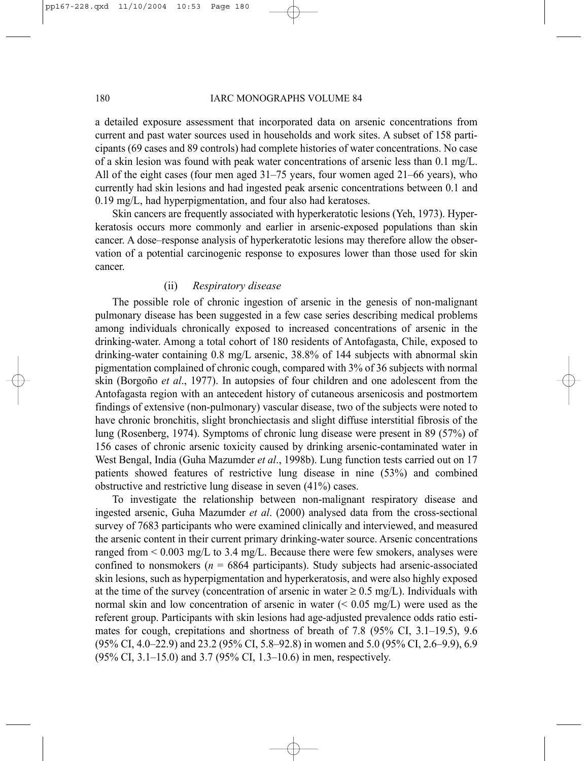a detailed exposure assessment that incorporated data on arsenic concentrations from current and past water sources used in households and work sites. A subset of 158 participants (69 cases and 89 controls) had complete histories of water concentrations. No case of a skin lesion was found with peak water concentrations of arsenic less than 0.1 mg/L. All of the eight cases (four men aged 31–75 years, four women aged 21–66 years), who currently had skin lesions and had ingested peak arsenic concentrations between 0.1 and 0.19 mg/L, had hyperpigmentation, and four also had keratoses.

Skin cancers are frequently associated with hyperkeratotic lesions (Yeh, 1973). Hyperkeratosis occurs more commonly and earlier in arsenic-exposed populations than skin cancer. A dose–response analysis of hyperkeratotic lesions may therefore allow the observation of a potential carcinogenic response to exposures lower than those used for skin cancer.

(ii) *Respiratory disease*

The possible role of chronic ingestion of arsenic in the genesis of non-malignant pulmonary disease has been suggested in a few case series describing medical problems among individuals chronically exposed to increased concentrations of arsenic in the drinking-water. Among a total cohort of 180 residents of Antofagasta, Chile, exposed to drinking-water containing 0.8 mg/L arsenic, 38.8% of 144 subjects with abnormal skin pigmentation complained of chronic cough, compared with 3% of 36 subjects with normal skin (Borgoño *et al*., 1977). In autopsies of four children and one adolescent from the Antofagasta region with an antecedent history of cutaneous arsenicosis and postmortem findings of extensive (non-pulmonary) vascular disease, two of the subjects were noted to have chronic bronchitis, slight bronchiectasis and slight diffuse interstitial fibrosis of the lung (Rosenberg, 1974). Symptoms of chronic lung disease were present in 89 (57%) of 156 cases of chronic arsenic toxicity caused by drinking arsenic-contaminated water in West Bengal, India (Guha Mazumder *et al*., 1998b). Lung function tests carried out on 17 patients showed features of restrictive lung disease in nine (53%) and combined obstructive and restrictive lung disease in seven (41%) cases.

To investigate the relationship between non-malignant respiratory disease and ingested arsenic, Guha Mazumder *et al*. (2000) analysed data from the cross-sectional survey of 7683 participants who were examined clinically and interviewed, and measured the arsenic content in their current primary drinking-water source. Arsenic concentrations ranged from < 0.003 mg/L to 3.4 mg/L. Because there were few smokers, analyses were confined to nonsmokers ($n$ = 6864 participants). Study subjects had arsenic-associated skin lesions, such as hyperpigmentation and hyperkeratosis, and were also highly exposed at the time of the survey (concentration of arsenic in water ≥ 0.5 mg/L). Individuals with normal skin and low concentration of arsenic in water (< 0.05 mg/L) were used as the referent group. Participants with skin lesions had age-adjusted prevalence odds ratio estimates for cough, crepitations and shortness of breath of 7.8 (95% CI, 3.1–19.5), 9.6 (95% CI, 4.0–22.9) and 23.2 (95% CI, 5.8–92.8) in women and 5.0 (95% CI, 2.6–9.9), 6.9 (95% CI, 3.1–15.0) and 3.7 (95% CI, 1.3–10.6) in men, respectively.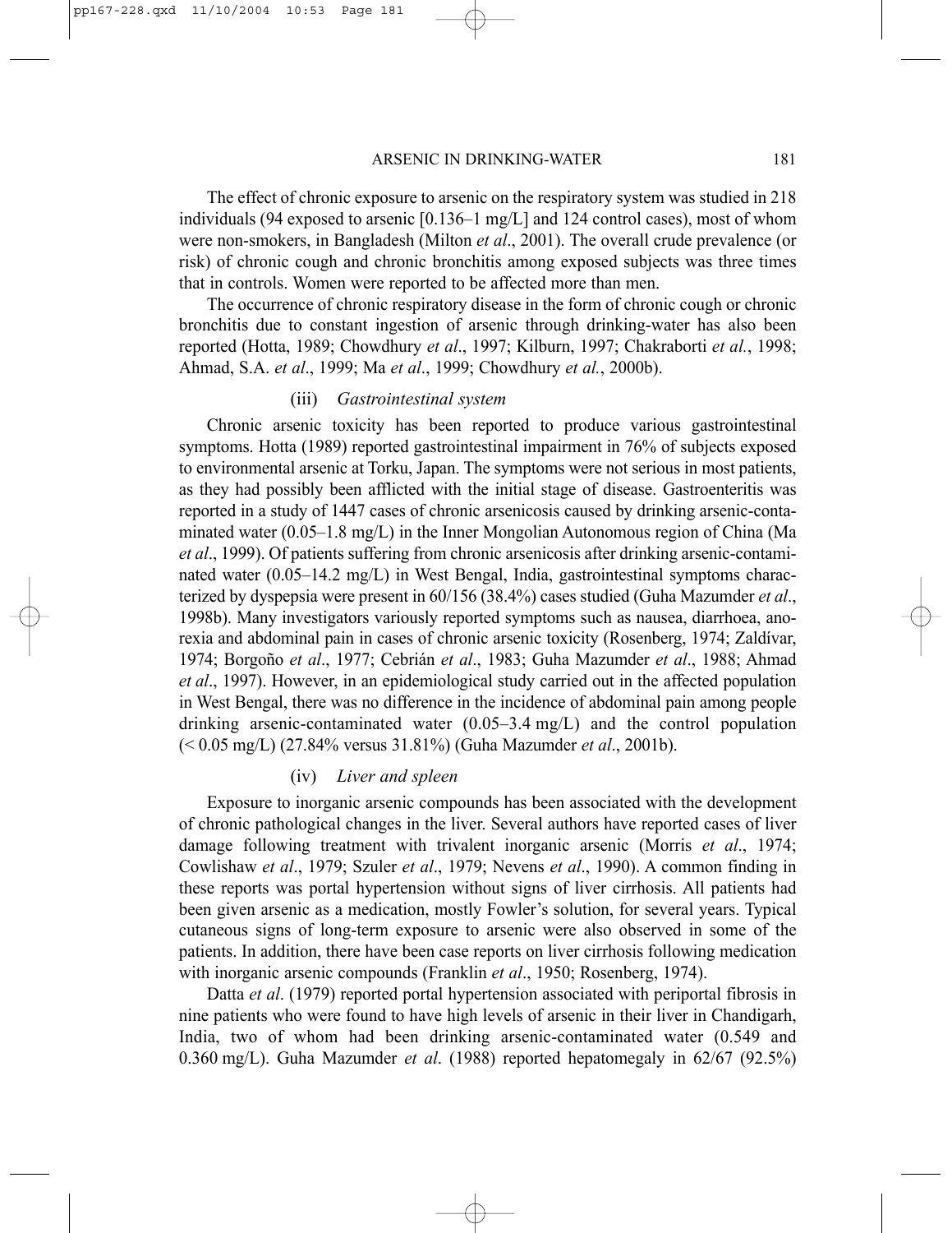The effect of chronic exposure to arsenic on the respiratory system was studied in 218 individuals (94 exposed to arsenic [0.136–1 mg/L] and 124 control cases), most of whom were non-smokers, in Bangladesh (Milton *et al*., 2001). The overall crude prevalence (or risk) of chronic cough and chronic bronchitis among exposed subjects was three times that in controls. Women were reported to be affected more than men.

The occurrence of chronic respiratory disease in the form of chronic cough or chronic bronchitis due to constant ingestion of arsenic through drinking-water has also been reported (Hotta, 1989; Chowdhury *et al*., 1997; Kilburn, 1997; Chakraborti *et al.*, 1998; Ahmad, S.A. *et al*., 1999; Ma *et al*., 1999; Chowdhury *et al.*, 2000b).

#### (iii) *Gastrointestinal system*

Chronic arsenic toxicity has been reported to produce various gastrointestinal symptoms. Hotta (1989) reported gastrointestinal impairment in 76% of subjects exposed to environmental arsenic at Torku, Japan. The symptoms were not serious in most patients, as they had possibly been afflicted with the initial stage of disease. Gastroenteritis was reported in a study of 1447 cases of chronic arsenicosis caused by drinking arsenic-contaminated water (0.05–1.8 mg/L) in the Inner Mongolian Autonomous region of China (Ma *et al*., 1999). Of patients suffering from chronic arsenicosis after drinking arsenic-contaminated water (0.05–14.2 mg/L) in West Bengal, India, gastrointestinal symptoms characterized by dyspepsia were present in 60/156 (38.4%) cases studied (Guha Mazumder *et al*., 1998b). Many investigators variously reported symptoms such as nausea, diarrhoea, anorexia and abdominal pain in cases of chronic arsenic toxicity (Rosenberg, 1974; Zaldívar, 1974; Borgoño *et al*., 1977; Cebrián *et al*., 1983; Guha Mazumder *et al*., 1988; Ahmad *et al*., 1997). However, in an epidemiological study carried out in the affected population in West Bengal, there was no difference in the incidence of abdominal pain among people drinking arsenic-contaminated water (0.05–3.4 mg/L) and the control population (< 0.05 mg/L) (27.84% versus 31.81%) (Guha Mazumder *et al*., 2001b).

#### (iv) *Liver and spleen*

Exposure to inorganic arsenic compounds has been associated with the development of chronic pathological changes in the liver. Several authors have reported cases of liver damage following treatment with trivalent inorganic arsenic (Morris *et al*., 1974; Cowlishaw *et al*., 1979; Szuler *et al*., 1979; Nevens *et al*., 1990). A common finding in these reports was portal hypertension without signs of liver cirrhosis. All patients had been given arsenic as a medication, mostly Fowler's solution, for several years. Typical cutaneous signs of long-term exposure to arsenic were also observed in some of the patients. In addition, there have been case reports on liver cirrhosis following medication with inorganic arsenic compounds (Franklin *et al*., 1950; Rosenberg, 1974).

Datta *et al*. (1979) reported portal hypertension associated with periportal fibrosis in nine patients who were found to have high levels of arsenic in their liver in Chandigarh, India, two of whom had been drinking arsenic-contaminated water (0.549 and 0.360 mg/L). Guha Mazumder *et al*. (1988) reported hepatomegaly in 62/67 (92.5%)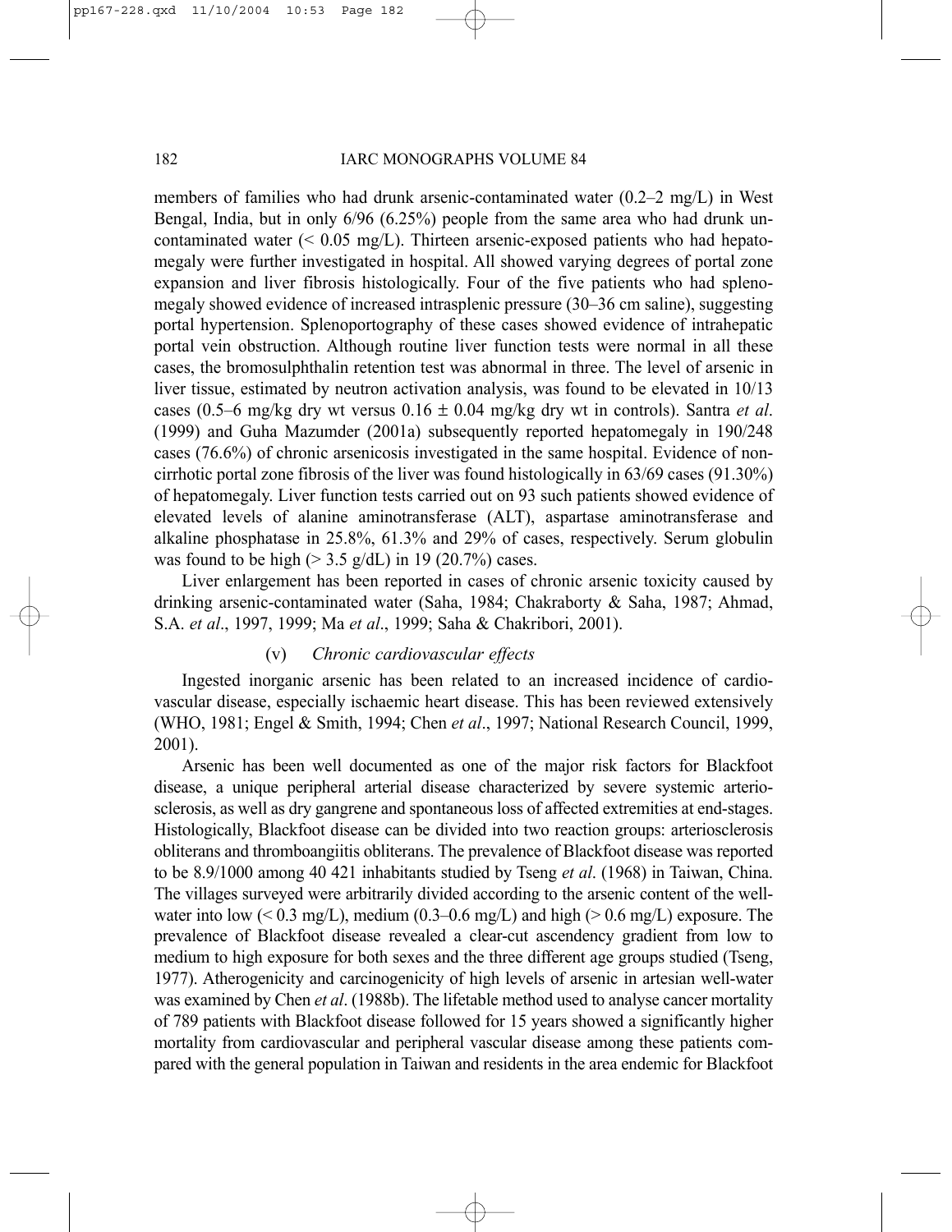members of families who had drunk arsenic-contaminated water (0.2–2 mg/L) in West Bengal, India, but in only 6/96 (6.25%) people from the same area who had drunk uncontaminated water (< 0.05 mg/L). Thirteen arsenic-exposed patients who had hepatomegaly were further investigated in hospital. All showed varying degrees of portal zone expansion and liver fibrosis histologically. Four of the five patients who had splenomegaly showed evidence of increased intrasplenic pressure (30–36 cm saline), suggesting portal hypertension. Splenoportography of these cases showed evidence of intrahepatic portal vein obstruction. Although routine liver function tests were normal in all these cases, the bromosulphthalin retention test was abnormal in three. The level of arsenic in liver tissue, estimated by neutron activation analysis, was found to be elevated in 10/13 cases (0.5–6 mg/kg dry wt versus 0.16 ± 0.04 mg/kg dry wt in controls). Santra *et al*. (1999) and Guha Mazumder (2001a) subsequently reported hepatomegaly in 190/248 cases (76.6%) of chronic arsenicosis investigated in the same hospital. Evidence of noncirrhotic portal zone fibrosis of the liver was found histologically in 63/69 cases (91.30%) of hepatomegaly. Liver function tests carried out on 93 such patients showed evidence of elevated levels of alanine aminotransferase (ALT), aspartase aminotransferase and alkaline phosphatase in 25.8%, 61.3% and 29% of cases, respectively. Serum globulin was found to be high (> 3.5 g/dL) in 19 (20.7%) cases.

Liver enlargement has been reported in cases of chronic arsenic toxicity caused by drinking arsenic-contaminated water (Saha, 1984; Chakraborty & Saha, 1987; Ahmad, S.A. *et al*., 1997, 1999; Ma *et al*., 1999; Saha & Chakribori, 2001).

(v) *Chronic cardiovascular effects*

Ingested inorganic arsenic has been related to an increased incidence of cardiovascular disease, especially ischaemic heart disease. This has been reviewed extensively (WHO, 1981; Engel & Smith, 1994; Chen *et al*., 1997; National Research Council, 1999, 2001).

Arsenic has been well documented as one of the major risk factors for Blackfoot disease, a unique peripheral arterial disease characterized by severe systemic arteriosclerosis, as well as dry gangrene and spontaneous loss of affected extremities at end-stages. Histologically, Blackfoot disease can be divided into two reaction groups: arteriosclerosis obliterans and thromboangiitis obliterans. The prevalence of Blackfoot disease was reported to be 8.9/1000 among 40 421 inhabitants studied by Tseng *et al*. (1968) in Taiwan, China. The villages surveyed were arbitrarily divided according to the arsenic content of the well-water into low (< 0.3 mg/L), medium (0.3–0.6 mg/L) and high (> 0.6 mg/L) exposure. The prevalence of Blackfoot disease revealed a clear-cut ascendency gradient from low to medium to high exposure for both sexes and the three different age groups studied (Tseng, 1977). Atherogenicity and carcinogenicity of high levels of arsenic in artesian well-water was examined by Chen *et al*. (1988b). The lifetable method used to analyse cancer mortality of 789 patients with Blackfoot disease followed for 15 years showed a significantly higher mortality from cardiovascular and peripheral vascular disease among these patients compared with the general population in Taiwan and residents in the area endemic for Blackfoot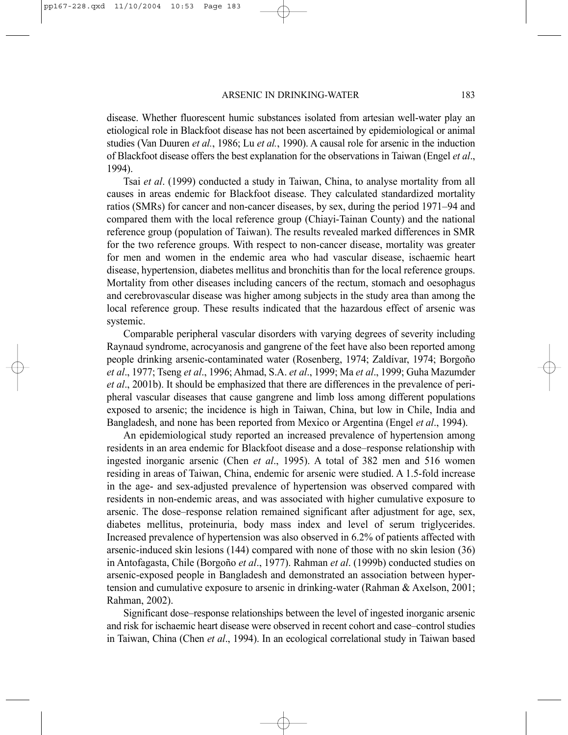disease. Whether fluorescent humic substances isolated from artesian well-water play an etiological role in Blackfoot disease has not been ascertained by epidemiological or animal studies (Van Duuren *et al.*, 1986; Lu *et al.*, 1990). A causal role for arsenic in the induction of Blackfoot disease offers the best explanation for the observations in Taiwan (Engel *et al*., 1994).

Tsai *et al*. (1999) conducted a study in Taiwan, China, to analyse mortality from all causes in areas endemic for Blackfoot disease. They calculated standardized mortality ratios (SMRs) for cancer and non-cancer diseases, by sex, during the period 1971–94 and compared them with the local reference group (Chiayi-Tainan County) and the national reference group (population of Taiwan). The results revealed marked differences in SMR for the two reference groups. With respect to non-cancer disease, mortality was greater for men and women in the endemic area who had vascular disease, ischaemic heart disease, hypertension, diabetes mellitus and bronchitis than for the local reference groups. Mortality from other diseases including cancers of the rectum, stomach and oesophagus and cerebrovascular disease was higher among subjects in the study area than among the local reference group. These results indicated that the hazardous effect of arsenic was systemic.

Comparable peripheral vascular disorders with varying degrees of severity including Raynaud syndrome, acrocyanosis and gangrene of the feet have also been reported among people drinking arsenic-contaminated water (Rosenberg, 1974; Zaldívar, 1974; Borgoño *et al*., 1977; Tseng *et al*., 1996; Ahmad, S.A. *et al*., 1999; Ma *et al*., 1999; Guha Mazumder *et al*., 2001b). It should be emphasized that there are differences in the prevalence of peripheral vascular diseases that cause gangrene and limb loss among different populations exposed to arsenic; the incidence is high in Taiwan, China, but low in Chile, India and Bangladesh, and none has been reported from Mexico or Argentina (Engel *et al*., 1994).

An epidemiological study reported an increased prevalence of hypertension among residents in an area endemic for Blackfoot disease and a dose–response relationship with ingested inorganic arsenic (Chen *et al*., 1995). A total of 382 men and 516 women residing in areas of Taiwan, China, endemic for arsenic were studied. A 1.5-fold increase in the age- and sex-adjusted prevalence of hypertension was observed compared with residents in non-endemic areas, and was associated with higher cumulative exposure to arsenic. The dose–response relation remained significant after adjustment for age, sex, diabetes mellitus, proteinuria, body mass index and level of serum triglycerides. Increased prevalence of hypertension was also observed in 6.2% of patients affected with arsenic-induced skin lesions (144) compared with none of those with no skin lesion (36) in Antofagasta, Chile (Borgoño *et al*., 1977). Rahman *et al*. (1999b) conducted studies on arsenic-exposed people in Bangladesh and demonstrated an association between hypertension and cumulative exposure to arsenic in drinking-water (Rahman & Axelson, 2001; Rahman, 2002).

Significant dose–response relationships between the level of ingested inorganic arsenic and risk for ischaemic heart disease were observed in recent cohort and case–control studies in Taiwan, China (Chen *et al*., 1994). In an ecological correlational study in Taiwan based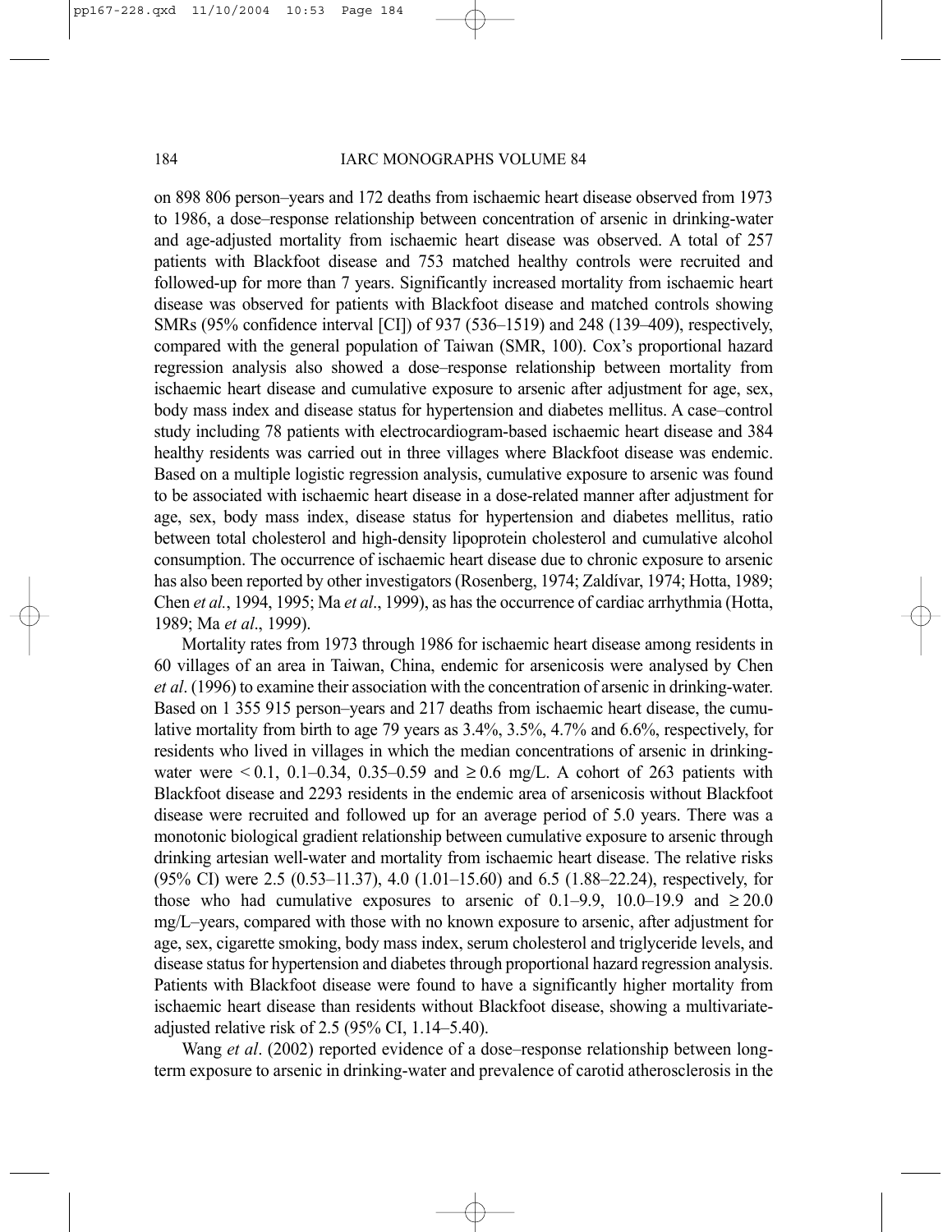on 898 806 person–years and 172 deaths from ischaemic heart disease observed from 1973 to 1986, a dose–response relationship between concentration of arsenic in drinking-water and age-adjusted mortality from ischaemic heart disease was observed. A total of 257 patients with Blackfoot disease and 753 matched healthy controls were recruited and followed-up for more than 7 years. Significantly increased mortality from ischaemic heart disease was observed for patients with Blackfoot disease and matched controls showing SMRs (95% confidence interval [CI]) of 937 (536–1519) and 248 (139–409), respectively, compared with the general population of Taiwan (SMR, 100). Cox's proportional hazard regression analysis also showed a dose–response relationship between mortality from ischaemic heart disease and cumulative exposure to arsenic after adjustment for age, sex, body mass index and disease status for hypertension and diabetes mellitus. A case–control study including 78 patients with electrocardiogram-based ischaemic heart disease and 384 healthy residents was carried out in three villages where Blackfoot disease was endemic. Based on a multiple logistic regression analysis, cumulative exposure to arsenic was found to be associated with ischaemic heart disease in a dose-related manner after adjustment for age, sex, body mass index, disease status for hypertension and diabetes mellitus, ratio between total cholesterol and high-density lipoprotein cholesterol and cumulative alcohol consumption. The occurrence of ischaemic heart disease due to chronic exposure to arsenic has also been reported by other investigators (Rosenberg, 1974; Zaldívar, 1974; Hotta, 1989; Chen *et al.*, 1994, 1995; Ma *et al*., 1999), as has the occurrence of cardiac arrhythmia (Hotta, 1989; Ma *et al*., 1999).

Mortality rates from 1973 through 1986 for ischaemic heart disease among residents in 60 villages of an area in Taiwan, China, endemic for arsenicosis were analysed by Chen *et al*. (1996) to examine their association with the concentration of arsenic in drinking-water. Based on 1 355 915 person–years and 217 deaths from ischaemic heart disease, the cumulative mortality from birth to age 79 years as 3.4%, 3.5%, 4.7% and 6.6%, respectively, for residents who lived in villages in which the median concentrations of arsenic in drinking-water were < 0.1, 0.1–0.34, 0.35–0.59 and ≥ 0.6 mg/L. A cohort of 263 patients with Blackfoot disease and 2293 residents in the endemic area of arsenicosis without Blackfoot disease were recruited and followed up for an average period of 5.0 years. There was a monotonic biological gradient relationship between cumulative exposure to arsenic through drinking artesian well-water and mortality from ischaemic heart disease. The relative risks (95% CI) were 2.5 (0.53–11.37), 4.0 (1.01–15.60) and 6.5 (1.88–22.24), respectively, for those who had cumulative exposures to arsenic of 0.1–9.9, 10.0–19.9 and ≥ 20.0 mg/L–years, compared with those with no known exposure to arsenic, after adjustment for age, sex, cigarette smoking, body mass index, serum cholesterol and triglyceride levels, and disease status for hypertension and diabetes through proportional hazard regression analysis. Patients with Blackfoot disease were found to have a significantly higher mortality from ischaemic heart disease than residents without Blackfoot disease, showing a multivariate-adjusted relative risk of 2.5 (95% CI, 1.14–5.40).

Wang *et al*. (2002) reported evidence of a dose–response relationship between long-term exposure to arsenic in drinking-water and prevalence of carotid atherosclerosis in the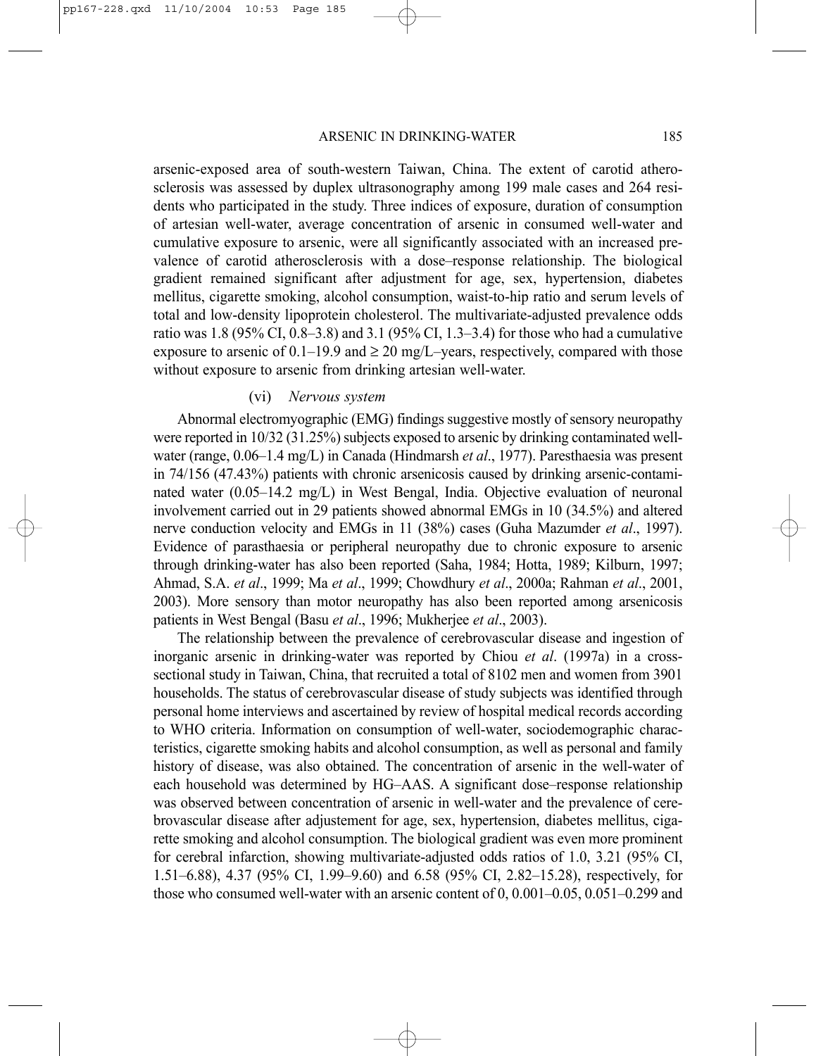arsenic-exposed area of south-western Taiwan, China. The extent of carotid atherosclerosis was assessed by duplex ultrasonography among 199 male cases and 264 residents who participated in the study. Three indices of exposure, duration of consumption of artesian well-water, average concentration of arsenic in consumed well-water and cumulative exposure to arsenic, were all significantly associated with an increased prevalence of carotid atherosclerosis with a dose–response relationship. The biological gradient remained significant after adjustment for age, sex, hypertension, diabetes mellitus, cigarette smoking, alcohol consumption, waist-to-hip ratio and serum levels of total and low-density lipoprotein cholesterol. The multivariate-adjusted prevalence odds ratio was 1.8 (95% CI, 0.8–3.8) and 3.1 (95% CI, 1.3–3.4) for those who had a cumulative exposure to arsenic of 0.1–19.9 and ≥ 20 mg/L–years, respectively, compared with those without exposure to arsenic from drinking artesian well-water.

#### (vi) *Nervous system*

Abnormal electromyographic (EMG) findings suggestive mostly of sensory neuropathy were reported in 10/32 (31.25%) subjects exposed to arsenic by drinking contaminated well-water (range, 0.06–1.4 mg/L) in Canada (Hindmarsh *et al*., 1977). Paresthaesia was present in 74/156 (47.43%) patients with chronic arsenicosis caused by drinking arsenic-contaminated water (0.05–14.2 mg/L) in West Bengal, India. Objective evaluation of neuronal involvement carried out in 29 patients showed abnormal EMGs in 10 (34.5%) and altered nerve conduction velocity and EMGs in 11 (38%) cases (Guha Mazumder *et al*., 1997). Evidence of parasthaesia or peripheral neuropathy due to chronic exposure to arsenic through drinking-water has also been reported (Saha, 1984; Hotta, 1989; Kilburn, 1997; Ahmad, S.A. *et al*., 1999; Ma *et al*., 1999; Chowdhury *et al*., 2000a; Rahman *et al*., 2001, 2003). More sensory than motor neuropathy has also been reported among arsenicosis patients in West Bengal (Basu *et al*., 1996; Mukherjee *et al*., 2003).

The relationship between the prevalence of cerebrovascular disease and ingestion of inorganic arsenic in drinking-water was reported by Chiou *et al*. (1997a) in a cross-sectional study in Taiwan, China, that recruited a total of 8102 men and women from 3901 households. The status of cerebrovascular disease of study subjects was identified through personal home interviews and ascertained by review of hospital medical records according to WHO criteria. Information on consumption of well-water, sociodemographic characteristics, cigarette smoking habits and alcohol consumption, as well as personal and family history of disease, was also obtained. The concentration of arsenic in the well-water of each household was determined by HG–AAS. A significant dose–response relationship was observed between concentration of arsenic in well-water and the prevalence of cerebrovascular disease after adjustement for age, sex, hypertension, diabetes mellitus, cigarette smoking and alcohol consumption. The biological gradient was even more prominent for cerebral infarction, showing multivariate-adjusted odds ratios of 1.0, 3.21 (95% CI, 1.51–6.88), 4.37 (95% CI, 1.99–9.60) and 6.58 (95% CI, 2.82–15.28), respectively, for those who consumed well-water with an arsenic content of 0, 0.001–0.05, 0.051–0.299 and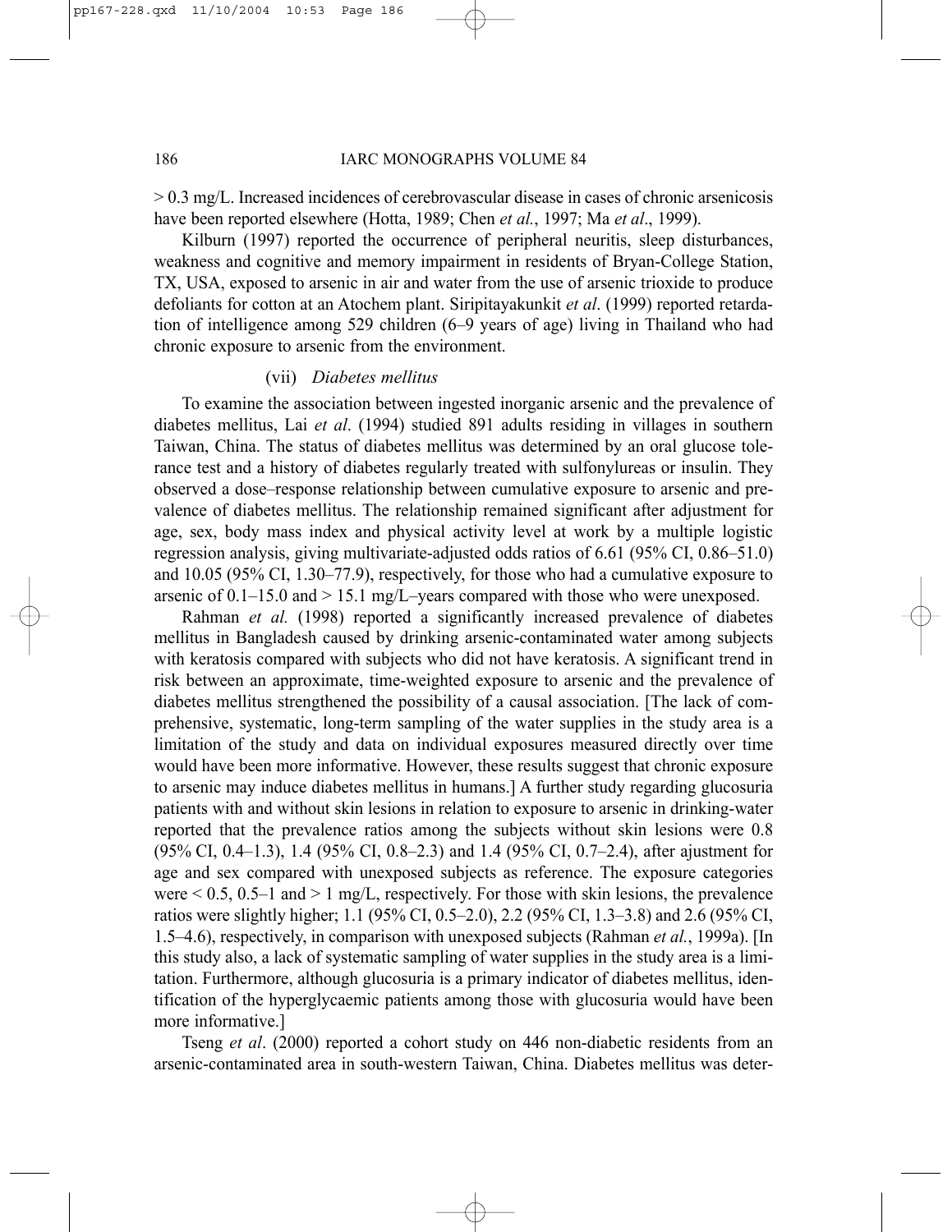> 0.3 mg/L. Increased incidences of cerebrovascular disease in cases of chronic arsenicosis have been reported elsewhere (Hotta, 1989; Chen *et al.*, 1997; Ma *et al*., 1999).

Kilburn (1997) reported the occurrence of peripheral neuritis, sleep disturbances, weakness and cognitive and memory impairment in residents of Bryan-College Station, TX, USA, exposed to arsenic in air and water from the use of arsenic trioxide to produce defoliants for cotton at an Atochem plant. Siripitayakunkit *et al*. (1999) reported retardation of intelligence among 529 children (6–9 years of age) living in Thailand who had chronic exposure to arsenic from the environment.

#### (vii) *Diabetes mellitus*

To examine the association between ingested inorganic arsenic and the prevalence of diabetes mellitus, Lai *et al*. (1994) studied 891 adults residing in villages in southern Taiwan, China. The status of diabetes mellitus was determined by an oral glucose tolerance test and a history of diabetes regularly treated with sulfonylureas or insulin. They observed a dose–response relationship between cumulative exposure to arsenic and prevalence of diabetes mellitus. The relationship remained significant after adjustment for age, sex, body mass index and physical activity level at work by a multiple logistic regression analysis, giving multivariate-adjusted odds ratios of 6.61 (95% CI, 0.86–51.0) and 10.05 (95% CI, 1.30–77.9), respectively, for those who had a cumulative exposure to arsenic of 0.1–15.0 and > 15.1 mg/L–years compared with those who were unexposed.

Rahman *et al.* (1998) reported a significantly increased prevalence of diabetes mellitus in Bangladesh caused by drinking arsenic-contaminated water among subjects with keratosis compared with subjects who did not have keratosis. A significant trend in risk between an approximate, time-weighted exposure to arsenic and the prevalence of diabetes mellitus strengthened the possibility of a causal association. [The lack of comprehensive, systematic, long-term sampling of the water supplies in the study area is a limitation of the study and data on individual exposures measured directly over time would have been more informative. However, these results suggest that chronic exposure to arsenic may induce diabetes mellitus in humans.] A further study regarding glucosuria patients with and without skin lesions in relation to exposure to arsenic in drinking-water reported that the prevalence ratios among the subjects without skin lesions were 0.8 (95% CI, 0.4–1.3), 1.4 (95% CI, 0.8–2.3) and 1.4 (95% CI, 0.7–2.4), after ajustment for age and sex compared with unexposed subjects as reference. The exposure categories were < 0.5, 0.5–1 and > 1 mg/L, respectively. For those with skin lesions, the prevalence ratios were slightly higher; 1.1 (95% CI, 0.5–2.0), 2.2 (95% CI, 1.3–3.8) and 2.6 (95% CI, 1.5–4.6), respectively, in comparison with unexposed subjects (Rahman *et al.*, 1999a). [In this study also, a lack of systematic sampling of water supplies in the study area is a limitation. Furthermore, although glucosuria is a primary indicator of diabetes mellitus, identification of the hyperglycaemic patients among those with glucosuria would have been more informative.]

Tseng *et al*. (2000) reported a cohort study on 446 non-diabetic residents from an arsenic-contaminated area in south-western Taiwan, China. Diabetes mellitus was deter-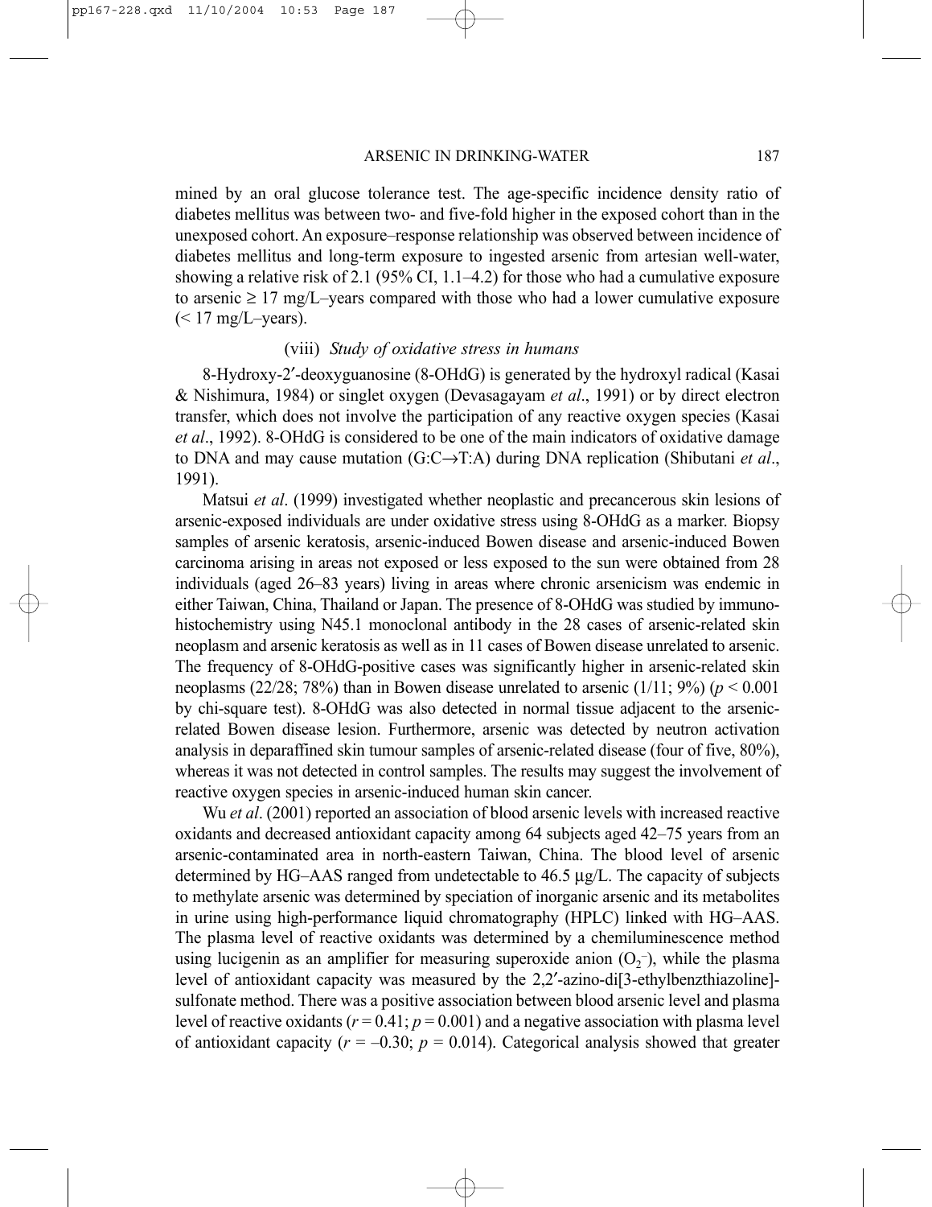mined by an oral glucose tolerance test. The age-specific incidence density ratio of diabetes mellitus was between two- and five-fold higher in the exposed cohort than in the unexposed cohort. An exposure–response relationship was observed between incidence of diabetes mellitus and long-term exposure to ingested arsenic from artesian well-water, showing a relative risk of 2.1 (95% CI, 1.1–4.2) for those who had a cumulative exposure to arsenic ≥ 17 mg/L–years compared with those who had a lower cumulative exposure (< 17 mg/L–years).

#### (viii) *Study of oxidative stress in humans*

8-Hydroxy-2′-deoxyguanosine (8-OHdG) is generated by the hydroxyl radical (Kasai & Nishimura, 1984) or singlet oxygen (Devasagayam *et al*., 1991) or by direct electron transfer, which does not involve the participation of any reactive oxygen species (Kasai *et al*., 1992). 8-OHdG is considered to be one of the main indicators of oxidative damage to DNA and may cause mutation (G:C→T:A) during DNA replication (Shibutani *et al*., 1991).

Matsui *et al*. (1999) investigated whether neoplastic and precancerous skin lesions of arsenic-exposed individuals are under oxidative stress using 8-OHdG as a marker. Biopsy samples of arsenic keratosis, arsenic-induced Bowen disease and arsenic-induced Bowen carcinoma arising in areas not exposed or less exposed to the sun were obtained from 28 individuals (aged 26–83 years) living in areas where chronic arsenicism was endemic in either Taiwan, China, Thailand or Japan. The presence of 8-OHdG was studied by immunohistochemistry using N45.1 monoclonal antibody in the 28 cases of arsenic-related skin neoplasm and arsenic keratosis as well as in 11 cases of Bowen disease unrelated to arsenic. The frequency of 8-OHdG-positive cases was significantly higher in arsenic-related skin neoplasms (22/28; 78%) than in Bowen disease unrelated to arsenic (1/11; 9%) ($p < 0.001$ by chi-square test). 8-OHdG was also detected in normal tissue adjacent to the arsenic-related Bowen disease lesion. Furthermore, arsenic was detected by neutron activation analysis in deparaffined skin tumour samples of arsenic-related disease (four of five, 80%), whereas it was not detected in control samples. The results may suggest the involvement of reactive oxygen species in arsenic-induced human skin cancer.

Wu *et al*. (2001) reported an association of blood arsenic levels with increased reactive oxidants and decreased antioxidant capacity among 64 subjects aged 42–75 years from an arsenic-contaminated area in north-eastern Taiwan, China. The blood level of arsenic determined by HG–AAS ranged from undetectable to 46.5 µg/L. The capacity of subjects to methylate arsenic was determined by speciation of inorganic arsenic and its metabolites in urine using high-performance liquid chromatography (HPLC) linked with HG–AAS. The plasma level of reactive oxidants was determined by a chemiluminescence method using lucigenin as an amplifier for measuring superoxide anion ($O_2^-$), while the plasma level of antioxidant capacity was measured by the 2,2′-azino-di[3-ethylbenzthiazoline]-sulfonate method. There was a positive association between blood arsenic level and plasma level of reactive oxidants ($r = 0.41$; $p = 0.001$) and a negative association with plasma level of antioxidant capacity ($r = -0.30$; $p = 0.014$). Categorical analysis showed that greater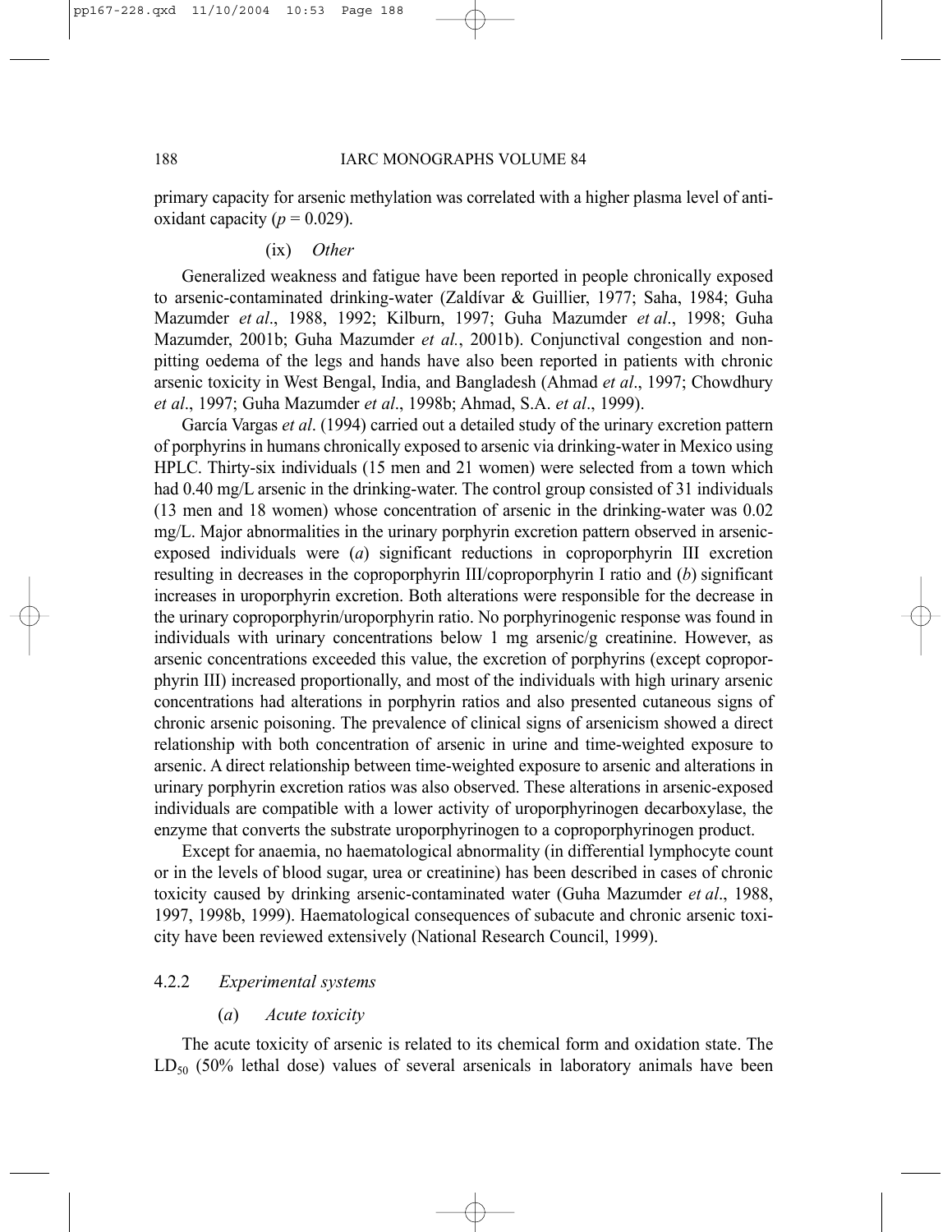primary capacity for arsenic methylation was correlated with a higher plasma level of antioxidant capacity ($p = 0.029$).

(ix) *Other*

Generalized weakness and fatigue have been reported in people chronically exposed to arsenic-contaminated drinking-water (Zaldívar & Guillier, 1977; Saha, 1984; Guha Mazumder *et al*., 1988, 1992; Kilburn, 1997; Guha Mazumder *et al*., 1998; Guha Mazumder, 2001b; Guha Mazumder *et al.*, 2001b). Conjunctival congestion and non-pitting oedema of the legs and hands have also been reported in patients with chronic arsenic toxicity in West Bengal, India, and Bangladesh (Ahmad *et al*., 1997; Chowdhury *et al*., 1997; Guha Mazumder *et al*., 1998b; Ahmad, S.A. *et al*., 1999).

García Vargas *et al*. (1994) carried out a detailed study of the urinary excretion pattern of porphyrins in humans chronically exposed to arsenic via drinking-water in Mexico using HPLC. Thirty-six individuals (15 men and 21 women) were selected from a town which had 0.40 mg/L arsenic in the drinking-water. The control group consisted of 31 individuals (13 men and 18 women) whose concentration of arsenic in the drinking-water was 0.02 mg/L. Major abnormalities in the urinary porphyrin excretion pattern observed in arsenic-exposed individuals were (*a*) significant reductions in coproporphyrin III excretion resulting in decreases in the coproporphyrin III/coproporphyrin I ratio and (*b*) significant increases in uroporphyrin excretion. Both alterations were responsible for the decrease in the urinary coproporphyrin/uroporphyrin ratio. No porphyrinogenic response was found in individuals with urinary concentrations below 1 mg arsenic/g creatinine. However, as arsenic concentrations exceeded this value, the excretion of porphyrins (except coproporphyrin III) increased proportionally, and most of the individuals with high urinary arsenic concentrations had alterations in porphyrin ratios and also presented cutaneous signs of chronic arsenic poisoning. The prevalence of clinical signs of arsenicism showed a direct relationship with both concentration of arsenic in urine and time-weighted exposure to arsenic. A direct relationship between time-weighted exposure to arsenic and alterations in urinary porphyrin excretion ratios was also observed. These alterations in arsenic-exposed individuals are compatible with a lower activity of uroporphyrinogen decarboxylase, the enzyme that converts the substrate uroporphyrinogen to a coproporphyrinogen product.

Except for anaemia, no haematological abnormality (in differential lymphocyte count or in the levels of blood sugar, urea or creatinine) has been described in cases of chronic toxicity caused by drinking arsenic-contaminated water (Guha Mazumder *et al*., 1988, 1997, 1998b, 1999). Haematological consequences of subacute and chronic arsenic toxicity have been reviewed extensively (National Research Council, 1999).

### 4.2.2 *Experimental systems*

#### (*a*) *Acute toxicity*

The acute toxicity of arsenic is related to its chemical form and oxidation state. The $LD_{50}$ (50% lethal dose) values of several arsenicals in laboratory animals have been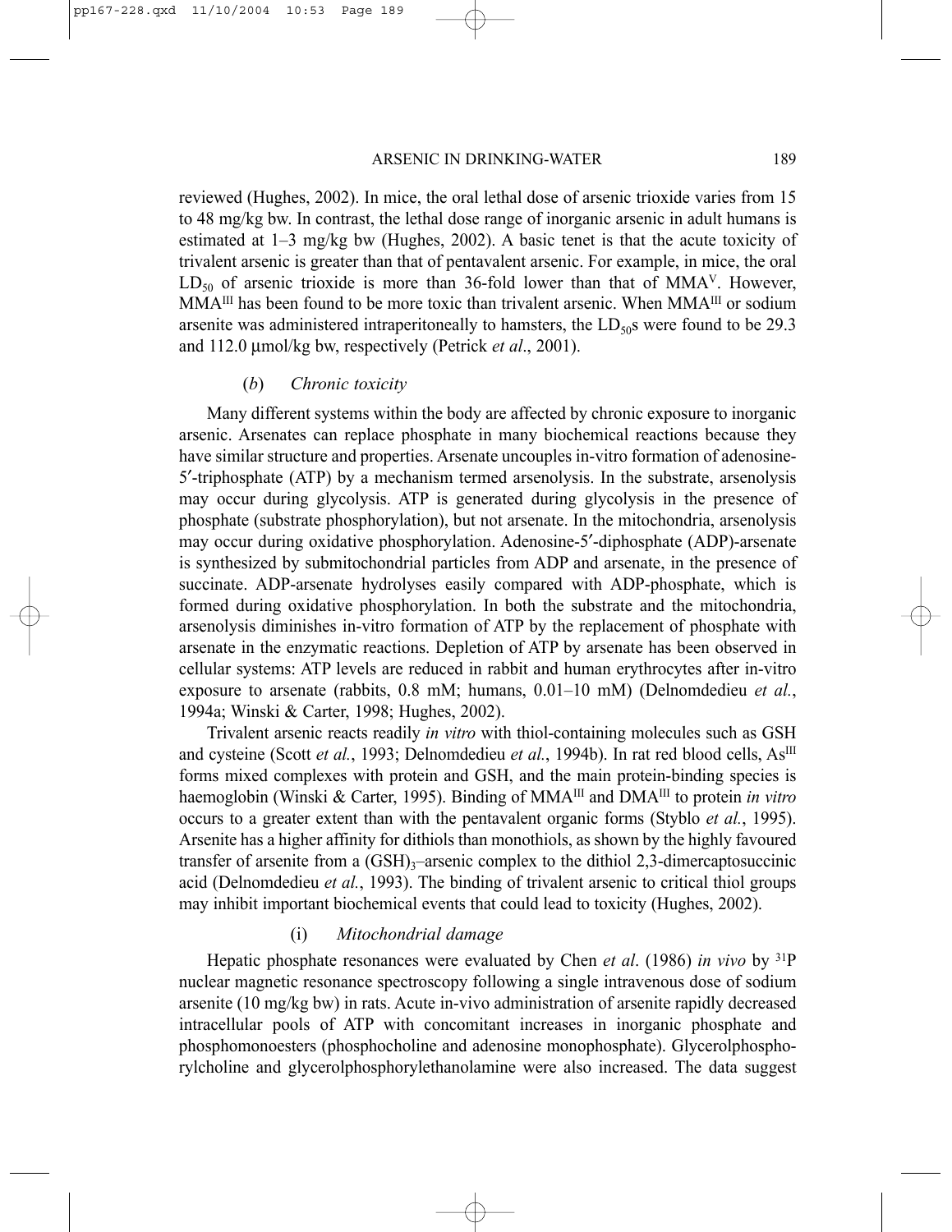reviewed (Hughes, 2002). In mice, the oral lethal dose of arsenic trioxide varies from 15 to 48 mg/kg bw. In contrast, the lethal dose range of inorganic arsenic in adult humans is estimated at 1–3 mg/kg bw (Hughes, 2002). A basic tenet is that the acute toxicity of trivalent arsenic is greater than that of pentavalent arsenic. For example, in mice, the oral $LD_{50}$ of arsenic trioxide is more than 36-fold lower than that of $MMA^{V}$. However, $MMA^{III}$ has been found to be more toxic than trivalent arsenic. When $MMA^{III}$ or sodium arsenite was administered intraperitoneally to hamsters, the $LD_{50}$s were found to be 29.3 and 112.0 μmol/kg bw, respectively (Petrick *et al*., 2001).

### (*b*) *Chronic toxicity*

Many different systems within the body are affected by chronic exposure to inorganic arsenic. Arsenates can replace phosphate in many biochemical reactions because they have similar structure and properties. Arsenate uncouples in-vitro formation of adenosine-5′-triphosphate (ATP) by a mechanism termed arsenolysis. In the substrate, arsenolysis may occur during glycolysis. ATP is generated during glycolysis in the presence of phosphate (substrate phosphorylation), but not arsenate. In the mitochondria, arsenolysis may occur during oxidative phosphorylation. Adenosine-5′-diphosphate (ADP)-arsenate is synthesized by submitochondrial particles from ADP and arsenate, in the presence of succinate. ADP-arsenate hydrolyses easily compared with ADP-phosphate, which is formed during oxidative phosphorylation. In both the substrate and the mitochondria, arsenolysis diminishes in-vitro formation of ATP by the replacement of phosphate with arsenate in the enzymatic reactions. Depletion of ATP by arsenate has been observed in cellular systems: ATP levels are reduced in rabbit and human erythrocytes after in-vitro exposure to arsenate (rabbits, 0.8 mM; humans, 0.01–10 mM) (Delnomdedieu *et al.*, 1994a; Winski & Carter, 1998; Hughes, 2002).

Trivalent arsenic reacts readily *in vitro* with thiol-containing molecules such as GSH and cysteine (Scott *et al.*, 1993; Delnomdedieu *et al.*, 1994b). In rat red blood cells, $As^{III}$ forms mixed complexes with protein and GSH, and the main protein-binding species is haemoglobin (Winski & Carter, 1995). Binding of $MMA^{III}$ and $DMA^{III}$ to protein *in vitro* occurs to a greater extent than with the pentavalent organic forms (Styblo *et al.*, 1995). Arsenite has a higher affinity for dithiols than monothiols, as shown by the highly favoured transfer of arsenite from a $(GSH)_3$–arsenic complex to the dithiol 2,3-dimercaptosuccinic acid (Delnomdedieu *et al.*, 1993). The binding of trivalent arsenic to critical thiol groups may inhibit important biochemical events that could lead to toxicity (Hughes, 2002).

#### (i) *Mitochondrial damage*

Hepatic phosphate resonances were evaluated by Chen *et al*. (1986) *in vivo* by $^{31}P$ nuclear magnetic resonance spectroscopy following a single intravenous dose of sodium arsenite (10 mg/kg bw) in rats. Acute in-vivo administration of arsenite rapidly decreased intracellular pools of ATP with concomitant increases in inorganic phosphate and phosphomonoesters (phosphocholine and adenosine monophosphate). Glycerolphosphorylcholine and glycerolphosphorylethanolamine were also increased. The data suggest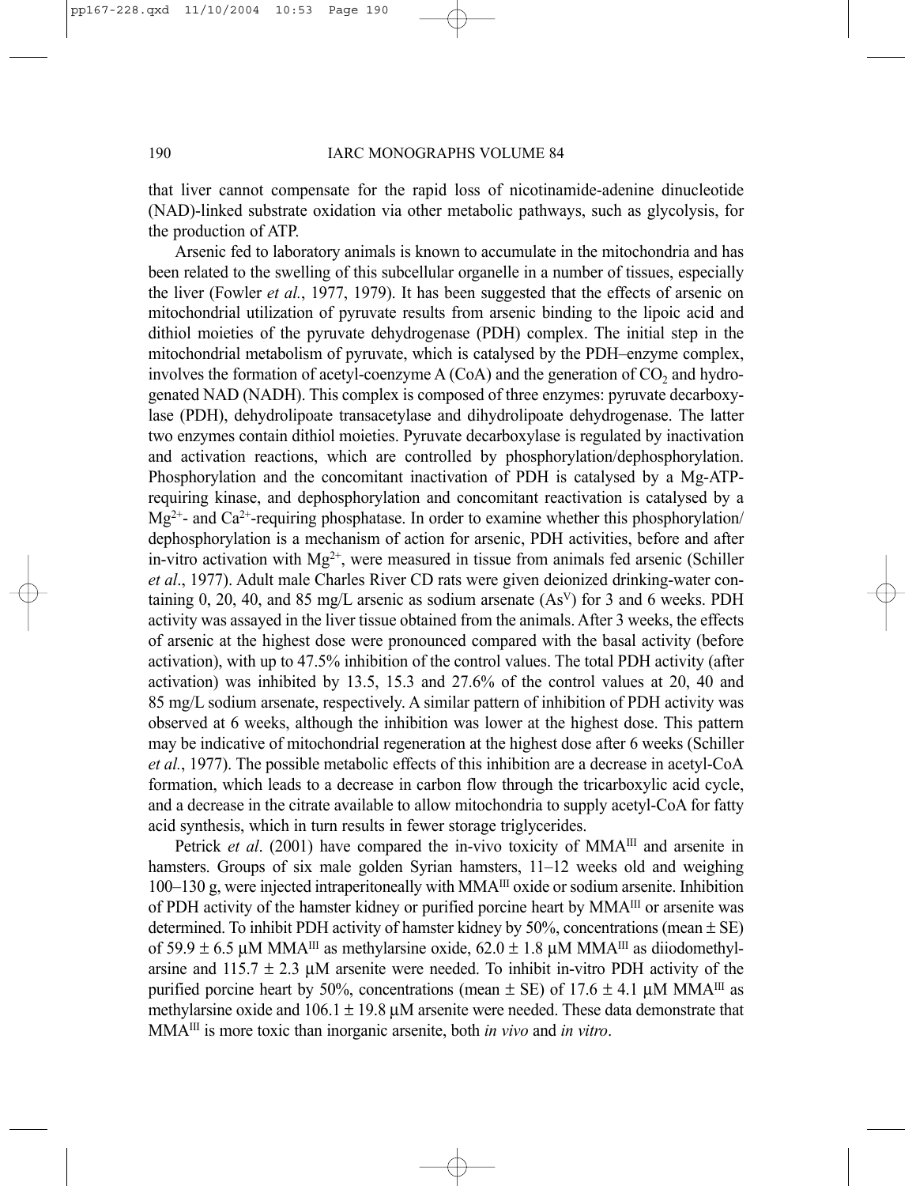that liver cannot compensate for the rapid loss of nicotinamide-adenine dinucleotide (NAD)-linked substrate oxidation via other metabolic pathways, such as glycolysis, for the production of ATP.

Arsenic fed to laboratory animals is known to accumulate in the mitochondria and has been related to the swelling of this subcellular organelle in a number of tissues, especially the liver (Fowler *et al.*, 1977, 1979). It has been suggested that the effects of arsenic on mitochondrial utilization of pyruvate results from arsenic binding to the lipoic acid and dithiol moieties of the pyruvate dehydrogenase (PDH) complex. The initial step in the mitochondrial metabolism of pyruvate, which is catalysed by the PDH–enzyme complex, involves the formation of acetyl-coenzyme A (CoA) and the generation of $CO_2$ and hydrogenated NAD (NADH). This complex is composed of three enzymes: pyruvate decarboxylase (PDH), dehydrolipoate transacetylase and dihydrolipoate dehydrogenase. The latter two enzymes contain dithiol moieties. Pyruvate decarboxylase is regulated by inactivation and activation reactions, which are controlled by phosphorylation/dephosphorylation. Phosphorylation and the concomitant inactivation of PDH is catalysed by a Mg-ATP-requiring kinase, and dephosphorylation and concomitant reactivation is catalysed by a $Mg^{2+}$- and $Ca^{2+}$-requiring phosphatase. In order to examine whether this phosphorylation/dephosphorylation is a mechanism of action for arsenic, PDH activities, before and after in-vitro activation with $Mg^{2+}$, were measured in tissue from animals fed arsenic (Schiller *et al*., 1977). Adult male Charles River CD rats were given deionized drinking-water containing 0, 20, 40, and 85 mg/L arsenic as sodium arsenate ($As^{V}$) for 3 and 6 weeks. PDH activity was assayed in the liver tissue obtained from the animals. After 3 weeks, the effects of arsenic at the highest dose were pronounced compared with the basal activity (before activation), with up to 47.5% inhibition of the control values. The total PDH activity (after activation) was inhibited by 13.5, 15.3 and 27.6% of the control values at 20, 40 and 85 mg/L sodium arsenate, respectively. A similar pattern of inhibition of PDH activity was observed at 6 weeks, although the inhibition was lower at the highest dose. This pattern may be indicative of mitochondrial regeneration at the highest dose after 6 weeks (Schiller *et al.*, 1977). The possible metabolic effects of this inhibition are a decrease in acetyl-CoA formation, which leads to a decrease in carbon flow through the tricarboxylic acid cycle, and a decrease in the citrate available to allow mitochondria to supply acetyl-CoA for fatty acid synthesis, which in turn results in fewer storage triglycerides.

Petrick *et al*. (2001) have compared the in-vivo toxicity of $MMA^{III}$ and arsenite in hamsters. Groups of six male golden Syrian hamsters, 11–12 weeks old and weighing 100–130 g, were injected intraperitoneally with $MMA^{III}$ oxide or sodium arsenite. Inhibition of PDH activity of the hamster kidney or purified porcine heart by $MMA^{III}$ or arsenite was determined. To inhibit PDH activity of hamster kidney by 50%, concentrations (mean ± SE) of 59.9 ± 6.5 μM $MMA^{III}$ as methylarsine oxide, 62.0 ± 1.8 μM $MMA^{III}$ as diiodomethylarsine and 115.7 ± 2.3 μM arsenite were needed. To inhibit in-vitro PDH activity of the purified porcine heart by 50%, concentrations (mean ± SE) of 17.6 ± 4.1 μM $MMA^{III}$ as methylarsine oxide and 106.1 ± 19.8 μM arsenite were needed. These data demonstrate that $MMA^{III}$ is more toxic than inorganic arsenite, both *in vivo* and *in vitro*.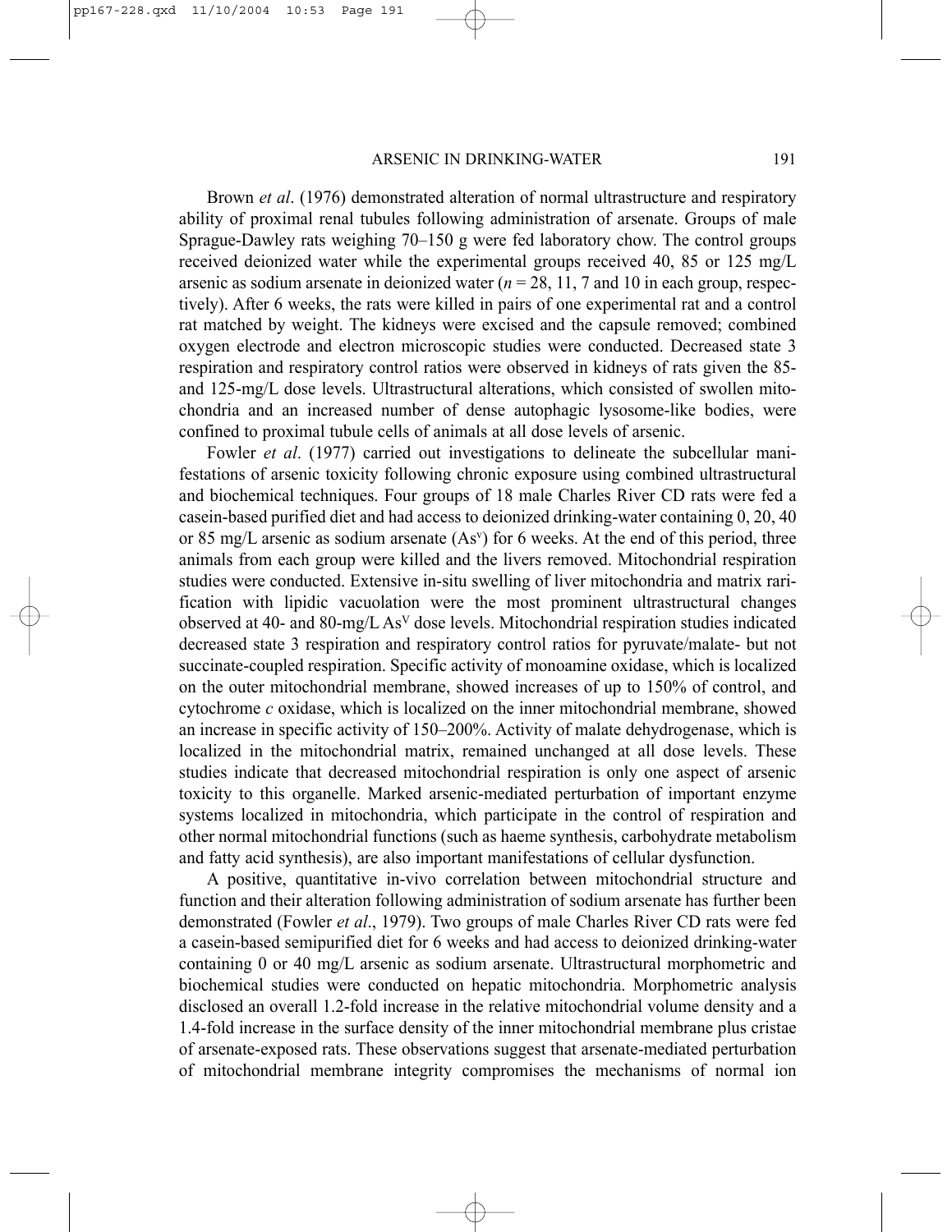Brown *et al*. (1976) demonstrated alteration of normal ultrastructure and respiratory ability of proximal renal tubules following administration of arsenate. Groups of male Sprague-Dawley rats weighing 70–150 g were fed laboratory chow. The control groups received deionized water while the experimental groups received 40, 85 or 125 mg/L arsenic as sodium arsenate in deionized water ($n$ = 28, 11, 7 and 10 in each group, respectively). After 6 weeks, the rats were killed in pairs of one experimental rat and a control rat matched by weight. The kidneys were excised and the capsule removed; combined oxygen electrode and electron microscopic studies were conducted. Decreased state 3 respiration and respiratory control ratios were observed in kidneys of rats given the 85- and 125-mg/L dose levels. Ultrastructural alterations, which consisted of swollen mitochondria and an increased number of dense autophagic lysosome-like bodies, were confined to proximal tubule cells of animals at all dose levels of arsenic.

Fowler *et al*. (1977) carried out investigations to delineate the subcellular manifestations of arsenic toxicity following chronic exposure using combined ultrastructural and biochemical techniques. Four groups of 18 male Charles River CD rats were fed a casein-based purified diet and had access to deionized drinking-water containing 0, 20, 40 or 85 mg/L arsenic as sodium arsenate ($As^{v}$) for 6 weeks. At the end of this period, three animals from each group were killed and the livers removed. Mitochondrial respiration studies were conducted. Extensive in-situ swelling of liver mitochondria and matrix rarification with lipidic vacuolation were the most prominent ultrastructural changes observed at 40- and 80-mg/L $As^{V}$ dose levels. Mitochondrial respiration studies indicated decreased state 3 respiration and respiratory control ratios for pyruvate/malate- but not succinate-coupled respiration. Specific activity of monoamine oxidase, which is localized on the outer mitochondrial membrane, showed increases of up to 150% of control, and cytochrome *c* oxidase, which is localized on the inner mitochondrial membrane, showed an increase in specific activity of 150–200%. Activity of malate dehydrogenase, which is localized in the mitochondrial matrix, remained unchanged at all dose levels. These studies indicate that decreased mitochondrial respiration is only one aspect of arsenic toxicity to this organelle. Marked arsenic-mediated perturbation of important enzyme systems localized in mitochondria, which participate in the control of respiration and other normal mitochondrial functions (such as haeme synthesis, carbohydrate metabolism and fatty acid synthesis), are also important manifestations of cellular dysfunction.

A positive, quantitative in-vivo correlation between mitochondrial structure and function and their alteration following administration of sodium arsenate has further been demonstrated (Fowler *et al*., 1979). Two groups of male Charles River CD rats were fed a casein-based semipurified diet for 6 weeks and had access to deionized drinking-water containing 0 or 40 mg/L arsenic as sodium arsenate. Ultrastructural morphometric and biochemical studies were conducted on hepatic mitochondria. Morphometric analysis disclosed an overall 1.2-fold increase in the relative mitochondrial volume density and a 1.4-fold increase in the surface density of the inner mitochondrial membrane plus cristae of arsenate-exposed rats. These observations suggest that arsenate-mediated perturbation of mitochondrial membrane integrity compromises the mechanisms of normal ion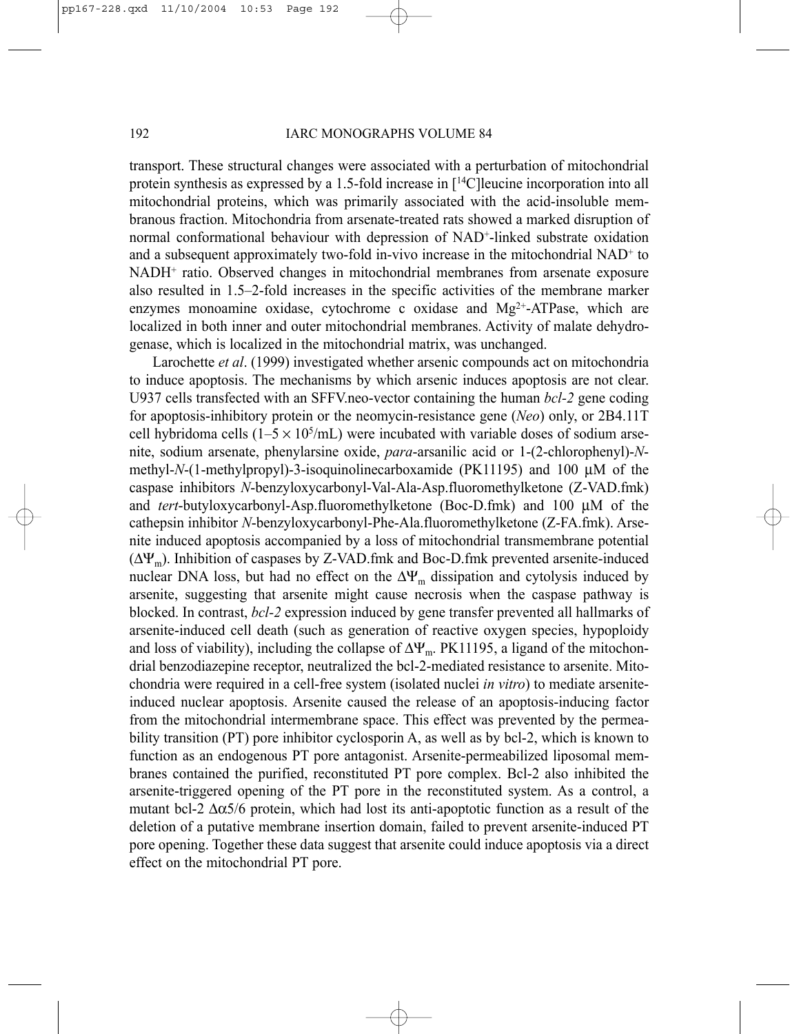transport. These structural changes were associated with a perturbation of mitochondrial protein synthesis as expressed by a 1.5-fold increase in [$^{14}$C]leucine incorporation into all mitochondrial proteins, which was primarily associated with the acid-insoluble membranous fraction. Mitochondria from arsenate-treated rats showed a marked disruption of normal conformational behaviour with depression of $NAD^+$-linked substrate oxidation and a subsequent approximately two-fold in-vivo increase in the mitochondrial $NAD^+$ to $NADH^+$ ratio. Observed changes in mitochondrial membranes from arsenate exposure also resulted in 1.5–2-fold increases in the specific activities of the membrane marker enzymes monoamine oxidase, cytochrome c oxidase and $Mg^{2+}$-ATPase, which are localized in both inner and outer mitochondrial membranes. Activity of malate dehydrogenase, which is localized in the mitochondrial matrix, was unchanged.

Larochette *et al*. (1999) investigated whether arsenic compounds act on mitochondria to induce apoptosis. The mechanisms by which arsenic induces apoptosis are not clear. U937 cells transfected with an SFFV.neo-vector containing the human *bcl-2* gene coding for apoptosis-inhibitory protein or the neomycin-resistance gene (*Neo*) only, or 2B4.11T cell hybridoma cells ($1–5 \times 10^5$/mL) were incubated with variable doses of sodium arsenite, sodium arsenate, phenylarsine oxide, *para*-arsanilic acid or 1-(2-chlorophenyl)-*N*-methyl-*N*-(1-methylpropyl)-3-isoquinolinecarboxamide (PK11195) and 100 μM of the caspase inhibitors *N*-benzyloxycarbonyl-Val-Ala-Asp.fluoromethylketone (Z-VAD.fmk) and *tert*-butyloxycarbonyl-Asp.fluoromethylketone (Boc-D.fmk) and 100 μM of the cathepsin inhibitor *N*-benzyloxycarbonyl-Phe-Ala.fluoromethylketone (Z-FA.fmk). Arsenite induced apoptosis accompanied by a loss of mitochondrial transmembrane potential ($\Delta\Psi_m$). Inhibition of caspases by Z-VAD.fmk and Boc-D.fmk prevented arsenite-induced nuclear DNA loss, but had no effect on the $\Delta\Psi_m$ dissipation and cytolysis induced by arsenite, suggesting that arsenite might cause necrosis when the caspase pathway is blocked. In contrast, *bcl-2* expression induced by gene transfer prevented all hallmarks of arsenite-induced cell death (such as generation of reactive oxygen species, hypoploidy and loss of viability), including the collapse of $\Delta\Psi_m$. PK11195, a ligand of the mitochondrial benzodiazepine receptor, neutralized the bcl-2-mediated resistance to arsenite. Mitochondria were required in a cell-free system (isolated nuclei *in vitro*) to mediate arsenite-induced nuclear apoptosis. Arsenite caused the release of an apoptosis-inducing factor from the mitochondrial intermembrane space. This effect was prevented by the permeability transition (PT) pore inhibitor cyclosporin A, as well as by bcl-2, which is known to function as an endogenous PT pore antagonist. Arsenite-permeabilized liposomal membranes contained the purified, reconstituted PT pore complex. Bcl-2 also inhibited the arsenite-triggered opening of the PT pore in the reconstituted system. As a control, a mutant bcl-2 $\Delta\alpha5/6$ protein, which had lost its anti-apoptotic function as a result of the deletion of a putative membrane insertion domain, failed to prevent arsenite-induced PT pore opening. Together these data suggest that arsenite could induce apoptosis via a direct effect on the mitochondrial PT pore.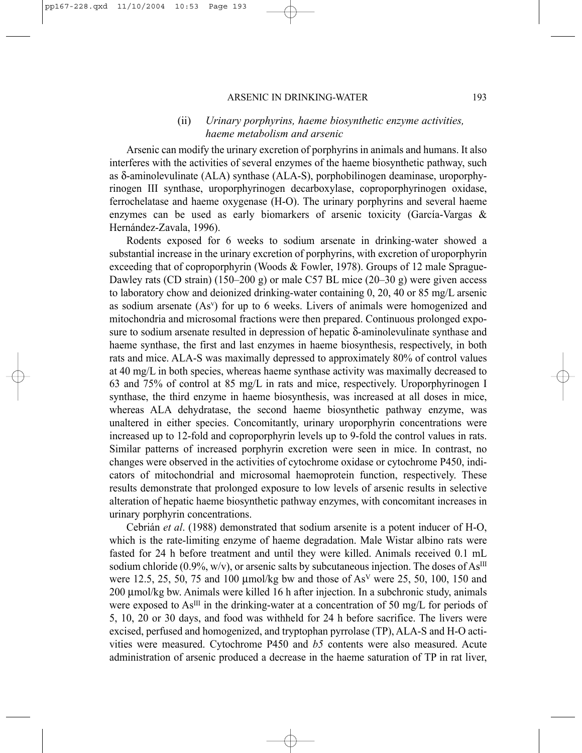#### (ii) *Urinary porphyrins, haeme biosynthetic enzyme activities, haeme metabolism and arsenic*

Arsenic can modify the urinary excretion of porphyrins in animals and humans. It also interferes with the activities of several enzymes of the haeme biosynthetic pathway, such as δ-aminolevulinate (ALA) synthase (ALA-S), porphobilinogen deaminase, uroporphyrinogen III synthase, uroporphyrinogen decarboxylase, coproporphyrinogen oxidase, ferrochelatase and haeme oxygenase (H-O). The urinary porphyrins and several haeme enzymes can be used as early biomarkers of arsenic toxicity (García-Vargas & Hernández-Zavala, 1996).

Rodents exposed for 6 weeks to sodium arsenate in drinking-water showed a substantial increase in the urinary excretion of porphyrins, with excretion of uroporphyrin exceeding that of coproporphyrin (Woods & Fowler, 1978). Groups of 12 male Sprague-Dawley rats (CD strain) (150–200 g) or male C57 BL mice (20–30 g) were given access to laboratory chow and deionized drinking-water containing 0, 20, 40 or 85 mg/L arsenic as sodium arsenate ($As^{v}$) for up to 6 weeks. Livers of animals were homogenized and mitochondria and microsomal fractions were then prepared. Continuous prolonged exposure to sodium arsenate resulted in depression of hepatic δ-aminolevulinate synthase and haeme synthase, the first and last enzymes in haeme biosynthesis, respectively, in both rats and mice. ALA-S was maximally depressed to approximately 80% of control values at 40 mg/L in both species, whereas haeme synthase activity was maximally decreased to 63 and 75% of control at 85 mg/L in rats and mice, respectively. Uroporphyrinogen I synthase, the third enzyme in haeme biosynthesis, was increased at all doses in mice, whereas ALA dehydratase, the second haeme biosynthetic pathway enzyme, was unaltered in either species. Concomitantly, urinary uroporphyrin concentrations were increased up to 12-fold and coproporphyrin levels up to 9-fold the control values in rats. Similar patterns of increased porphyrin excretion were seen in mice. In contrast, no changes were observed in the activities of cytochrome oxidase or cytochrome P450, indicators of mitochondrial and microsomal haemoprotein function, respectively. These results demonstrate that prolonged exposure to low levels of arsenic results in selective alteration of hepatic haeme biosynthetic pathway enzymes, with concomitant increases in urinary porphyrin concentrations.

Cebrián *et al*. (1988) demonstrated that sodium arsenite is a potent inducer of H-O, which is the rate-limiting enzyme of haeme degradation. Male Wistar albino rats were fasted for 24 h before treatment and until they were killed. Animals received 0.1 mL sodium chloride (0.9%, w/v), or arsenic salts by subcutaneous injection. The doses of $As^{III}$ were 12.5, 25, 50, 75 and 100 μmol/kg bw and those of $As^{V}$ were 25, 50, 100, 150 and 200 μmol/kg bw. Animals were killed 16 h after injection. In a subchronic study, animals were exposed to $As^{III}$ in the drinking-water at a concentration of 50 mg/L for periods of 5, 10, 20 or 30 days, and food was withheld for 24 h before sacrifice. The livers were excised, perfused and homogenized, and tryptophan pyrrolase (TP), ALA-S and H-O activities were measured. Cytochrome P450 and *b5* contents were also measured. Acute administration of arsenic produced a decrease in the haeme saturation of TP in rat liver,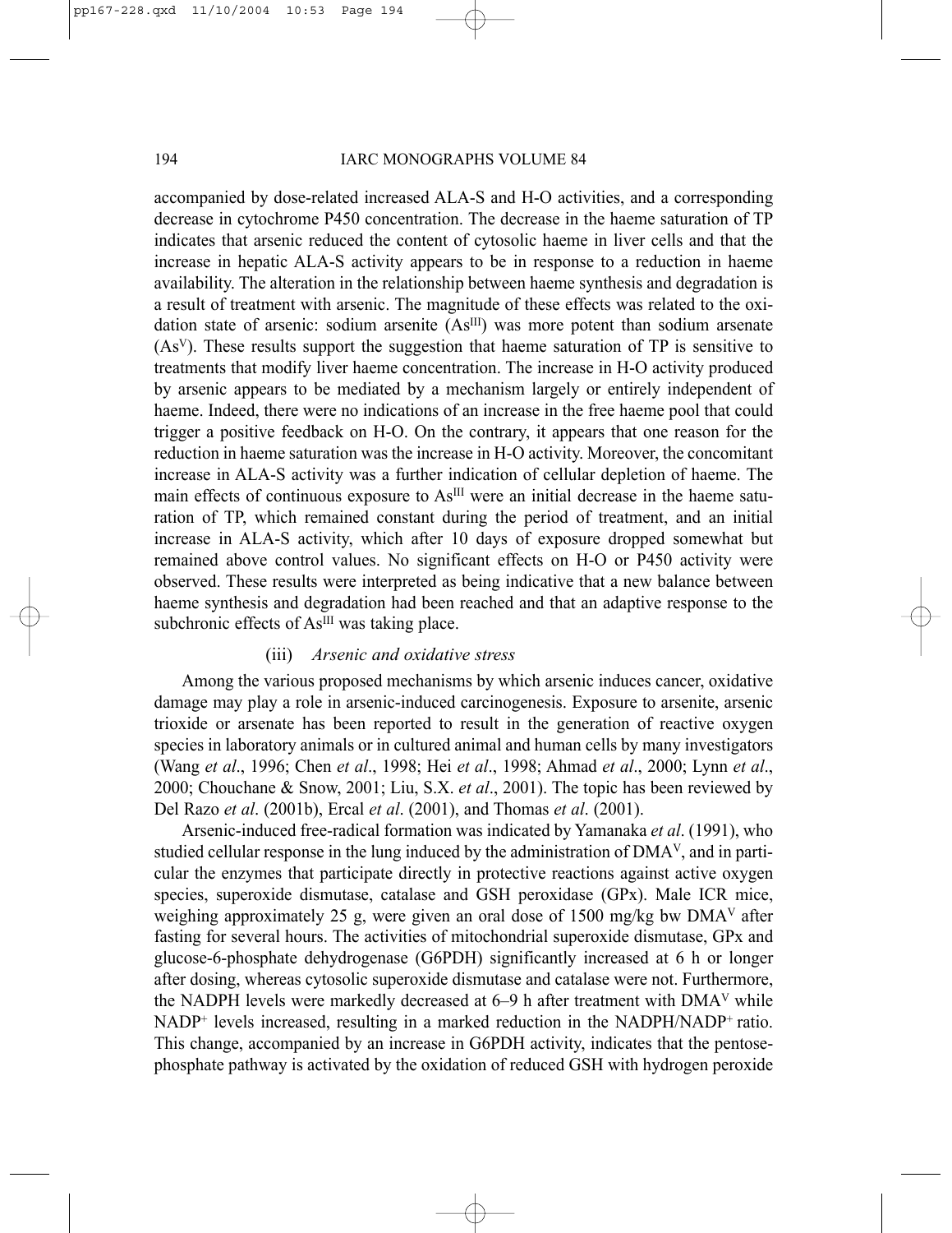accompanied by dose-related increased ALA-S and H-O activities, and a corresponding decrease in cytochrome P450 concentration. The decrease in the haeme saturation of TP indicates that arsenic reduced the content of cytosolic haeme in liver cells and that the increase in hepatic ALA-S activity appears to be in response to a reduction in haeme availability. The alteration in the relationship between haeme synthesis and degradation is a result of treatment with arsenic. The magnitude of these effects was related to the oxidation state of arsenic: sodium arsenite ($As^{III}$) was more potent than sodium arsenate ($As^{V}$). These results support the suggestion that haeme saturation of TP is sensitive to treatments that modify liver haeme concentration. The increase in H-O activity produced by arsenic appears to be mediated by a mechanism largely or entirely independent of haeme. Indeed, there were no indications of an increase in the free haeme pool that could trigger a positive feedback on H-O. On the contrary, it appears that one reason for the reduction in haeme saturation was the increase in H-O activity. Moreover, the concomitant increase in ALA-S activity was a further indication of cellular depletion of haeme. The main effects of continuous exposure to $As^{III}$ were an initial decrease in the haeme saturation of TP, which remained constant during the period of treatment, and an initial increase in ALA-S activity, which after 10 days of exposure dropped somewhat but remained above control values. No significant effects on H-O or P450 activity were observed. These results were interpreted as being indicative that a new balance between haeme synthesis and degradation had been reached and that an adaptive response to the subchronic effects of $As^{III}$ was taking place.

(iii) *Arsenic and oxidative stress*

Among the various proposed mechanisms by which arsenic induces cancer, oxidative damage may play a role in arsenic-induced carcinogenesis. Exposure to arsenite, arsenic trioxide or arsenate has been reported to result in the generation of reactive oxygen species in laboratory animals or in cultured animal and human cells by many investigators (Wang *et al*., 1996; Chen *et al*., 1998; Hei *et al*., 1998; Ahmad *et al*., 2000; Lynn *et al*., 2000; Chouchane & Snow, 2001; Liu, S.X. *et al*., 2001). The topic has been reviewed by Del Razo *et al*. (2001b), Ercal *et al*. (2001), and Thomas *et al*. (2001).

Arsenic-induced free-radical formation was indicated by Yamanaka *et al*. (1991), who studied cellular response in the lung induced by the administration of $DMA^{V}$, and in particular the enzymes that participate directly in protective reactions against active oxygen species, superoxide dismutase, catalase and GSH peroxidase (GPx). Male ICR mice, weighing approximately 25 g, were given an oral dose of 1500 mg/kg bw $DMA^{V}$ after fasting for several hours. The activities of mitochondrial superoxide dismutase, GPx and glucose-6-phosphate dehydrogenase (G6PDH) significantly increased at 6 h or longer after dosing, whereas cytosolic superoxide dismutase and catalase were not. Furthermore, the NADPH levels were markedly decreased at 6–9 h after treatment with $DMA^{V}$ while $NADP^{+}$ levels increased, resulting in a marked reduction in the $NADPH/NADP^{+}$ ratio. This change, accompanied by an increase in G6PDH activity, indicates that the pentose-phosphate pathway is activated by the oxidation of reduced GSH with hydrogen peroxide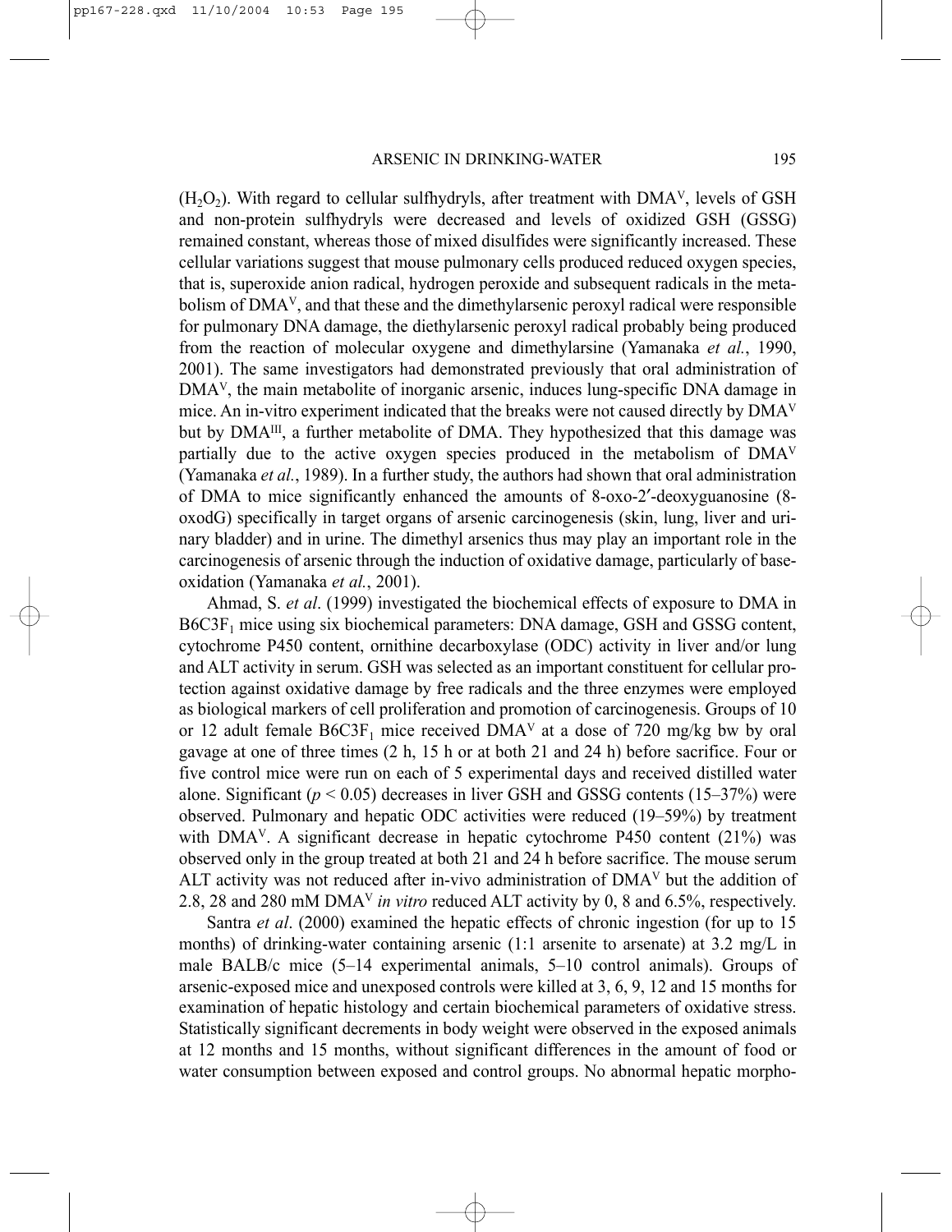($H_2O_2$). With regard to cellular sulfhydryls, after treatment with $DMA^V$, levels of GSH and non-protein sulfhydryls were decreased and levels of oxidized GSH (GSSG) remained constant, whereas those of mixed disulfides were significantly increased. These cellular variations suggest that mouse pulmonary cells produced reduced oxygen species, that is, superoxide anion radical, hydrogen peroxide and subsequent radicals in the metabolism of $DMA^V$, and that these and the dimethylarsenic peroxyl radical were responsible for pulmonary DNA damage, the diethylarsenic peroxyl radical probably being produced from the reaction of molecular oxygene and dimethylarsine (Yamanaka *et al.*, 1990, 2001). The same investigators had demonstrated previously that oral administration of $DMA^V$, the main metabolite of inorganic arsenic, induces lung-specific DNA damage in mice. An in-vitro experiment indicated that the breaks were not caused directly by $DMA^V$ but by $DMA^{III}$, a further metabolite of DMA. They hypothesized that this damage was partially due to the active oxygen species produced in the metabolism of $DMA^V$ (Yamanaka *et al.*, 1989). In a further study, the authors had shown that oral administration of DMA to mice significantly enhanced the amounts of 8-oxo-2′-deoxyguanosine (8-oxodG) specifically in target organs of arsenic carcinogenesis (skin, lung, liver and urinary bladder) and in urine. The dimethyl arsenics thus may play an important role in the carcinogenesis of arsenic through the induction of oxidative damage, particularly of base-oxidation (Yamanaka *et al.*, 2001).

Ahmad, S. *et al*. (1999) investigated the biochemical effects of exposure to DMA in $B6C3F_1$ mice using six biochemical parameters: DNA damage, GSH and GSSG content, cytochrome P450 content, ornithine decarboxylase (ODC) activity in liver and/or lung and ALT activity in serum. GSH was selected as an important constituent for cellular protection against oxidative damage by free radicals and the three enzymes were employed as biological markers of cell proliferation and promotion of carcinogenesis. Groups of 10 or 12 adult female $B6C3F_1$ mice received $DMA^V$ at a dose of 720 mg/kg bw by oral gavage at one of three times (2 h, 15 h or at both 21 and 24 h) before sacrifice. Four or five control mice were run on each of 5 experimental days and received distilled water alone. Significant ($p < 0.05$) decreases in liver GSH and GSSG contents (15–37%) were observed. Pulmonary and hepatic ODC activities were reduced (19–59%) by treatment with $DMA^V$. A significant decrease in hepatic cytochrome P450 content (21%) was observed only in the group treated at both 21 and 24 h before sacrifice. The mouse serum ALT activity was not reduced after in-vivo administration of $DMA^V$ but the addition of 2.8, 28 and 280 mM $DMA^V$ *in vitro* reduced ALT activity by 0, 8 and 6.5%, respectively.

Santra *et al*. (2000) examined the hepatic effects of chronic ingestion (for up to 15 months) of drinking-water containing arsenic (1:1 arsenite to arsenate) at 3.2 mg/L in male BALB/c mice (5–14 experimental animals, 5–10 control animals). Groups of arsenic-exposed mice and unexposed controls were killed at 3, 6, 9, 12 and 15 months for examination of hepatic histology and certain biochemical parameters of oxidative stress. Statistically significant decrements in body weight were observed in the exposed animals at 12 months and 15 months, without significant differences in the amount of food or water consumption between exposed and control groups. No abnormal hepatic morpho-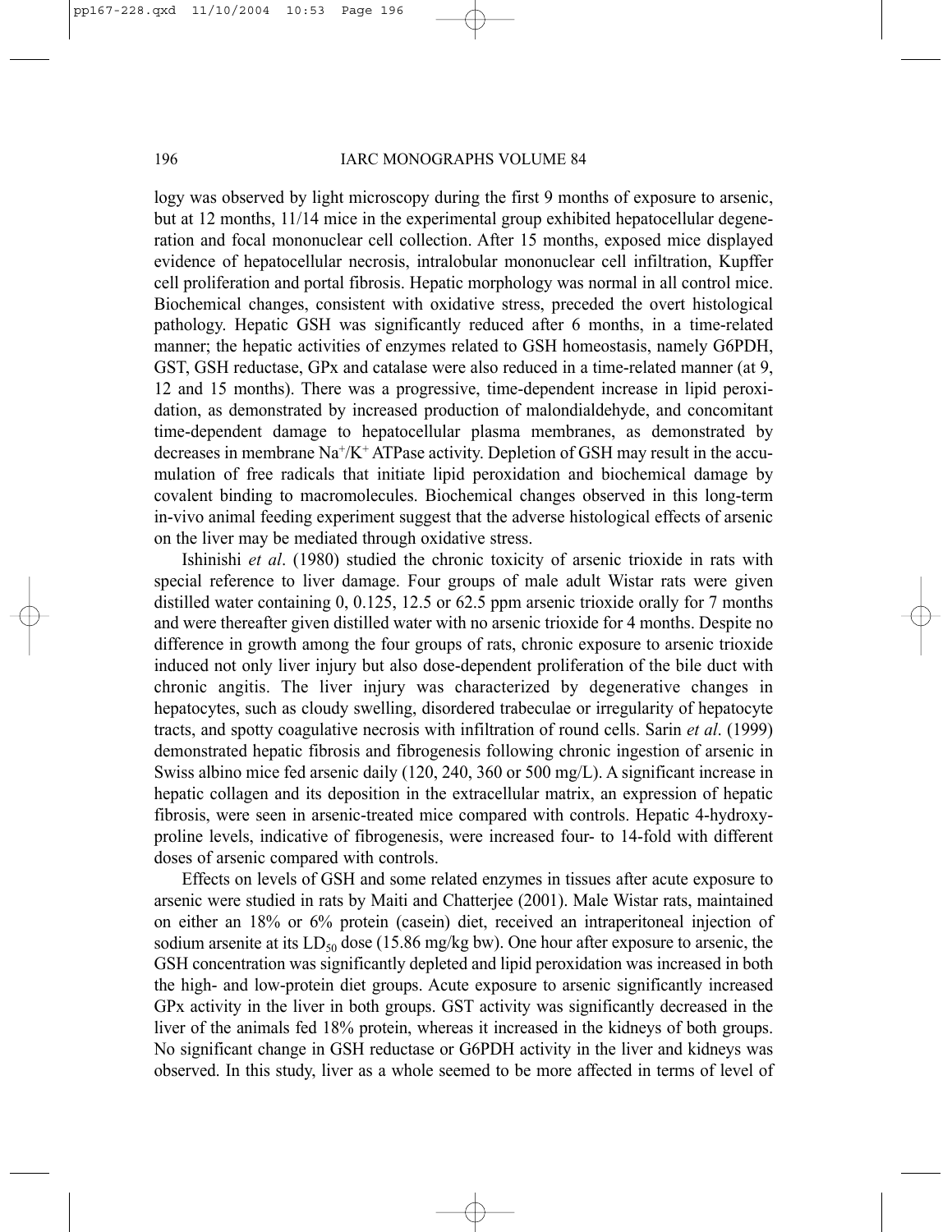logy was observed by light microscopy during the first 9 months of exposure to arsenic, but at 12 months, 11/14 mice in the experimental group exhibited hepatocellular degeneration and focal mononuclear cell collection. After 15 months, exposed mice displayed evidence of hepatocellular necrosis, intralobular mononuclear cell infiltration, Kupffer cell proliferation and portal fibrosis. Hepatic morphology was normal in all control mice. Biochemical changes, consistent with oxidative stress, preceded the overt histological pathology. Hepatic GSH was significantly reduced after 6 months, in a time-related manner; the hepatic activities of enzymes related to GSH homeostasis, namely G6PDH, GST, GSH reductase, GPx and catalase were also reduced in a time-related manner (at 9, 12 and 15 months). There was a progressive, time-dependent increase in lipid peroxidation, as demonstrated by increased production of malondialdehyde, and concomitant time-dependent damage to hepatocellular plasma membranes, as demonstrated by decreases in membrane $Na^+/K^+$ ATPase activity. Depletion of GSH may result in the accumulation of free radicals that initiate lipid peroxidation and biochemical damage by covalent binding to macromolecules. Biochemical changes observed in this long-term in-vivo animal feeding experiment suggest that the adverse histological effects of arsenic on the liver may be mediated through oxidative stress.

Ishinishi *et al*. (1980) studied the chronic toxicity of arsenic trioxide in rats with special reference to liver damage. Four groups of male adult Wistar rats were given distilled water containing 0, 0.125, 12.5 or 62.5 ppm arsenic trioxide orally for 7 months and were thereafter given distilled water with no arsenic trioxide for 4 months. Despite no difference in growth among the four groups of rats, chronic exposure to arsenic trioxide induced not only liver injury but also dose-dependent proliferation of the bile duct with chronic angitis. The liver injury was characterized by degenerative changes in hepatocytes, such as cloudy swelling, disordered trabeculae or irregularity of hepatocyte tracts, and spotty coagulative necrosis with infiltration of round cells. Sarin *et al*. (1999) demonstrated hepatic fibrosis and fibrogenesis following chronic ingestion of arsenic in Swiss albino mice fed arsenic daily (120, 240, 360 or 500 mg/L). A significant increase in hepatic collagen and its deposition in the extracellular matrix, an expression of hepatic fibrosis, were seen in arsenic-treated mice compared with controls. Hepatic 4-hydroxyproline levels, indicative of fibrogenesis, were increased four- to 14-fold with different doses of arsenic compared with controls.

Effects on levels of GSH and some related enzymes in tissues after acute exposure to arsenic were studied in rats by Maiti and Chatterjee (2001). Male Wistar rats, maintained on either an 18% or 6% protein (casein) diet, received an intraperitoneal injection of sodium arsenite at its $LD_{50}$ dose (15.86 mg/kg bw). One hour after exposure to arsenic, the GSH concentration was significantly depleted and lipid peroxidation was increased in both the high- and low-protein diet groups. Acute exposure to arsenic significantly increased GPx activity in the liver in both groups. GST activity was significantly decreased in the liver of the animals fed 18% protein, whereas it increased in the kidneys of both groups. No significant change in GSH reductase or G6PDH activity in the liver and kidneys was observed. In this study, liver as a whole seemed to be more affected in terms of level of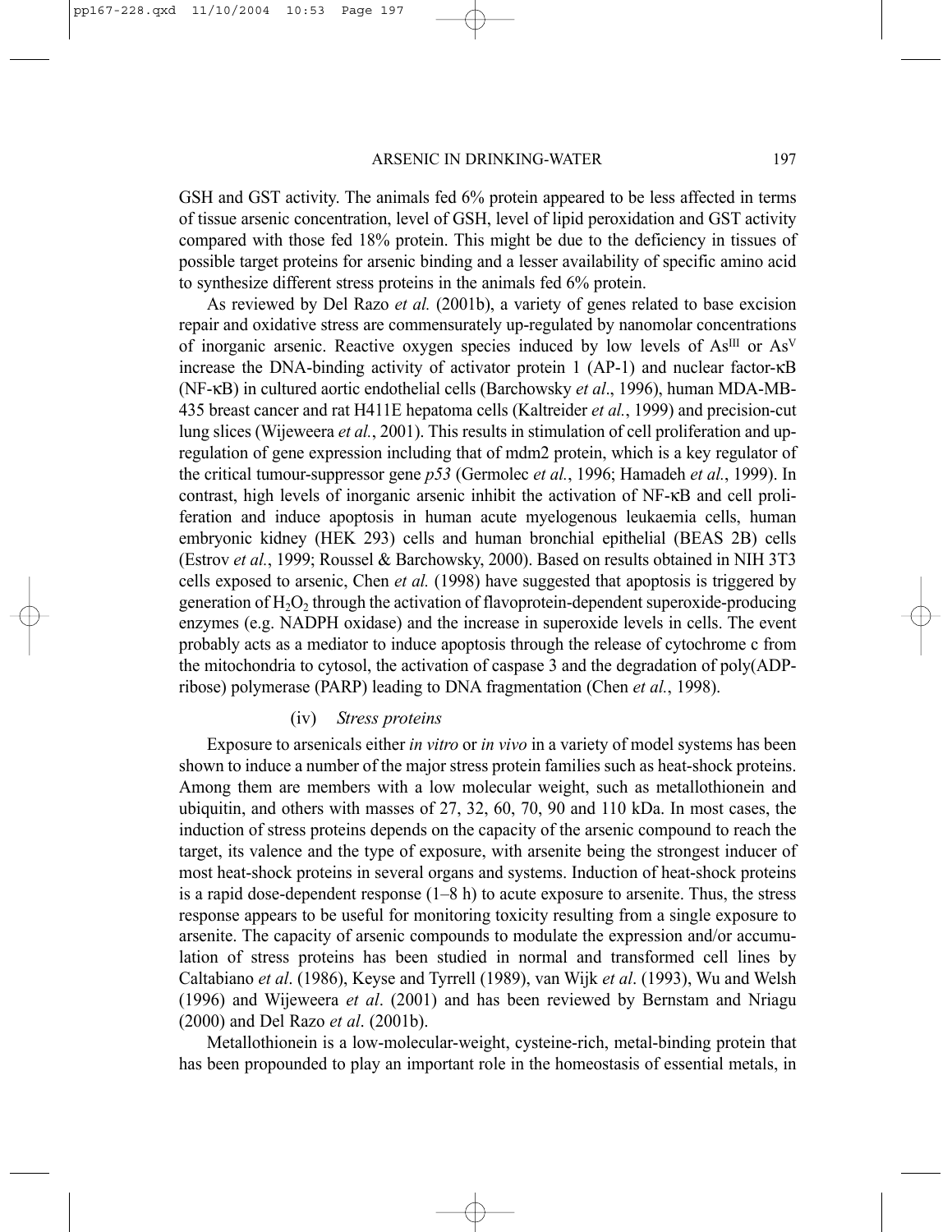GSH and GST activity. The animals fed 6% protein appeared to be less affected in terms of tissue arsenic concentration, level of GSH, level of lipid peroxidation and GST activity compared with those fed 18% protein. This might be due to the deficiency in tissues of possible target proteins for arsenic binding and a lesser availability of specific amino acid to synthesize different stress proteins in the animals fed 6% protein.

As reviewed by Del Razo *et al.* (2001b), a variety of genes related to base excision repair and oxidative stress are commensurately up-regulated by nanomolar concentrations of inorganic arsenic. Reactive oxygen species induced by low levels of $As^{III}$ or $As^{V}$ increase the DNA-binding activity of activator protein 1 (AP-1) and nuclear factor-κB (NF-κB) in cultured aortic endothelial cells (Barchowsky *et al*., 1996), human MDA-MB-435 breast cancer and rat H411E hepatoma cells (Kaltreider *et al.*, 1999) and precision-cut lung slices (Wijeweera *et al.*, 2001). This results in stimulation of cell proliferation and up-regulation of gene expression including that of mdm2 protein, which is a key regulator of the critical tumour-suppressor gene *p53* (Germolec *et al.*, 1996; Hamadeh *et al.*, 1999). In contrast, high levels of inorganic arsenic inhibit the activation of NF-κB and cell proliferation and induce apoptosis in human acute myelogenous leukaemia cells, human embryonic kidney (HEK 293) cells and human bronchial epithelial (BEAS 2B) cells (Estrov *et al.*, 1999; Roussel & Barchowsky, 2000). Based on results obtained in NIH 3T3 cells exposed to arsenic, Chen *et al.* (1998) have suggested that apoptosis is triggered by generation of $H_2O_2$ through the activation of flavoprotein-dependent superoxide-producing enzymes (e.g. NADPH oxidase) and the increase in superoxide levels in cells. The event probably acts as a mediator to induce apoptosis through the release of cytochrome c from the mitochondria to cytosol, the activation of caspase 3 and the degradation of poly(ADP-ribose) polymerase (PARP) leading to DNA fragmentation (Chen *et al.*, 1998).

(iv) *Stress proteins*

Exposure to arsenicals either *in vitro* or *in vivo* in a variety of model systems has been shown to induce a number of the major stress protein families such as heat-shock proteins. Among them are members with a low molecular weight, such as metallothionein and ubiquitin, and others with masses of 27, 32, 60, 70, 90 and 110 kDa. In most cases, the induction of stress proteins depends on the capacity of the arsenic compound to reach the target, its valence and the type of exposure, with arsenite being the strongest inducer of most heat-shock proteins in several organs and systems. Induction of heat-shock proteins is a rapid dose-dependent response (1–8 h) to acute exposure to arsenite. Thus, the stress response appears to be useful for monitoring toxicity resulting from a single exposure to arsenite. The capacity of arsenic compounds to modulate the expression and/or accumulation of stress proteins has been studied in normal and transformed cell lines by Caltabiano *et al*. (1986), Keyse and Tyrrell (1989), van Wijk *et al*. (1993), Wu and Welsh (1996) and Wijeweera *et al*. (2001) and has been reviewed by Bernstam and Nriagu (2000) and Del Razo *et al*. (2001b).

Metallothionein is a low-molecular-weight, cysteine-rich, metal-binding protein that has been propounded to play an important role in the homeostasis of essential metals, in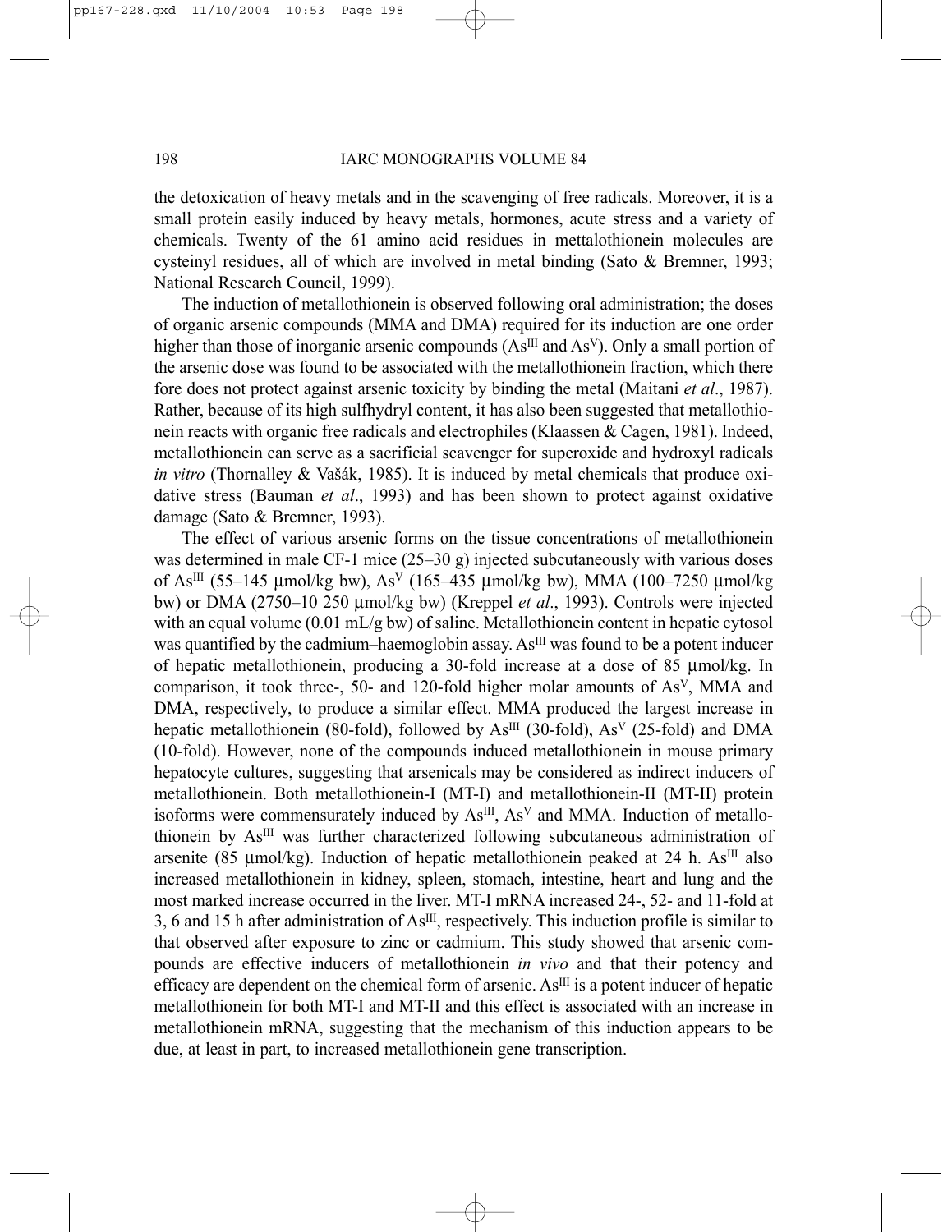the detoxication of heavy metals and in the scavenging of free radicals. Moreover, it is a small protein easily induced by heavy metals, hormones, acute stress and a variety of chemicals. Twenty of the 61 amino acid residues in mettalothionein molecules are cysteinyl residues, all of which are involved in metal binding (Sato & Bremner, 1993; National Research Council, 1999).

The induction of metallothionein is observed following oral administration; the doses of organic arsenic compounds (MMA and DMA) required for its induction are one order higher than those of inorganic arsenic compounds ($As^{III}$ and $As^{V}$). Only a small portion of the arsenic dose was found to be associated with the metallothionein fraction, which there fore does not protect against arsenic toxicity by binding the metal (Maitani *et al*., 1987). Rather, because of its high sulfhydryl content, it has also been suggested that metallothionein reacts with organic free radicals and electrophiles (Klaassen & Cagen, 1981). Indeed, metallothionein can serve as a sacrificial scavenger for superoxide and hydroxyl radicals *in vitro* (Thornalley & Vašák, 1985). It is induced by metal chemicals that produce oxidative stress (Bauman *et al*., 1993) and has been shown to protect against oxidative damage (Sato & Bremner, 1993).

The effect of various arsenic forms on the tissue concentrations of metallothionein was determined in male CF-1 mice (25–30 g) injected subcutaneously with various doses of $As^{III}$ (55–145 μmol/kg bw), $As^{V}$ (165–435 μmol/kg bw), MMA (100–7250 μmol/kg bw) or DMA (2750–10 250 μmol/kg bw) (Kreppel *et al*., 1993). Controls were injected with an equal volume (0.01 mL/g bw) of saline. Metallothionein content in hepatic cytosol was quantified by the cadmium–haemoglobin assay. $As^{III}$ was found to be a potent inducer of hepatic metallothionein, producing a 30-fold increase at a dose of 85 μmol/kg. In comparison, it took three-, 50- and 120-fold higher molar amounts of $As^{V}$, MMA and DMA, respectively, to produce a similar effect. MMA produced the largest increase in hepatic metallothionein (80-fold), followed by $As^{III}$ (30-fold), $As^{V}$ (25-fold) and DMA (10-fold). However, none of the compounds induced metallothionein in mouse primary hepatocyte cultures, suggesting that arsenicals may be considered as indirect inducers of metallothionein. Both metallothionein-I (MT-I) and metallothionein-II (MT-II) protein isoforms were commensurately induced by $As^{III}$, $As^{V}$ and MMA. Induction of metallothionein by $As^{III}$ was further characterized following subcutaneous administration of arsenite (85 μmol/kg). Induction of hepatic metallothionein peaked at 24 h. $As^{III}$ also increased metallothionein in kidney, spleen, stomach, intestine, heart and lung and the most marked increase occurred in the liver. MT-I mRNA increased 24-, 52- and 11-fold at 3, 6 and 15 h after administration of $As^{III}$, respectively. This induction profile is similar to that observed after exposure to zinc or cadmium. This study showed that arsenic compounds are effective inducers of metallothionein *in vivo* and that their potency and efficacy are dependent on the chemical form of arsenic. $As^{III}$ is a potent inducer of hepatic metallothionein for both MT-I and MT-II and this effect is associated with an increase in metallothionein mRNA, suggesting that the mechanism of this induction appears to be due, at least in part, to increased metallothionein gene transcription.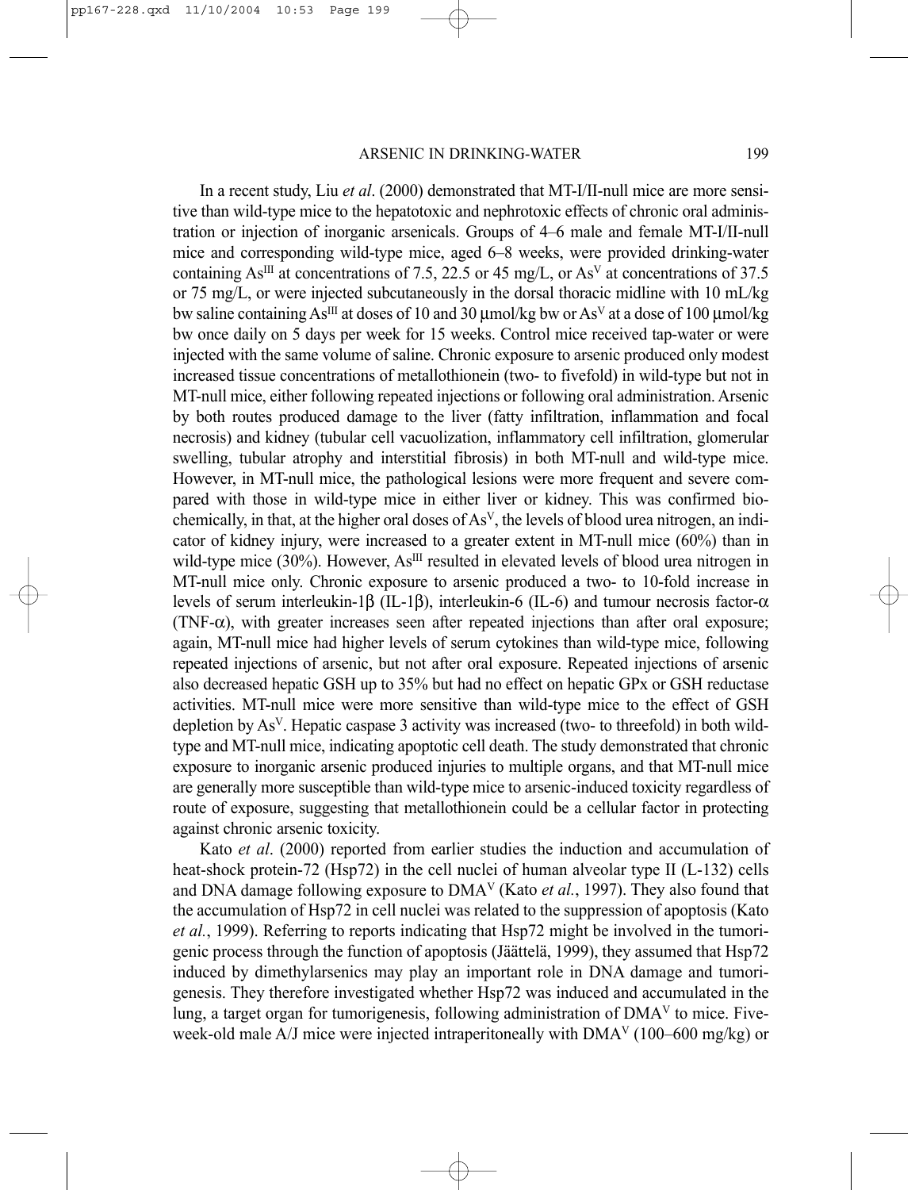In a recent study, Liu *et al*. (2000) demonstrated that MT-I/II-null mice are more sensitive than wild-type mice to the hepatotoxic and nephrotoxic effects of chronic oral administration or injection of inorganic arsenicals. Groups of 4–6 male and female MT-I/II-null mice and corresponding wild-type mice, aged 6–8 weeks, were provided drinking-water containing $As^{III}$ at concentrations of 7.5, 22.5 or 45 mg/L, or $As^{V}$ at concentrations of 37.5 or 75 mg/L, or were injected subcutaneously in the dorsal thoracic midline with 10 mL/kg bw saline containing $As^{III}$ at doses of 10 and 30 μmol/kg bw or $As^{V}$ at a dose of 100 μmol/kg bw once daily on 5 days per week for 15 weeks. Control mice received tap-water or were injected with the same volume of saline. Chronic exposure to arsenic produced only modest increased tissue concentrations of metallothionein (two- to fivefold) in wild-type but not in MT-null mice, either following repeated injections or following oral administration. Arsenic by both routes produced damage to the liver (fatty infiltration, inflammation and focal necrosis) and kidney (tubular cell vacuolization, inflammatory cell infiltration, glomerular swelling, tubular atrophy and interstitial fibrosis) in both MT-null and wild-type mice. However, in MT-null mice, the pathological lesions were more frequent and severe compared with those in wild-type mice in either liver or kidney. This was confirmed biochemically, in that, at the higher oral doses of $As^{V}$, the levels of blood urea nitrogen, an indicator of kidney injury, were increased to a greater extent in MT-null mice (60%) than in wild-type mice (30%). However, $As^{III}$ resulted in elevated levels of blood urea nitrogen in MT-null mice only. Chronic exposure to arsenic produced a two- to 10-fold increase in levels of serum interleukin-1β (IL-1β), interleukin-6 (IL-6) and tumour necrosis factor-α (TNF-α), with greater increases seen after repeated injections than after oral exposure; again, MT-null mice had higher levels of serum cytokines than wild-type mice, following repeated injections of arsenic, but not after oral exposure. Repeated injections of arsenic also decreased hepatic GSH up to 35% but had no effect on hepatic GPx or GSH reductase activities. MT-null mice were more sensitive than wild-type mice to the effect of GSH depletion by $As^{V}$. Hepatic caspase 3 activity was increased (two- to threefold) in both wild-type and MT-null mice, indicating apoptotic cell death. The study demonstrated that chronic exposure to inorganic arsenic produced injuries to multiple organs, and that MT-null mice are generally more susceptible than wild-type mice to arsenic-induced toxicity regardless of route of exposure, suggesting that metallothionein could be a cellular factor in protecting against chronic arsenic toxicity.

Kato *et al*. (2000) reported from earlier studies the induction and accumulation of heat-shock protein-72 (Hsp72) in the cell nuclei of human alveolar type II (L-132) cells and DNA damage following exposure to $DMA^{V}$ (Kato *et al.*, 1997). They also found that the accumulation of Hsp72 in cell nuclei was related to the suppression of apoptosis (Kato *et al.*, 1999). Referring to reports indicating that Hsp72 might be involved in the tumorigenic process through the function of apoptosis (Jäättelä, 1999), they assumed that Hsp72 induced by dimethylarsenics may play an important role in DNA damage and tumorigenesis. They therefore investigated whether Hsp72 was induced and accumulated in the lung, a target organ for tumorigenesis, following administration of $DMA^{V}$ to mice. Five-week-old male A/J mice were injected intraperitoneally with $DMA^{V}$ (100–600 mg/kg) or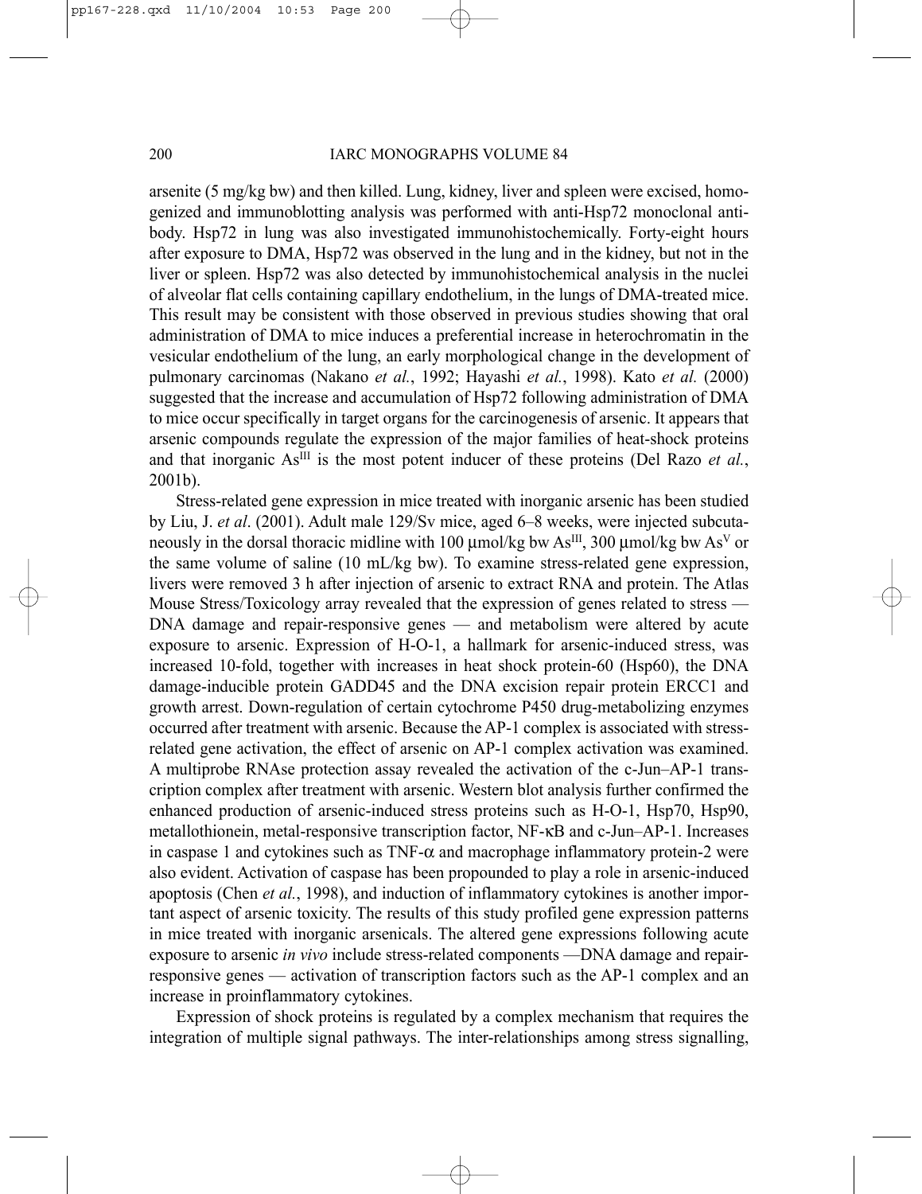arsenite (5 mg/kg bw) and then killed. Lung, kidney, liver and spleen were excised, homogenized and immunoblotting analysis was performed with anti-Hsp72 monoclonal antibody. Hsp72 in lung was also investigated immunohistochemically. Forty-eight hours after exposure to DMA, Hsp72 was observed in the lung and in the kidney, but not in the liver or spleen. Hsp72 was also detected by immunohistochemical analysis in the nuclei of alveolar flat cells containing capillary endothelium, in the lungs of DMA-treated mice. This result may be consistent with those observed in previous studies showing that oral administration of DMA to mice induces a preferential increase in heterochromatin in the vesicular endothelium of the lung, an early morphological change in the development of pulmonary carcinomas (Nakano *et al.*, 1992; Hayashi *et al.*, 1998). Kato *et al.* (2000) suggested that the increase and accumulation of Hsp72 following administration of DMA to mice occur specifically in target organs for the carcinogenesis of arsenic. It appears that arsenic compounds regulate the expression of the major families of heat-shock proteins and that inorganic $As^{III}$ is the most potent inducer of these proteins (Del Razo *et al.*, 2001b).

Stress-related gene expression in mice treated with inorganic arsenic has been studied by Liu, J. *et al*. (2001). Adult male 129/Sv mice, aged 6–8 weeks, were injected subcutaneously in the dorsal thoracic midline with 100 μmol/kg bw $As^{III}$, 300 μmol/kg bw $As^{V}$ or the same volume of saline (10 mL/kg bw). To examine stress-related gene expression, livers were removed 3 h after injection of arsenic to extract RNA and protein. The Atlas Mouse Stress/Toxicology array revealed that the expression of genes related to stress — DNA damage and repair-responsive genes — and metabolism were altered by acute exposure to arsenic. Expression of H-O-1, a hallmark for arsenic-induced stress, was increased 10-fold, together with increases in heat shock protein-60 (Hsp60), the DNA damage-inducible protein GADD45 and the DNA excision repair protein ERCC1 and growth arrest. Down-regulation of certain cytochrome P450 drug-metabolizing enzymes occurred after treatment with arsenic. Because the AP-1 complex is associated with stress-related gene activation, the effect of arsenic on AP-1 complex activation was examined. A multiprobe RNAse protection assay revealed the activation of the c-Jun–AP-1 transcription complex after treatment with arsenic. Western blot analysis further confirmed the enhanced production of arsenic-induced stress proteins such as H-O-1, Hsp70, Hsp90, metallothionein, metal-responsive transcription factor, NF-κB and c-Jun–AP-1. Increases in caspase 1 and cytokines such as TNF-α and macrophage inflammatory protein-2 were also evident. Activation of caspase has been propounded to play a role in arsenic-induced apoptosis (Chen *et al.*, 1998), and induction of inflammatory cytokines is another important aspect of arsenic toxicity. The results of this study profiled gene expression patterns in mice treated with inorganic arsenicals. The altered gene expressions following acute exposure to arsenic *in vivo* include stress-related components —DNA damage and repair-responsive genes — activation of transcription factors such as the AP-1 complex and an increase in proinflammatory cytokines.

Expression of shock proteins is regulated by a complex mechanism that requires the integration of multiple signal pathways. The inter-relationships among stress signalling,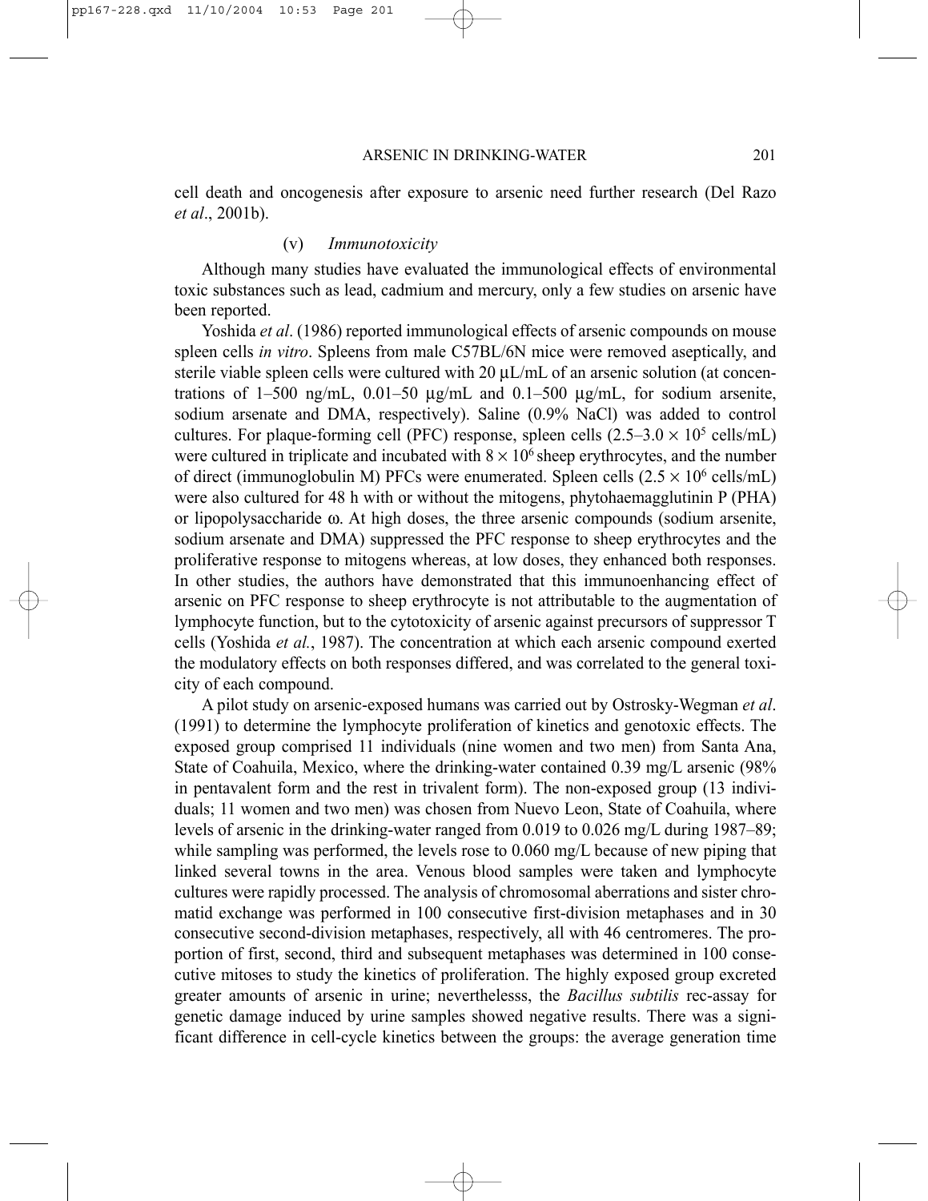cell death and oncogenesis after exposure to arsenic need further research (Del Razo *et al*., 2001b).

#### (v) *Immunotoxicity*

Although many studies have evaluated the immunological effects of environmental toxic substances such as lead, cadmium and mercury, only a few studies on arsenic have been reported.

Yoshida *et al*. (1986) reported immunological effects of arsenic compounds on mouse spleen cells *in vitro*. Spleens from male C57BL/6N mice were removed aseptically, and sterile viable spleen cells were cultured with 20 μL/mL of an arsenic solution (at concentrations of 1–500 ng/mL, 0.01–50 μg/mL and 0.1–500 μg/mL, for sodium arsenite, sodium arsenate and DMA, respectively). Saline (0.9% NaCl) was added to control cultures. For plaque-forming cell (PFC) response, spleen cells ($2.5–3.0 \times 10^5$ cells/mL) were cultured in triplicate and incubated with $8 \times 10^6$ sheep erythrocytes, and the number of direct (immunoglobulin M) PFCs were enumerated. Spleen cells ($2.5 \times 10^6$ cells/mL) were also cultured for 48 h with or without the mitogens, phytohaemagglutinin P (PHA) or lipopolysaccharide ω. At high doses, the three arsenic compounds (sodium arsenite, sodium arsenate and DMA) suppressed the PFC response to sheep erythrocytes and the proliferative response to mitogens whereas, at low doses, they enhanced both responses. In other studies, the authors have demonstrated that this immunoenhancing effect of arsenic on PFC response to sheep erythrocyte is not attributable to the augmentation of lymphocyte function, but to the cytotoxicity of arsenic against precursors of suppressor T cells (Yoshida *et al.*, 1987). The concentration at which each arsenic compound exerted the modulatory effects on both responses differed, and was correlated to the general toxicity of each compound.

A pilot study on arsenic-exposed humans was carried out by Ostrosky-Wegman *et al*. (1991) to determine the lymphocyte proliferation of kinetics and genotoxic effects. The exposed group comprised 11 individuals (nine women and two men) from Santa Ana, State of Coahuila, Mexico, where the drinking-water contained 0.39 mg/L arsenic (98% in pentavalent form and the rest in trivalent form). The non-exposed group (13 individuals; 11 women and two men) was chosen from Nuevo Leon, State of Coahuila, where levels of arsenic in the drinking-water ranged from 0.019 to 0.026 mg/L during 1987–89; while sampling was performed, the levels rose to 0.060 mg/L because of new piping that linked several towns in the area. Venous blood samples were taken and lymphocyte cultures were rapidly processed. The analysis of chromosomal aberrations and sister chromatid exchange was performed in 100 consecutive first-division metaphases and in 30 consecutive second-division metaphases, respectively, all with 46 centromeres. The proportion of first, second, third and subsequent metaphases was determined in 100 consecutive mitoses to study the kinetics of proliferation. The highly exposed group excreted greater amounts of arsenic in urine; neverthelesss, the *Bacillus subtilis* rec-assay for genetic damage induced by urine samples showed negative results. There was a significant difference in cell-cycle kinetics between the groups: the average generation time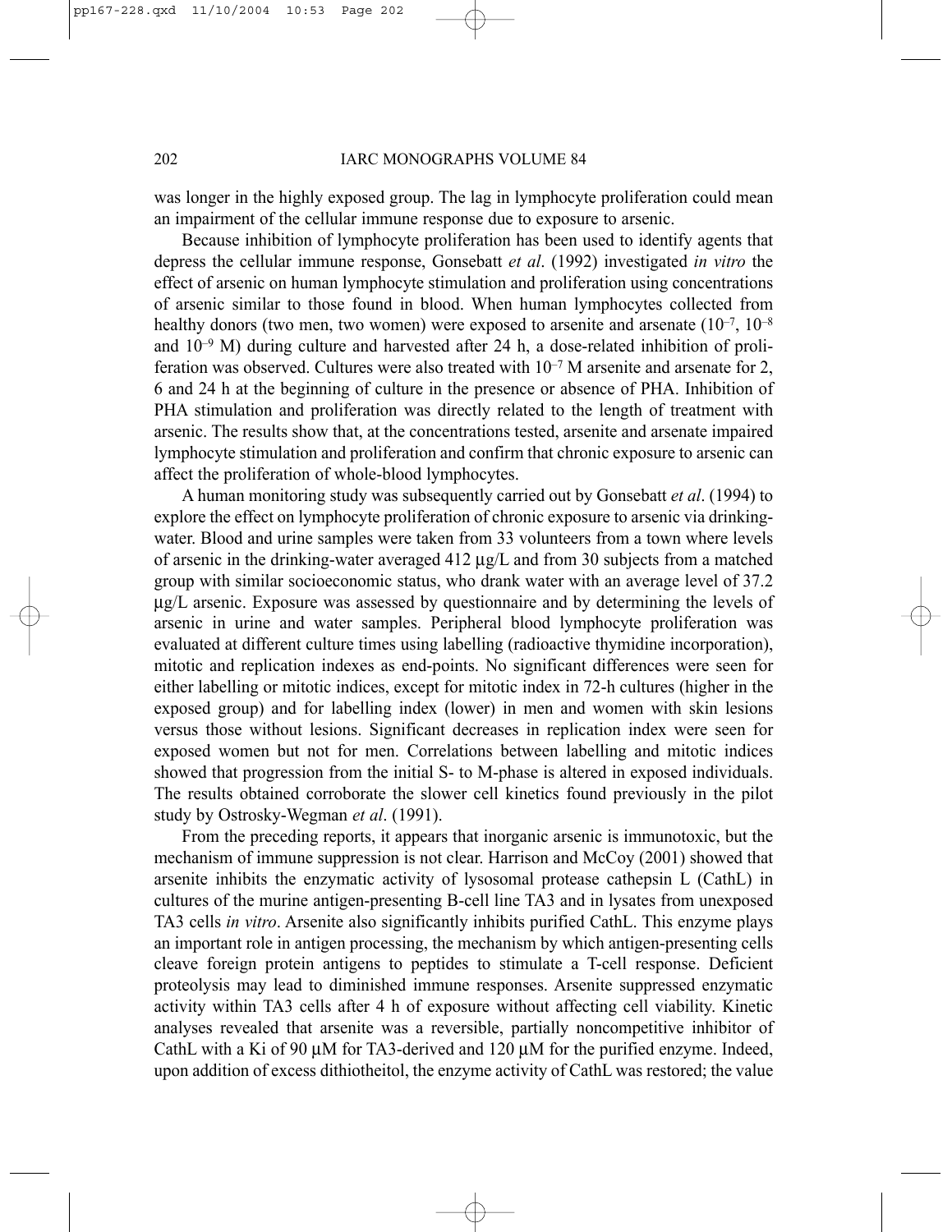was longer in the highly exposed group. The lag in lymphocyte proliferation could mean an impairment of the cellular immune response due to exposure to arsenic.

Because inhibition of lymphocyte proliferation has been used to identify agents that depress the cellular immune response, Gonsebatt *et al*. (1992) investigated *in vitro* the effect of arsenic on human lymphocyte stimulation and proliferation using concentrations of arsenic similar to those found in blood. When human lymphocytes collected from healthy donors (two men, two women) were exposed to arsenite and arsenate ($10^{-7}$, $10^{-8}$ and $10^{-9}$ M) during culture and harvested after 24 h, a dose-related inhibition of proliferation was observed. Cultures were also treated with $10^{-7}$ M arsenite and arsenate for 2, 6 and 24 h at the beginning of culture in the presence or absence of PHA. Inhibition of PHA stimulation and proliferation was directly related to the length of treatment with arsenic. The results show that, at the concentrations tested, arsenite and arsenate impaired lymphocyte stimulation and proliferation and confirm that chronic exposure to arsenic can affect the proliferation of whole-blood lymphocytes.

A human monitoring study was subsequently carried out by Gonsebatt *et al*. (1994) to explore the effect on lymphocyte proliferation of chronic exposure to arsenic via drinking-water. Blood and urine samples were taken from 33 volunteers from a town where levels of arsenic in the drinking-water averaged 412 µg/L and from 30 subjects from a matched group with similar socioeconomic status, who drank water with an average level of 37.2 µg/L arsenic. Exposure was assessed by questionnaire and by determining the levels of arsenic in urine and water samples. Peripheral blood lymphocyte proliferation was evaluated at different culture times using labelling (radioactive thymidine incorporation), mitotic and replication indexes as end-points. No significant differences were seen for either labelling or mitotic indices, except for mitotic index in 72-h cultures (higher in the exposed group) and for labelling index (lower) in men and women with skin lesions versus those without lesions. Significant decreases in replication index were seen for exposed women but not for men. Correlations between labelling and mitotic indices showed that progression from the initial S- to M-phase is altered in exposed individuals. The results obtained corroborate the slower cell kinetics found previously in the pilot study by Ostrosky-Wegman *et al*. (1991).

From the preceding reports, it appears that inorganic arsenic is immunotoxic, but the mechanism of immune suppression is not clear. Harrison and McCoy (2001) showed that arsenite inhibits the enzymatic activity of lysosomal protease cathepsin L (CathL) in cultures of the murine antigen-presenting B-cell line TA3 and in lysates from unexposed TA3 cells *in vitro*. Arsenite also significantly inhibits purified CathL. This enzyme plays an important role in antigen processing, the mechanism by which antigen-presenting cells cleave foreign protein antigens to peptides to stimulate a T-cell response. Deficient proteolysis may lead to diminished immune responses. Arsenite suppressed enzymatic activity within TA3 cells after 4 h of exposure without affecting cell viability. Kinetic analyses revealed that arsenite was a reversible, partially noncompetitive inhibitor of CathL with a Ki of 90 µM for TA3-derived and 120 µM for the purified enzyme. Indeed, upon addition of excess dithiotheitol, the enzyme activity of CathL was restored; the value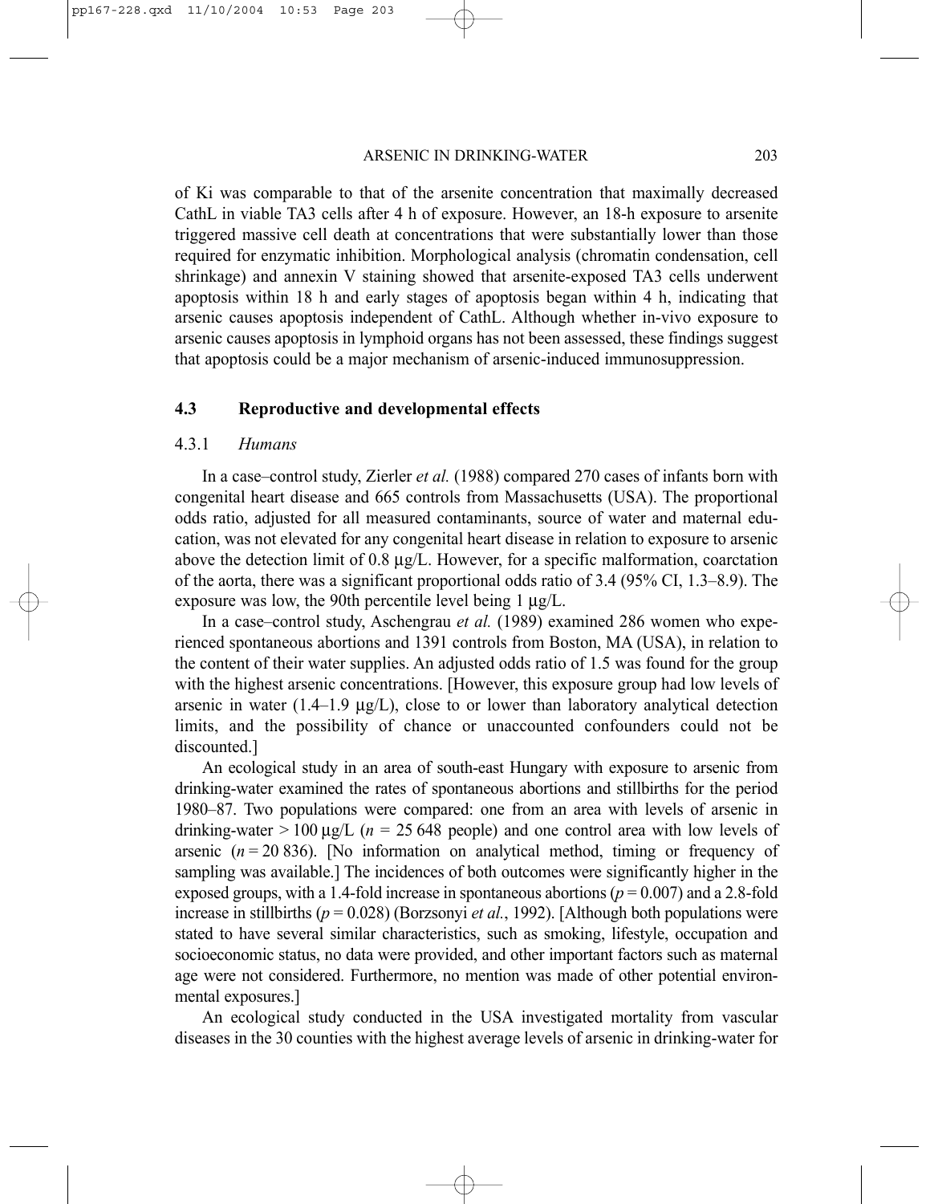of Ki was comparable to that of the arsenite concentration that maximally decreased CathL in viable TA3 cells after 4 h of exposure. However, an 18-h exposure to arsenite triggered massive cell death at concentrations that were substantially lower than those required for enzymatic inhibition. Morphological analysis (chromatin condensation, cell shrinkage) and annexin V staining showed that arsenite-exposed TA3 cells underwent apoptosis within 18 h and early stages of apoptosis began within 4 h, indicating that arsenic causes apoptosis independent of CathL. Although whether in-vivo exposure to arsenic causes apoptosis in lymphoid organs has not been assessed, these findings suggest that apoptosis could be a major mechanism of arsenic-induced immunosuppression.

## 4.3 Reproductive and developmental effects

### 4.3.1 *Humans*

In a case–control study, Zierler *et al.* (1988) compared 270 cases of infants born with congenital heart disease and 665 controls from Massachusetts (USA). The proportional odds ratio, adjusted for all measured contaminants, source of water and maternal education, was not elevated for any congenital heart disease in relation to exposure to arsenic above the detection limit of 0.8 μg/L. However, for a specific malformation, coarctation of the aorta, there was a significant proportional odds ratio of 3.4 (95% CI, 1.3–8.9). The exposure was low, the 90th percentile level being 1 μg/L.

In a case–control study, Aschengrau *et al.* (1989) examined 286 women who experienced spontaneous abortions and 1391 controls from Boston, MA (USA), in relation to the content of their water supplies. An adjusted odds ratio of 1.5 was found for the group with the highest arsenic concentrations. [However, this exposure group had low levels of arsenic in water (1.4–1.9 μg/L), close to or lower than laboratory analytical detection limits, and the possibility of chance or unaccounted confounders could not be discounted.]

An ecological study in an area of south-east Hungary with exposure to arsenic from drinking-water examined the rates of spontaneous abortions and stillbirths for the period 1980–87. Two populations were compared: one from an area with levels of arsenic in drinking-water > 100 μg/L ($n$ = 25 648 people) and one control area with low levels of arsenic ($n$ = 20 836). [No information on analytical method, timing or frequency of sampling was available.] The incidences of both outcomes were significantly higher in the exposed groups, with a 1.4-fold increase in spontaneous abortions ($p = 0.007$) and a 2.8-fold increase in stillbirths ($p = 0.028$) (Borzsonyi *et al.*, 1992). [Although both populations were stated to have several similar characteristics, such as smoking, lifestyle, occupation and socioeconomic status, no data were provided, and other important factors such as maternal age were not considered. Furthermore, no mention was made of other potential environmental exposures.]

An ecological study conducted in the USA investigated mortality from vascular diseases in the 30 counties with the highest average levels of arsenic in drinking-water for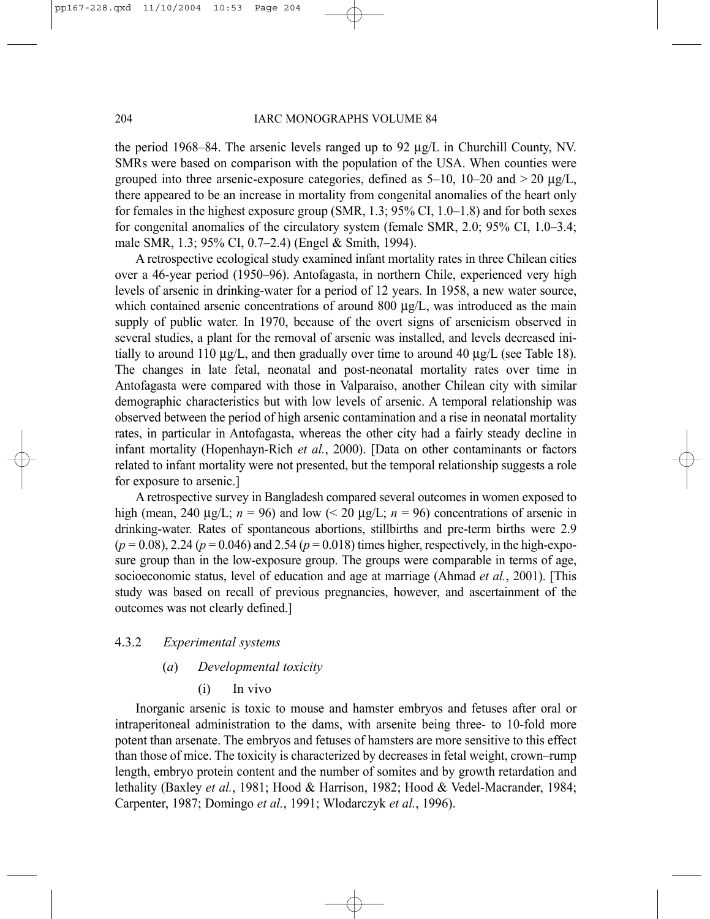the period 1968–84. The arsenic levels ranged up to 92 μg/L in Churchill County, NV. SMRs were based on comparison with the population of the USA. When counties were grouped into three arsenic-exposure categories, defined as 5–10, 10–20 and > 20 μg/L, there appeared to be an increase in mortality from congenital anomalies of the heart only for females in the highest exposure group (SMR, 1.3; 95% CI, 1.0–1.8) and for both sexes for congenital anomalies of the circulatory system (female SMR, 2.0; 95% CI, 1.0–3.4; male SMR, 1.3; 95% CI, 0.7–2.4) (Engel & Smith, 1994).

A retrospective ecological study examined infant mortality rates in three Chilean cities over a 46-year period (1950–96). Antofagasta, in northern Chile, experienced very high levels of arsenic in drinking-water for a period of 12 years. In 1958, a new water source, which contained arsenic concentrations of around 800 μg/L, was introduced as the main supply of public water. In 1970, because of the overt signs of arsenicism observed in several studies, a plant for the removal of arsenic was installed, and levels decreased initially to around 110 μg/L, and then gradually over time to around 40 μg/L (see Table 18). The changes in late fetal, neonatal and post-neonatal mortality rates over time in Antofagasta were compared with those in Valparaiso, another Chilean city with similar demographic characteristics but with low levels of arsenic. A temporal relationship was observed between the period of high arsenic contamination and a rise in neonatal mortality rates, in particular in Antofagasta, whereas the other city had a fairly steady decline in infant mortality (Hopenhayn-Rich *et al.*, 2000). [Data on other contaminants or factors related to infant mortality were not presented, but the temporal relationship suggests a role for exposure to arsenic.]

A retrospective survey in Bangladesh compared several outcomes in women exposed to high (mean, 240 μg/L; $n = 96$) and low (< 20 μg/L; $n = 96$) concentrations of arsenic in drinking-water. Rates of spontaneous abortions, stillbirths and pre-term births were 2.9 ($p = 0.08$), 2.24 ($p = 0.046$) and 2.54 ($p = 0.018$) times higher, respectively, in the high-exposure group than in the low-exposure group. The groups were comparable in terms of age, socioeconomic status, level of education and age at marriage (Ahmad *et al.*, 2001). [This study was based on recall of previous pregnancies, however, and ascertainment of the outcomes was not clearly defined.]

### 4.3.2 *Experimental systems*

#### (*a*) *Developmental toxicity*

##### (i) In vivo

Inorganic arsenic is toxic to mouse and hamster embryos and fetuses after oral or intraperitoneal administration to the dams, with arsenite being three- to 10-fold more potent than arsenate. The embryos and fetuses of hamsters are more sensitive to this effect than those of mice. The toxicity is characterized by decreases in fetal weight, crown–rump length, embryo protein content and the number of somites and by growth retardation and lethality (Baxley *et al.*, 1981; Hood & Harrison, 1982; Hood & Vedel-Macrander, 1984; Carpenter, 1987; Domingo *et al.*, 1991; Wlodarczyk *et al.*, 1996).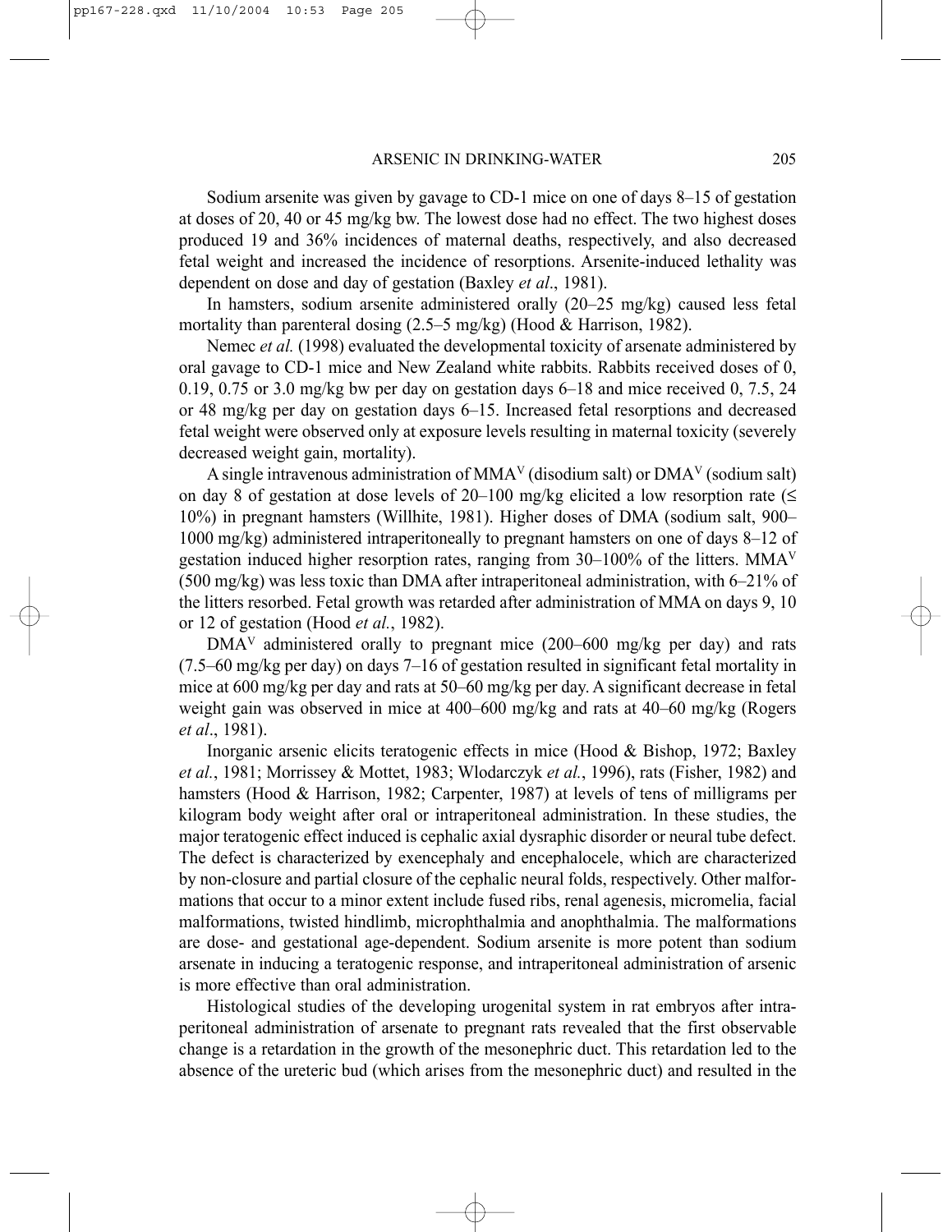Sodium arsenite was given by gavage to CD-1 mice on one of days 8–15 of gestation at doses of 20, 40 or 45 mg/kg bw. The lowest dose had no effect. The two highest doses produced 19 and 36% incidences of maternal deaths, respectively, and also decreased fetal weight and increased the incidence of resorptions. Arsenite-induced lethality was dependent on dose and day of gestation (Baxley *et al*., 1981).

In hamsters, sodium arsenite administered orally (20–25 mg/kg) caused less fetal mortality than parenteral dosing (2.5–5 mg/kg) (Hood & Harrison, 1982).

Nemec *et al.* (1998) evaluated the developmental toxicity of arsenate administered by oral gavage to CD-1 mice and New Zealand white rabbits. Rabbits received doses of 0, 0.19, 0.75 or 3.0 mg/kg bw per day on gestation days 6–18 and mice received 0, 7.5, 24 or 48 mg/kg per day on gestation days 6–15. Increased fetal resorptions and decreased fetal weight were observed only at exposure levels resulting in maternal toxicity (severely decreased weight gain, mortality).

A single intravenous administration of $MMA^{V}$ (disodium salt) or $DMA^{V}$ (sodium salt) on day 8 of gestation at dose levels of 20–100 mg/kg elicited a low resorption rate (≤ 10%) in pregnant hamsters (Willhite, 1981). Higher doses of DMA (sodium salt, 900–1000 mg/kg) administered intraperitoneally to pregnant hamsters on one of days 8–12 of gestation induced higher resorption rates, ranging from 30–100% of the litters. $MMA^{V}$ (500 mg/kg) was less toxic than DMA after intraperitoneal administration, with 6–21% of the litters resorbed. Fetal growth was retarded after administration of MMA on days 9, 10 or 12 of gestation (Hood *et al.*, 1982).

$DMA^{V}$ administered orally to pregnant mice (200–600 mg/kg per day) and rats (7.5–60 mg/kg per day) on days 7–16 of gestation resulted in significant fetal mortality in mice at 600 mg/kg per day and rats at 50–60 mg/kg per day. A significant decrease in fetal weight gain was observed in mice at 400–600 mg/kg and rats at 40–60 mg/kg (Rogers *et al*., 1981).

Inorganic arsenic elicits teratogenic effects in mice (Hood & Bishop, 1972; Baxley *et al.*, 1981; Morrissey & Mottet, 1983; Wlodarczyk *et al.*, 1996), rats (Fisher, 1982) and hamsters (Hood & Harrison, 1982; Carpenter, 1987) at levels of tens of milligrams per kilogram body weight after oral or intraperitoneal administration. In these studies, the major teratogenic effect induced is cephalic axial dysraphic disorder or neural tube defect. The defect is characterized by exencephaly and encephalocele, which are characterized by non-closure and partial closure of the cephalic neural folds, respectively. Other malformations that occur to a minor extent include fused ribs, renal agenesis, micromelia, facial malformations, twisted hindlimb, microphthalmia and anophthalmia. The malformations are dose- and gestational age-dependent. Sodium arsenite is more potent than sodium arsenate in inducing a teratogenic response, and intraperitoneal administration of arsenic is more effective than oral administration.

Histological studies of the developing urogenital system in rat embryos after intraperitoneal administration of arsenate to pregnant rats revealed that the first observable change is a retardation in the growth of the mesonephric duct. This retardation led to the absence of the ureteric bud (which arises from the mesonephric duct) and resulted in the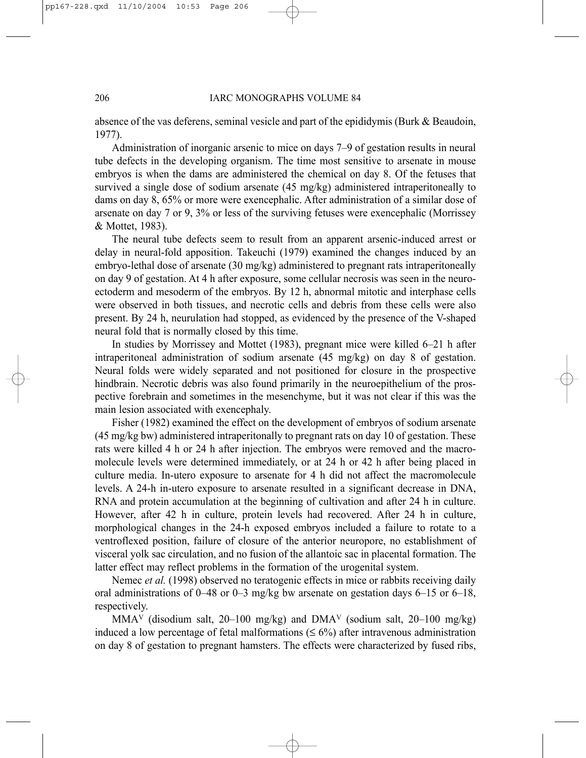absence of the vas deferens, seminal vesicle and part of the epididymis (Burk & Beaudoin, 1977).

Administration of inorganic arsenic to mice on days 7–9 of gestation results in neural tube defects in the developing organism. The time most sensitive to arsenate in mouse embryos is when the dams are administered the chemical on day 8. Of the fetuses that survived a single dose of sodium arsenate (45 mg/kg) administered intraperitoneally to dams on day 8, 65% or more were exencephalic. After administration of a similar dose of arsenate on day 7 or 9, 3% or less of the surviving fetuses were exencephalic (Morrissey & Mottet, 1983).

The neural tube defects seem to result from an apparent arsenic-induced arrest or delay in neural-fold apposition. Takeuchi (1979) examined the changes induced by an embryo-lethal dose of arsenate (30 mg/kg) administered to pregnant rats intraperitoneally on day 9 of gestation. At 4 h after exposure, some cellular necrosis was seen in the neuroectoderm and mesoderm of the embryos. By 12 h, abnormal mitotic and interphase cells were observed in both tissues, and necrotic cells and debris from these cells were also present. By 24 h, neurulation had stopped, as evidenced by the presence of the V-shaped neural fold that is normally closed by this time.

In studies by Morrissey and Mottet (1983), pregnant mice were killed 6–21 h after intraperitoneal administration of sodium arsenate (45 mg/kg) on day 8 of gestation. Neural folds were widely separated and not positioned for closure in the prospective hindbrain. Necrotic debris was also found primarily in the neuroepithelium of the prospective forebrain and sometimes in the mesenchyme, but it was not clear if this was the main lesion associated with exencephaly.

Fisher (1982) examined the effect on the development of embryos of sodium arsenate (45 mg/kg bw) administered intraperitonally to pregnant rats on day 10 of gestation. These rats were killed 4 h or 24 h after injection. The embryos were removed and the macromolecule levels were determined immediately, or at 24 h or 42 h after being placed in culture media. In-utero exposure to arsenate for 4 h did not affect the macromolecule levels. A 24-h in-utero exposure to arsenate resulted in a significant decrease in DNA, RNA and protein accumulation at the beginning of cultivation and after 24 h in culture. However, after 42 h in culture, protein levels had recovered. After 24 h in culture, morphological changes in the 24-h exposed embryos included a failure to rotate to a ventroflexed position, failure of closure of the anterior neuropore, no establishment of visceral yolk sac circulation, and no fusion of the allantoic sac in placental formation. The latter effect may reflect problems in the formation of the urogenital system.

Nemec *et al.* (1998) observed no teratogenic effects in mice or rabbits receiving daily oral administrations of 0–48 or 0–3 mg/kg bw arsenate on gestation days 6–15 or 6–18, respectively.

$MMA^V$ (disodium salt, 20–100 mg/kg) and $DMA^V$ (sodium salt, 20–100 mg/kg) induced a low percentage of fetal malformations ($\leq 6\%$) after intravenous administration on day 8 of gestation to pregnant hamsters. The effects were characterized by fused ribs,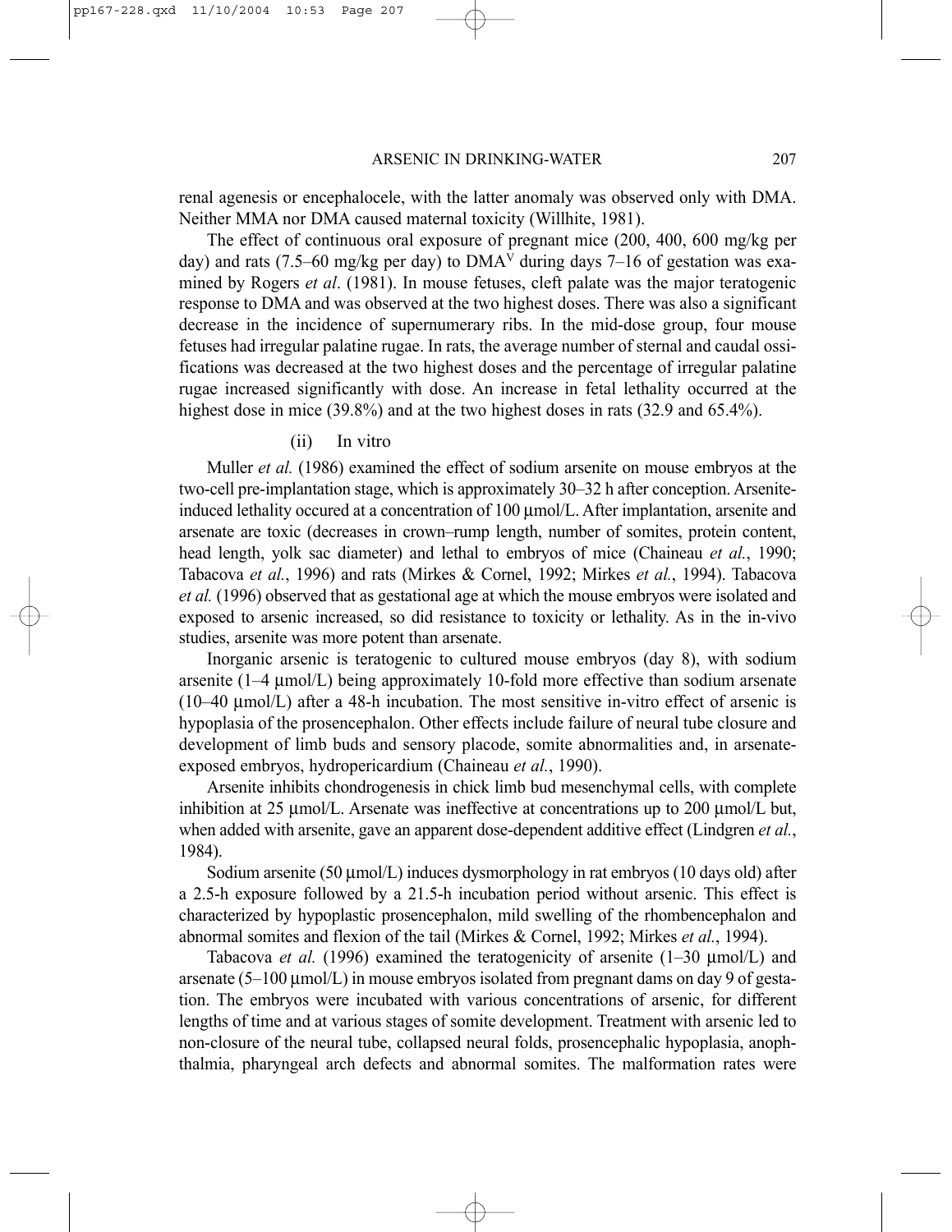renal agenesis or encephalocele, with the latter anomaly was observed only with DMA. Neither MMA nor DMA caused maternal toxicity (Willhite, 1981).

The effect of continuous oral exposure of pregnant mice (200, 400, 600 mg/kg per day) and rats (7.5–60 mg/kg per day) to $DMA^{V}$ during days 7–16 of gestation was examined by Rogers *et al*. (1981). In mouse fetuses, cleft palate was the major teratogenic response to DMA and was observed at the two highest doses. There was also a significant decrease in the incidence of supernumerary ribs. In the mid-dose group, four mouse fetuses had irregular palatine rugae. In rats, the average number of sternal and caudal ossifications was decreased at the two highest doses and the percentage of irregular palatine rugae increased significantly with dose. An increase in fetal lethality occurred at the highest dose in mice (39.8%) and at the two highest doses in rats (32.9 and 65.4%).

(ii) In vitro

Muller *et al.* (1986) examined the effect of sodium arsenite on mouse embryos at the two-cell pre-implantation stage, which is approximately 30–32 h after conception. Arsenite-induced lethality occured at a concentration of 100 μmol/L. After implantation, arsenite and arsenate are toxic (decreases in crown–rump length, number of somites, protein content, head length, yolk sac diameter) and lethal to embryos of mice (Chaineau *et al.*, 1990; Tabacova *et al.*, 1996) and rats (Mirkes & Cornel, 1992; Mirkes *et al.*, 1994). Tabacova *et al.* (1996) observed that as gestational age at which the mouse embryos were isolated and exposed to arsenic increased, so did resistance to toxicity or lethality. As in the in-vivo studies, arsenite was more potent than arsenate.

Inorganic arsenic is teratogenic to cultured mouse embryos (day 8), with sodium arsenite (1–4 μmol/L) being approximately 10-fold more effective than sodium arsenate (10–40 μmol/L) after a 48-h incubation. The most sensitive in-vitro effect of arsenic is hypoplasia of the prosencephalon. Other effects include failure of neural tube closure and development of limb buds and sensory placode, somite abnormalities and, in arsenate-exposed embryos, hydropericardium (Chaineau *et al.*, 1990).

Arsenite inhibits chondrogenesis in chick limb bud mesenchymal cells, with complete inhibition at 25 μmol/L. Arsenate was ineffective at concentrations up to 200 μmol/L but, when added with arsenite, gave an apparent dose-dependent additive effect (Lindgren *et al.*, 1984).

Sodium arsenite (50 μmol/L) induces dysmorphology in rat embryos (10 days old) after a 2.5-h exposure followed by a 21.5-h incubation period without arsenic. This effect is characterized by hypoplastic prosencephalon, mild swelling of the rhombencephalon and abnormal somites and flexion of the tail (Mirkes & Cornel, 1992; Mirkes *et al.*, 1994).

Tabacova *et al.* (1996) examined the teratogenicity of arsenite (1–30 μmol/L) and arsenate (5–100 μmol/L) in mouse embryos isolated from pregnant dams on day 9 of gestation. The embryos were incubated with various concentrations of arsenic, for different lengths of time and at various stages of somite development. Treatment with arsenic led to non-closure of the neural tube, collapsed neural folds, prosencephalic hypoplasia, anophthalmia, pharyngeal arch defects and abnormal somites. The malformation rates were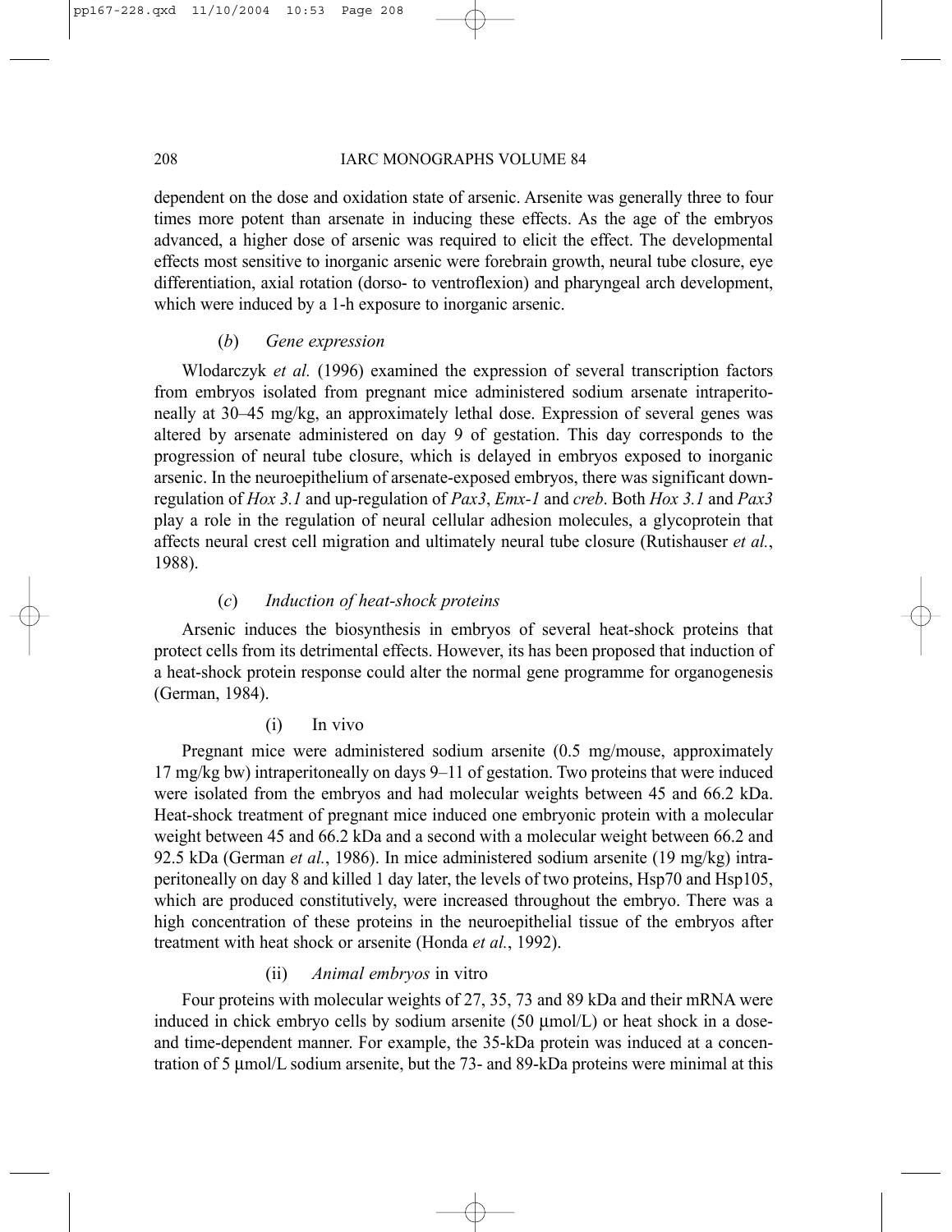dependent on the dose and oxidation state of arsenic. Arsenite was generally three to four times more potent than arsenate in inducing these effects. As the age of the embryos advanced, a higher dose of arsenic was required to elicit the effect. The developmental effects most sensitive to inorganic arsenic were forebrain growth, neural tube closure, eye differentiation, axial rotation (dorso- to ventroflexion) and pharyngeal arch development, which were induced by a 1-h exposure to inorganic arsenic.

#### (*b*) *Gene expression*

Wlodarczyk *et al.* (1996) examined the expression of several transcription factors from embryos isolated from pregnant mice administered sodium arsenate intraperitoneally at 30–45 mg/kg, an approximately lethal dose. Expression of several genes was altered by arsenate administered on day 9 of gestation. This day corresponds to the progression of neural tube closure, which is delayed in embryos exposed to inorganic arsenic. In the neuroepithelium of arsenate-exposed embryos, there was significant down-regulation of *Hox 3.1* and up-regulation of *Pax3*, *Emx-1* and *creb*. Both *Hox 3.1* and *Pax3* play a role in the regulation of neural cellular adhesion molecules, a glycoprotein that affects neural crest cell migration and ultimately neural tube closure (Rutishauser *et al.*, 1988).

#### (*c*) *Induction of heat-shock proteins*

Arsenic induces the biosynthesis in embryos of several heat-shock proteins that protect cells from its detrimental effects. However, its has been proposed that induction of a heat-shock protein response could alter the normal gene programme for organogenesis (German, 1984).

##### (i) In vivo

Pregnant mice were administered sodium arsenite (0.5 mg/mouse, approximately 17 mg/kg bw) intraperitoneally on days 9–11 of gestation. Two proteins that were induced were isolated from the embryos and had molecular weights between 45 and 66.2 kDa. Heat-shock treatment of pregnant mice induced one embryonic protein with a molecular weight between 45 and 66.2 kDa and a second with a molecular weight between 66.2 and 92.5 kDa (German *et al.*, 1986). In mice administered sodium arsenite (19 mg/kg) intraperitoneally on day 8 and killed 1 day later, the levels of two proteins, Hsp70 and Hsp105, which are produced constitutively, were increased throughout the embryo. There was a high concentration of these proteins in the neuroepithelial tissue of the embryos after treatment with heat shock or arsenite (Honda *et al.*, 1992).

##### (ii) *Animal embryos* in vitro

Four proteins with molecular weights of 27, 35, 73 and 89 kDa and their mRNA were induced in chick embryo cells by sodium arsenite (50 μmol/L) or heat shock in a dose- and time-dependent manner. For example, the 35-kDa protein was induced at a concentration of 5 μmol/L sodium arsenite, but the 73- and 89-kDa proteins were minimal at this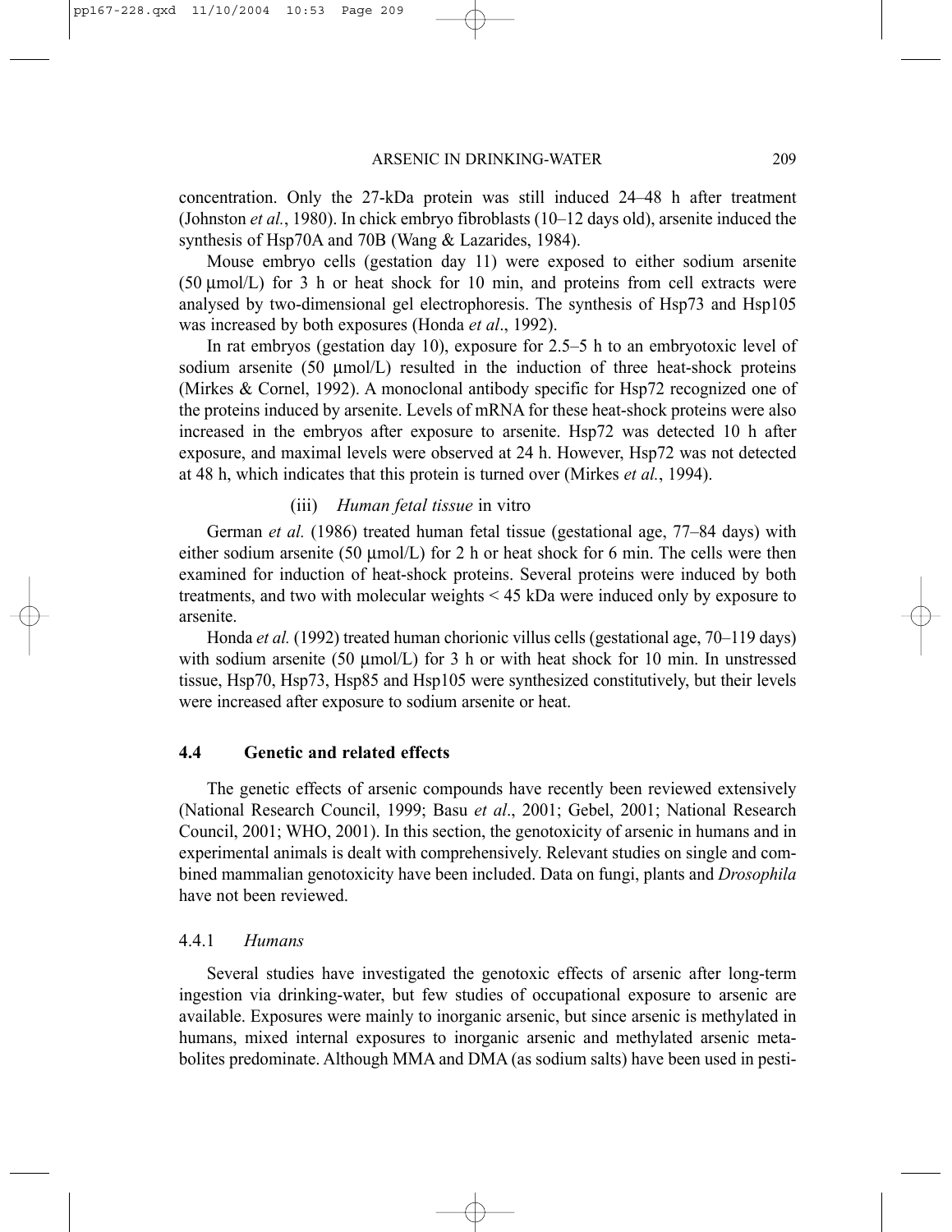concentration. Only the 27-kDa protein was still induced 24–48 h after treatment (Johnston *et al.*, 1980). In chick embryo fibroblasts (10–12 days old), arsenite induced the synthesis of Hsp70A and 70B (Wang & Lazarides, 1984).

Mouse embryo cells (gestation day 11) were exposed to either sodium arsenite (50 μmol/L) for 3 h or heat shock for 10 min, and proteins from cell extracts were analysed by two-dimensional gel electrophoresis. The synthesis of Hsp73 and Hsp105 was increased by both exposures (Honda *et al*., 1992).

In rat embryos (gestation day 10), exposure for 2.5–5 h to an embryotoxic level of sodium arsenite (50 μmol/L) resulted in the induction of three heat-shock proteins (Mirkes & Cornel, 1992). A monoclonal antibody specific for Hsp72 recognized one of the proteins induced by arsenite. Levels of mRNA for these heat-shock proteins were also increased in the embryos after exposure to arsenite. Hsp72 was detected 10 h after exposure, and maximal levels were observed at 24 h. However, Hsp72 was not detected at 48 h, which indicates that this protein is turned over (Mirkes *et al.*, 1994).

(iii) *Human fetal tissue* in vitro

German *et al.* (1986) treated human fetal tissue (gestational age, 77–84 days) with either sodium arsenite (50 μmol/L) for 2 h or heat shock for 6 min. The cells were then examined for induction of heat-shock proteins. Several proteins were induced by both treatments, and two with molecular weights < 45 kDa were induced only by exposure to arsenite.

Honda *et al.* (1992) treated human chorionic villus cells (gestational age, 70–119 days) with sodium arsenite (50 μmol/L) for 3 h or with heat shock for 10 min. In unstressed tissue, Hsp70, Hsp73, Hsp85 and Hsp105 were synthesized constitutively, but their levels were increased after exposure to sodium arsenite or heat.

## 4.4 Genetic and related effects

The genetic effects of arsenic compounds have recently been reviewed extensively (National Research Council, 1999; Basu *et al*., 2001; Gebel, 2001; National Research Council, 2001; WHO, 2001). In this section, the genotoxicity of arsenic in humans and in experimental animals is dealt with comprehensively. Relevant studies on single and combined mammalian genotoxicity have been included. Data on fungi, plants and *Drosophila* have not been reviewed.

### 4.4.1 *Humans*

Several studies have investigated the genotoxic effects of arsenic after long-term ingestion via drinking-water, but few studies of occupational exposure to arsenic are available. Exposures were mainly to inorganic arsenic, but since arsenic is methylated in humans, mixed internal exposures to inorganic arsenic and methylated arsenic metabolites predominate. Although MMA and DMA (as sodium salts) have been used in pesti-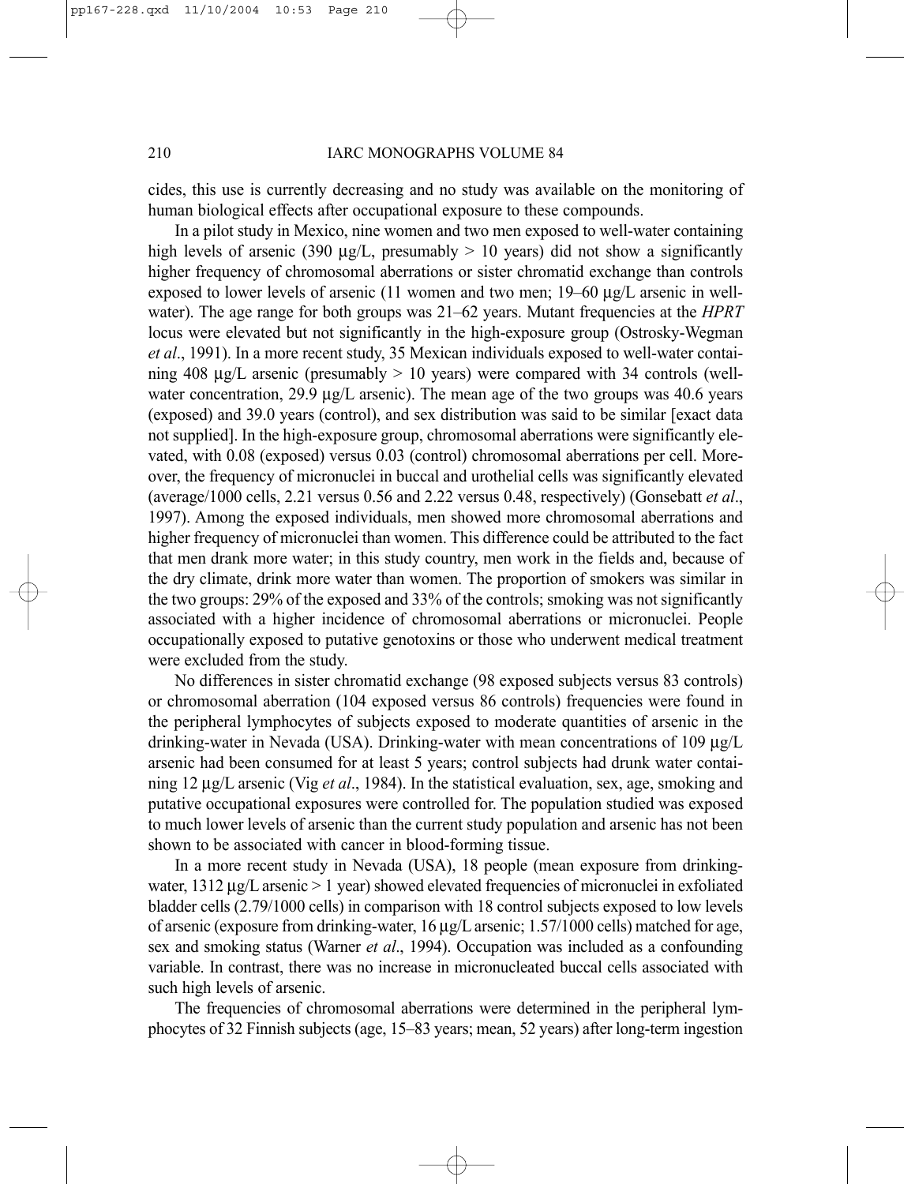cides, this use is currently decreasing and no study was available on the monitoring of human biological effects after occupational exposure to these compounds.

In a pilot study in Mexico, nine women and two men exposed to well-water containing high levels of arsenic (390 μg/L, presumably > 10 years) did not show a significantly higher frequency of chromosomal aberrations or sister chromatid exchange than controls exposed to lower levels of arsenic (11 women and two men; 19–60 μg/L arsenic in well-water). The age range for both groups was 21–62 years. Mutant frequencies at the *HPRT* locus were elevated but not significantly in the high-exposure group (Ostrosky-Wegman *et al*., 1991). In a more recent study, 35 Mexican individuals exposed to well-water containing 408 μg/L arsenic (presumably > 10 years) were compared with 34 controls (well-water concentration, 29.9 μg/L arsenic). The mean age of the two groups was 40.6 years (exposed) and 39.0 years (control), and sex distribution was said to be similar [exact data not supplied]. In the high-exposure group, chromosomal aberrations were significantly elevated, with 0.08 (exposed) versus 0.03 (control) chromosomal aberrations per cell. Moreover, the frequency of micronuclei in buccal and urothelial cells was significantly elevated (average/1000 cells, 2.21 versus 0.56 and 2.22 versus 0.48, respectively) (Gonsebatt *et al*., 1997). Among the exposed individuals, men showed more chromosomal aberrations and higher frequency of micronuclei than women. This difference could be attributed to the fact that men drank more water; in this study country, men work in the fields and, because of the dry climate, drink more water than women. The proportion of smokers was similar in the two groups: 29% of the exposed and 33% of the controls; smoking was not significantly associated with a higher incidence of chromosomal aberrations or micronuclei. People occupationally exposed to putative genotoxins or those who underwent medical treatment were excluded from the study.

No differences in sister chromatid exchange (98 exposed subjects versus 83 controls) or chromosomal aberration (104 exposed versus 86 controls) frequencies were found in the peripheral lymphocytes of subjects exposed to moderate quantities of arsenic in the drinking-water in Nevada (USA). Drinking-water with mean concentrations of 109 μg/L arsenic had been consumed for at least 5 years; control subjects had drunk water containing 12 μg/L arsenic (Vig *et al*., 1984). In the statistical evaluation, sex, age, smoking and putative occupational exposures were controlled for. The population studied was exposed to much lower levels of arsenic than the current study population and arsenic has not been shown to be associated with cancer in blood-forming tissue.

In a more recent study in Nevada (USA), 18 people (mean exposure from drinking-water, 1312 μg/L arsenic > 1 year) showed elevated frequencies of micronuclei in exfoliated bladder cells (2.79/1000 cells) in comparison with 18 control subjects exposed to low levels of arsenic (exposure from drinking-water, 16 μg/L arsenic; 1.57/1000 cells) matched for age, sex and smoking status (Warner *et al*., 1994). Occupation was included as a confounding variable. In contrast, there was no increase in micronucleated buccal cells associated with such high levels of arsenic.

The frequencies of chromosomal aberrations were determined in the peripheral lymphocytes of 32 Finnish subjects (age, 15–83 years; mean, 52 years) after long-term ingestion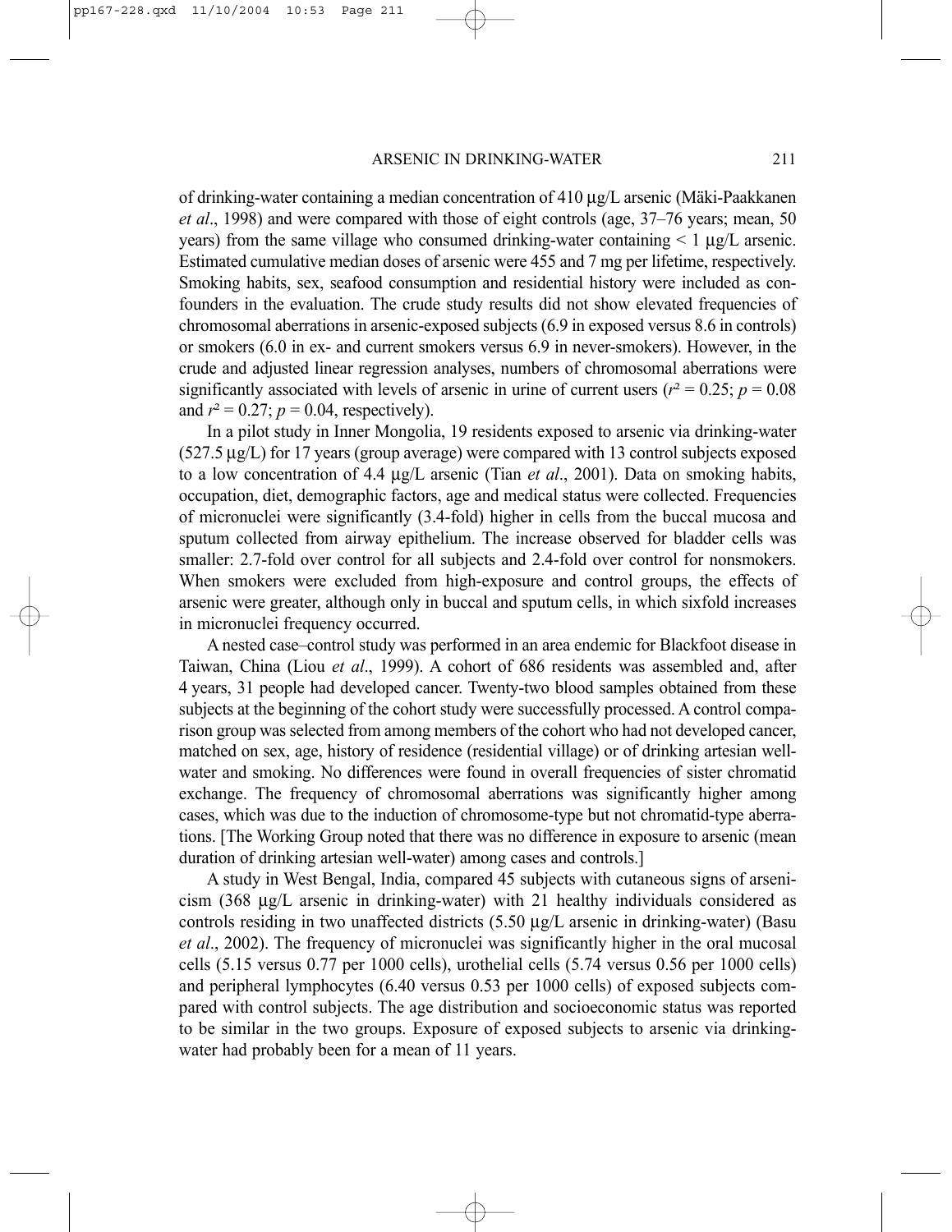of drinking-water containing a median concentration of 410 μg/L arsenic (Mäki-Paakkanen *et al*., 1998) and were compared with those of eight controls (age, 37–76 years; mean, 50 years) from the same village who consumed drinking-water containing < 1 μg/L arsenic. Estimated cumulative median doses of arsenic were 455 and 7 mg per lifetime, respectively. Smoking habits, sex, seafood consumption and residential history were included as confounders in the evaluation. The crude study results did not show elevated frequencies of chromosomal aberrations in arsenic-exposed subjects (6.9 in exposed versus 8.6 in controls) or smokers (6.0 in ex- and current smokers versus 6.9 in never-smokers). However, in the crude and adjusted linear regression analyses, numbers of chromosomal aberrations were significantly associated with levels of arsenic in urine of current users ($r^2 = 0.25$; $p = 0.08$ and $r^2 = 0.27$; $p = 0.04$, respectively).

In a pilot study in Inner Mongolia, 19 residents exposed to arsenic via drinking-water (527.5 μg/L) for 17 years (group average) were compared with 13 control subjects exposed to a low concentration of 4.4 μg/L arsenic (Tian *et al*., 2001). Data on smoking habits, occupation, diet, demographic factors, age and medical status were collected. Frequencies of micronuclei were significantly (3.4-fold) higher in cells from the buccal mucosa and sputum collected from airway epithelium. The increase observed for bladder cells was smaller: 2.7-fold over control for all subjects and 2.4-fold over control for nonsmokers. When smokers were excluded from high-exposure and control groups, the effects of arsenic were greater, although only in buccal and sputum cells, in which sixfold increases in micronuclei frequency occurred.

A nested case–control study was performed in an area endemic for Blackfoot disease in Taiwan, China (Liou *et al*., 1999). A cohort of 686 residents was assembled and, after 4 years, 31 people had developed cancer. Twenty-two blood samples obtained from these subjects at the beginning of the cohort study were successfully processed. A control comparison group was selected from among members of the cohort who had not developed cancer, matched on sex, age, history of residence (residential village) or of drinking artesian well-water and smoking. No differences were found in overall frequencies of sister chromatid exchange. The frequency of chromosomal aberrations was significantly higher among cases, which was due to the induction of chromosome-type but not chromatid-type aberrations. [The Working Group noted that there was no difference in exposure to arsenic (mean duration of drinking artesian well-water) among cases and controls.]

A study in West Bengal, India, compared 45 subjects with cutaneous signs of arsenicism (368 μg/L arsenic in drinking-water) with 21 healthy individuals considered as controls residing in two unaffected districts (5.50 μg/L arsenic in drinking-water) (Basu *et al*., 2002). The frequency of micronuclei was significantly higher in the oral mucosal cells (5.15 versus 0.77 per 1000 cells), urothelial cells (5.74 versus 0.56 per 1000 cells) and peripheral lymphocytes (6.40 versus 0.53 per 1000 cells) of exposed subjects compared with control subjects. The age distribution and socioeconomic status was reported to be similar in the two groups. Exposure of exposed subjects to arsenic via drinking-water had probably been for a mean of 11 years.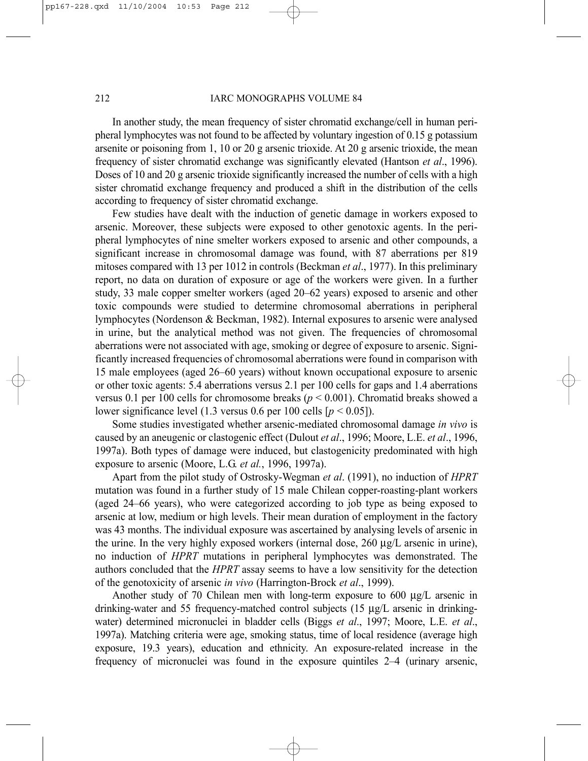In another study, the mean frequency of sister chromatid exchange/cell in human peripheral lymphocytes was not found to be affected by voluntary ingestion of 0.15 g potassium arsenite or poisoning from 1, 10 or 20 g arsenic trioxide. At 20 g arsenic trioxide, the mean frequency of sister chromatid exchange was significantly elevated (Hantson *et al*., 1996). Doses of 10 and 20 g arsenic trioxide significantly increased the number of cells with a high sister chromatid exchange frequency and produced a shift in the distribution of the cells according to frequency of sister chromatid exchange.

Few studies have dealt with the induction of genetic damage in workers exposed to arsenic. Moreover, these subjects were exposed to other genotoxic agents. In the peripheral lymphocytes of nine smelter workers exposed to arsenic and other compounds, a significant increase in chromosomal damage was found, with 87 aberrations per 819 mitoses compared with 13 per 1012 in controls (Beckman *et al*., 1977). In this preliminary report, no data on duration of exposure or age of the workers were given. In a further study, 33 male copper smelter workers (aged 20–62 years) exposed to arsenic and other toxic compounds were studied to determine chromosomal aberrations in peripheral lymphocytes (Nordenson & Beckman, 1982). Internal exposures to arsenic were analysed in urine, but the analytical method was not given. The frequencies of chromosomal aberrations were not associated with age, smoking or degree of exposure to arsenic. Significantly increased frequencies of chromosomal aberrations were found in comparison with 15 male employees (aged 26–60 years) without known occupational exposure to arsenic or other toxic agents: 5.4 aberrations versus 2.1 per 100 cells for gaps and 1.4 aberrations versus 0.1 per 100 cells for chromosome breaks ($p < 0.001$). Chromatid breaks showed a lower significance level (1.3 versus 0.6 per 100 cells [$p < 0.05$]).

Some studies investigated whether arsenic-mediated chromosomal damage *in vivo* is caused by an aneugenic or clastogenic effect (Dulout *et al*., 1996; Moore, L.E. *et al*., 1996, 1997a). Both types of damage were induced, but clastogenicity predominated with high exposure to arsenic (Moore, L.G. *et al.*, 1996, 1997a).

Apart from the pilot study of Ostrosky-Wegman *et al*. (1991), no induction of *HPRT* mutation was found in a further study of 15 male Chilean copper-roasting-plant workers (aged 24–66 years), who were categorized according to job type as being exposed to arsenic at low, medium or high levels. Their mean duration of employment in the factory was 43 months. The individual exposure was ascertained by analysing levels of arsenic in the urine. In the very highly exposed workers (internal dose, 260 μg/L arsenic in urine), no induction of *HPRT* mutations in peripheral lymphocytes was demonstrated. The authors concluded that the *HPRT* assay seems to have a low sensitivity for the detection of the genotoxicity of arsenic *in vivo* (Harrington-Brock *et al*., 1999).

Another study of 70 Chilean men with long-term exposure to 600 μg/L arsenic in drinking-water and 55 frequency-matched control subjects (15 μg/L arsenic in drinking-water) determined micronuclei in bladder cells (Biggs *et al*., 1997; Moore, L.E. *et al*., 1997a). Matching criteria were age, smoking status, time of local residence (average high exposure, 19.3 years), education and ethnicity. An exposure-related increase in the frequency of micronuclei was found in the exposure quintiles 2–4 (urinary arsenic,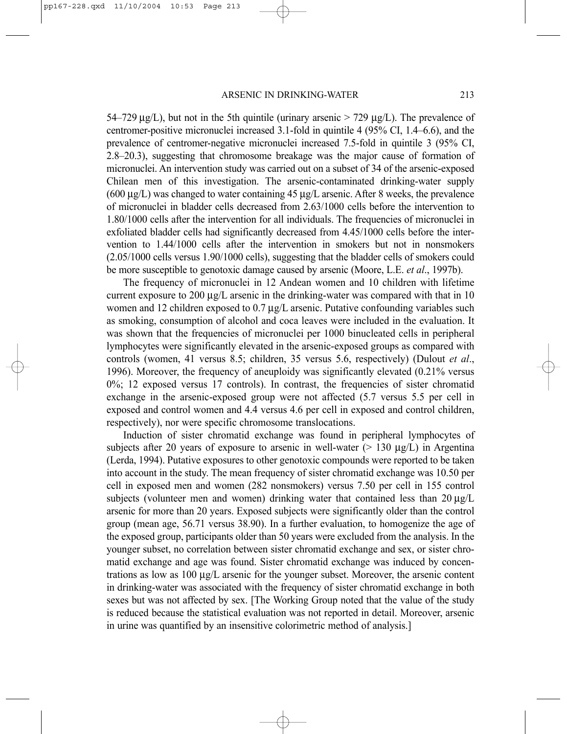54–729 μg/L), but not in the 5th quintile (urinary arsenic > 729 μg/L). The prevalence of centromer-positive micronuclei increased 3.1-fold in quintile 4 (95% CI, 1.4–6.6), and the prevalence of centromer-negative micronuclei increased 7.5-fold in quintile 3 (95% CI, 2.8–20.3), suggesting that chromosome breakage was the major cause of formation of micronuclei. An intervention study was carried out on a subset of 34 of the arsenic-exposed Chilean men of this investigation. The arsenic-contaminated drinking-water supply (600 μg/L) was changed to water containing 45 μg/L arsenic. After 8 weeks, the prevalence of micronuclei in bladder cells decreased from 2.63/1000 cells before the intervention to 1.80/1000 cells after the intervention for all individuals. The frequencies of micronuclei in exfoliated bladder cells had significantly decreased from 4.45/1000 cells before the intervention to 1.44/1000 cells after the intervention in smokers but not in nonsmokers (2.05/1000 cells versus 1.90/1000 cells), suggesting that the bladder cells of smokers could be more susceptible to genotoxic damage caused by arsenic (Moore, L.E. *et al*., 1997b).

The frequency of micronuclei in 12 Andean women and 10 children with lifetime current exposure to 200 μg/L arsenic in the drinking-water was compared with that in 10 women and 12 children exposed to 0.7 μg/L arsenic. Putative confounding variables such as smoking, consumption of alcohol and coca leaves were included in the evaluation. It was shown that the frequencies of micronuclei per 1000 binucleated cells in peripheral lymphocytes were significantly elevated in the arsenic-exposed groups as compared with controls (women, 41 versus 8.5; children, 35 versus 5.6, respectively) (Dulout *et al*., 1996). Moreover, the frequency of aneuploidy was significantly elevated (0.21% versus 0%; 12 exposed versus 17 controls). In contrast, the frequencies of sister chromatid exchange in the arsenic-exposed group were not affected (5.7 versus 5.5 per cell in exposed and control women and 4.4 versus 4.6 per cell in exposed and control children, respectively), nor were specific chromosome translocations.

Induction of sister chromatid exchange was found in peripheral lymphocytes of subjects after 20 years of exposure to arsenic in well-water (> 130 μg/L) in Argentina (Lerda, 1994). Putative exposures to other genotoxic compounds were reported to be taken into account in the study. The mean frequency of sister chromatid exchange was 10.50 per cell in exposed men and women (282 nonsmokers) versus 7.50 per cell in 155 control subjects (volunteer men and women) drinking water that contained less than 20 μg/L arsenic for more than 20 years. Exposed subjects were significantly older than the control group (mean age, 56.71 versus 38.90). In a further evaluation, to homogenize the age of the exposed group, participants older than 50 years were excluded from the analysis. In the younger subset, no correlation between sister chromatid exchange and sex, or sister chromatid exchange and age was found. Sister chromatid exchange was induced by concentrations as low as 100 μg/L arsenic for the younger subset. Moreover, the arsenic content in drinking-water was associated with the frequency of sister chromatid exchange in both sexes but was not affected by sex. [The Working Group noted that the value of the study is reduced because the statistical evaluation was not reported in detail. Moreover, arsenic in urine was quantified by an insensitive colorimetric method of analysis.]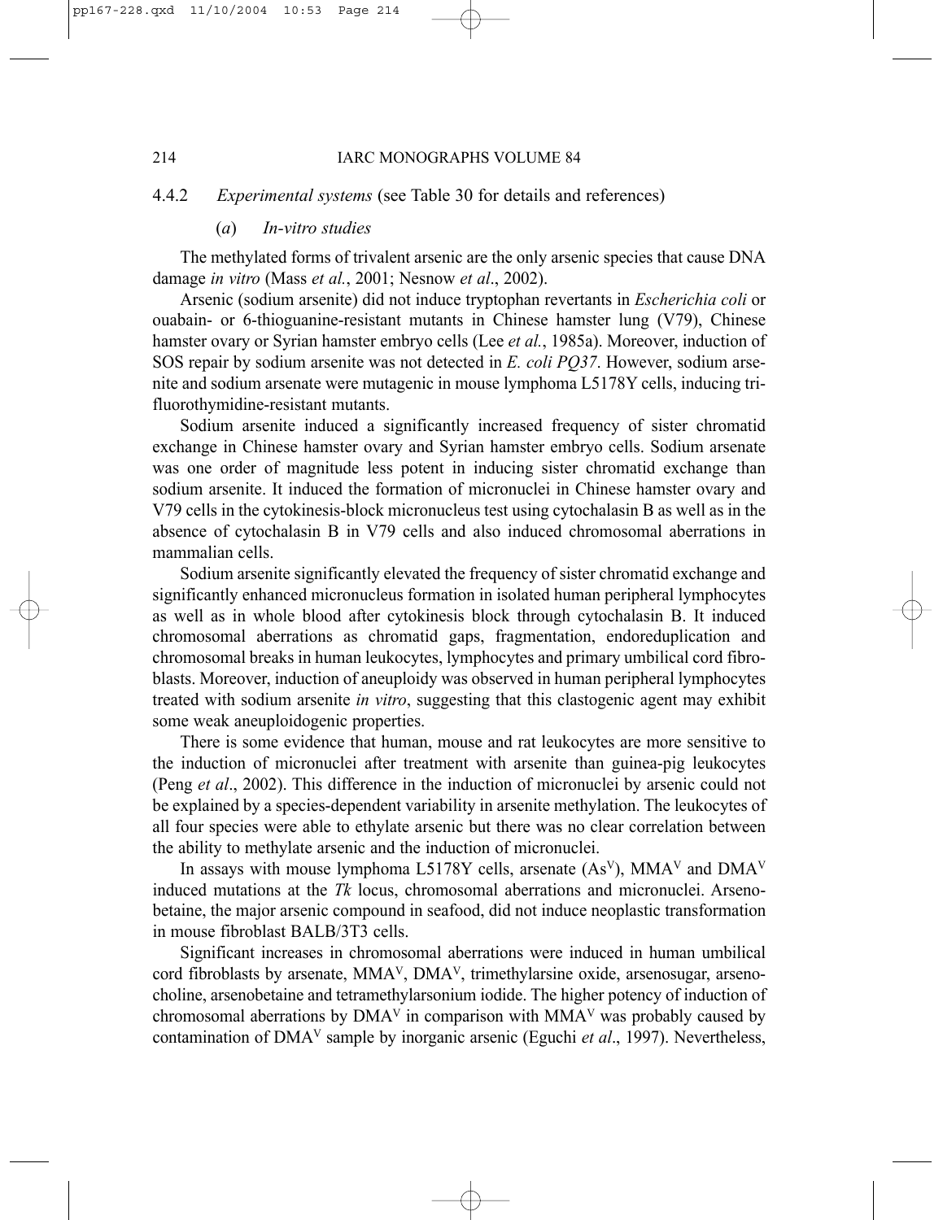#### 4.4.2 *Experimental systems* (see Table 30 for details and references)

##### (*a*) *In-vitro studies*

The methylated forms of trivalent arsenic are the only arsenic species that cause DNA damage *in vitro* (Mass *et al.*, 2001; Nesnow *et al*., 2002).

Arsenic (sodium arsenite) did not induce tryptophan revertants in *Escherichia coli* or ouabain- or 6-thioguanine-resistant mutants in Chinese hamster lung (V79), Chinese hamster ovary or Syrian hamster embryo cells (Lee *et al.*, 1985a). Moreover, induction of SOS repair by sodium arsenite was not detected in *E. coli PQ37*. However, sodium arsenite and sodium arsenate were mutagenic in mouse lymphoma L5178Y cells, inducing trifluorothymidine-resistant mutants.

Sodium arsenite induced a significantly increased frequency of sister chromatid exchange in Chinese hamster ovary and Syrian hamster embryo cells. Sodium arsenate was one order of magnitude less potent in inducing sister chromatid exchange than sodium arsenite. It induced the formation of micronuclei in Chinese hamster ovary and V79 cells in the cytokinesis-block micronucleus test using cytochalasin B as well as in the absence of cytochalasin B in V79 cells and also induced chromosomal aberrations in mammalian cells.

Sodium arsenite significantly elevated the frequency of sister chromatid exchange and significantly enhanced micronucleus formation in isolated human peripheral lymphocytes as well as in whole blood after cytokinesis block through cytochalasin B. It induced chromosomal aberrations as chromatid gaps, fragmentation, endoreduplication and chromosomal breaks in human leukocytes, lymphocytes and primary umbilical cord fibroblasts. Moreover, induction of aneuploidy was observed in human peripheral lymphocytes treated with sodium arsenite *in vitro*, suggesting that this clastogenic agent may exhibit some weak aneuploidogenic properties.

There is some evidence that human, mouse and rat leukocytes are more sensitive to the induction of micronuclei after treatment with arsenite than guinea-pig leukocytes (Peng *et al*., 2002). This difference in the induction of micronuclei by arsenic could not be explained by a species-dependent variability in arsenite methylation. The leukocytes of all four species were able to ethylate arsenic but there was no clear correlation between the ability to methylate arsenic and the induction of micronuclei.

In assays with mouse lymphoma L5178Y cells, arsenate ($As^V$), $MMA^V$ and $DMA^V$ induced mutations at the *Tk* locus, chromosomal aberrations and micronuclei. Arsenobetaine, the major arsenic compound in seafood, did not induce neoplastic transformation in mouse fibroblast BALB/3T3 cells.

Significant increases in chromosomal aberrations were induced in human umbilical cord fibroblasts by arsenate, $MMA^V$, $DMA^V$, trimethylarsine oxide, arsenosugar, arsenocholine, arsenobetaine and tetramethylarsonium iodide. The higher potency of induction of chromosomal aberrations by $DMA^V$ in comparison with $MMA^V$ was probably caused by contamination of $DMA^V$ sample by inorganic arsenic (Eguchi *et al*., 1997). Nevertheless,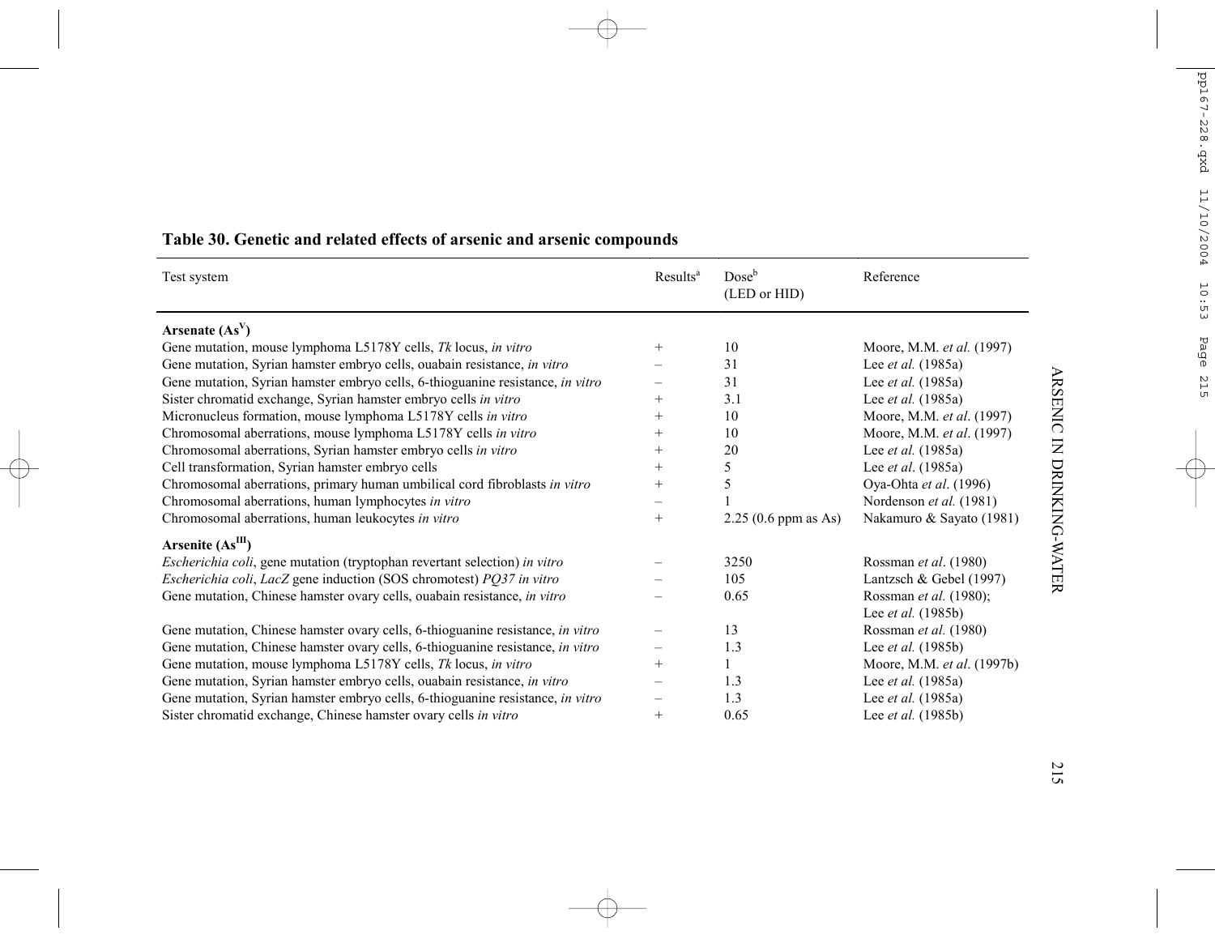**Table 30. Genetic and related effects of arsenic and arsenic compounds**

| Test system | Results[a] | Dose[b] (LED or HID) | Reference |
|---|---|---|---|
| **Arsenate ($As^{V}$)** | | | |
| Gene mutation, mouse lymphoma L5178Y cells, *Tk* locus, *in vitro* | + | 10 | Moore, M.M. *et al.* (1997) |
| Gene mutation, Syrian hamster embryo cells, ouabain resistance, *in vitro* | – | 31 | Lee *et al.* (1985a) |
| Gene mutation, Syrian hamster embryo cells, 6-thioguanine resistance, *in vitro* | – | 31 | Lee *et al.* (1985a) |
| Sister chromatid exchange, Syrian hamster embryo cells *in vitro* | + | 3.1 | Lee *et al.* (1985a) |
| Micronucleus formation, mouse lymphoma L5178Y cells *in vitro* | + | 10 | Moore, M.M. *et al*. (1997) |
| Chromosomal aberrations, mouse lymphoma L5178Y cells *in vitro* | + | 10 | Moore, M.M. *et al*. (1997) |
| Chromosomal aberrations, Syrian hamster embryo cells *in vitro* | + | 20 | Lee *et al.* (1985a) |
| Cell transformation, Syrian hamster embryo cells | + | 5 | Lee *et al*. (1985a) |
| Chromosomal aberrations, primary human umbilical cord fibroblasts *in vitro* | + | 5 | Oya-Ohta *et al*. (1996) |
| Chromosomal aberrations, human lymphocytes *in vitro* | – | 1 | Nordenson *et al.* (1981) |
| Chromosomal aberrations, human leukocytes *in vitro* | + | 2.25 (0.6 ppm as As) | Nakamuro & Sayato (1981) |
| **Arsenite ($As^{III}$)** | | | |
| *Escherichia coli*, gene mutation (tryptophan revertant selection) *in vitro* | – | 3250 | Rossman *et al*. (1980) |
| *Escherichia coli*, *LacZ* gene induction (SOS chromotest) *PQ37 in vitro* | – | 105 | Lantzsch & Gebel (1997) |
| Gene mutation, Chinese hamster ovary cells, ouabain resistance, *in vitro* | – | 0.65 | Rossman *et al.* (1980); Lee *et al.* (1985b) |
| Gene mutation, Chinese hamster ovary cells, 6-thioguanine resistance, *in vitro* | – | 13 | Rossman *et al.* (1980) |
| Gene mutation, Chinese hamster ovary cells, 6-thioguanine resistance, *in vitro* | – | 1.3 | Lee *et al.* (1985b) |
| Gene mutation, mouse lymphoma L5178Y cells, *Tk* locus, *in vitro* | + | 1 | Moore, M.M. *et al*. (1997b) |
| Gene mutation, Syrian hamster embryo cells, ouabain resistance, *in vitro* | – | 1.3 | Lee *et al.* (1985a) |
| Gene mutation, Syrian hamster embryo cells, 6-thioguanine resistance, *in vitro* | – | 1.3 | Lee *et al.* (1985a) |
| Sister chromatid exchange, Chinese hamster ovary cells *in vitro* | + | 0.65 | Lee *et al.* (1985b) |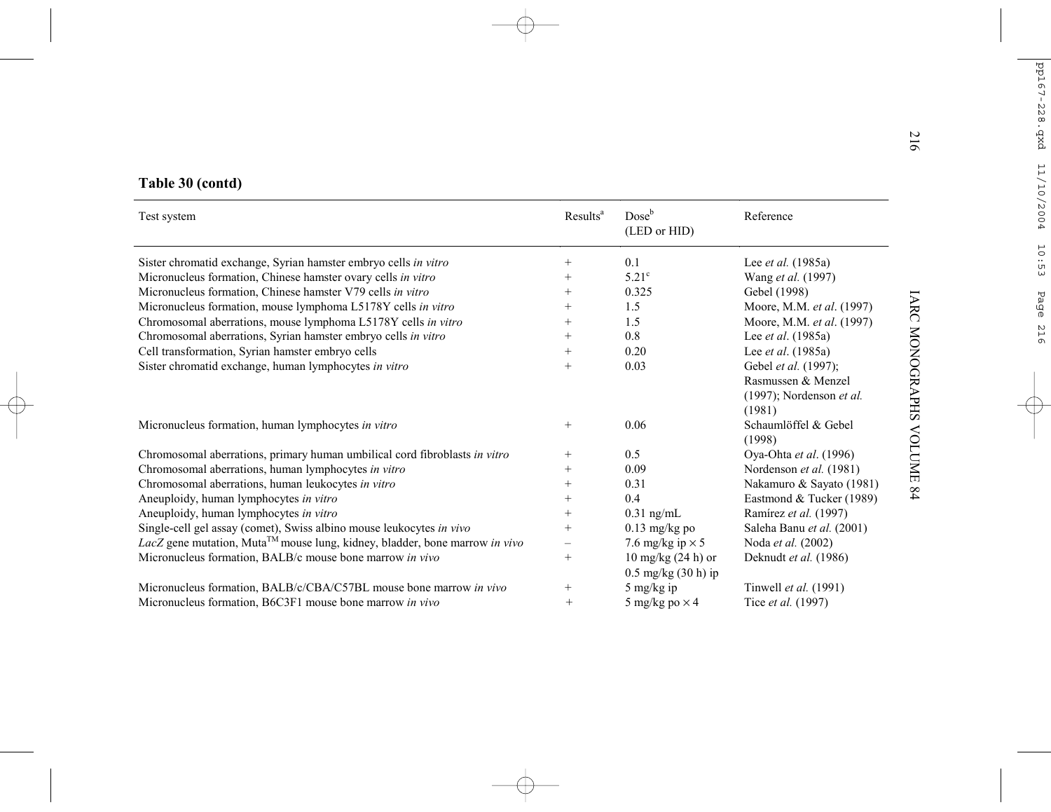**Table 30 (contd)**

| Test system | Results[a] | Dose[b] (LED or HID) | Reference |
|---|---|---|---|
| Sister chromatid exchange, Syrian hamster embryo cells *in vitro* | + | 0.1 | Lee *et al.* (1985a) |
| Micronucleus formation, Chinese hamster ovary cells *in vitro* | + | 5.21[c] | Wang *et al.* (1997) |
| Micronucleus formation, Chinese hamster V79 cells *in vitro* | + | 0.325 | Gebel (1998) |
| Micronucleus formation, mouse lymphoma L5178Y cells *in vitro* | + | 1.5 | Moore, M.M. *et al*. (1997) |
| Chromosomal aberrations, mouse lymphoma L5178Y cells *in vitro* | + | 1.5 | Moore, M.M. *et al*. (1997) |
| Chromosomal aberrations, Syrian hamster embryo cells *in vitro* | + | 0.8 | Lee *et al*. (1985a) |
| Cell transformation, Syrian hamster embryo cells | + | 0.20 | Lee *et al*. (1985a) |
| Sister chromatid exchange, human lymphocytes *in vitro* | + | 0.03 | Gebel *et al.* (1997); Rasmussen & Menzel (1997); Nordenson *et al.* (1981) |
| Micronucleus formation, human lymphocytes *in vitro* | + | 0.06 | Schaumlöffel & Gebel (1998) |
| Chromosomal aberrations, primary human umbilical cord fibroblasts *in vitro* | + | 0.5 | Oya-Ohta *et al*. (1996) |
| Chromosomal aberrations, human lymphocytes *in vitro* | + | 0.09 | Nordenson *et al.* (1981) |
| Chromosomal aberrations, human leukocytes *in vitro* | + | 0.31 | Nakamuro & Sayato (1981) |
| Aneuploidy, human lymphocytes *in vitro* | + | 0.4 | Eastmond & Tucker (1989) |
| Aneuploidy, human lymphocytes *in vitro* | + | 0.31 ng/mL | Ramírez *et al.* (1997) |
| Single-cell gel assay (comet), Swiss albino mouse leukocytes *in vivo* | + | 0.13 mg/kg po | Saleha Banu *et al.* (2001) |
| *LacZ* gene mutation, Muta[TM] mouse lung, kidney, bladder, bone marrow *in vivo* | – | 7.6 mg/kg ip × 5 | Noda *et al.* (2002) |
| Micronucleus formation, BALB/c mouse bone marrow *in vivo* | + | 10 mg/kg (24 h) or 0.5 mg/kg (30 h) ip | Deknudt *et al.* (1986) |
| Micronucleus formation, BALB/c/CBA/C57BL mouse bone marrow *in vivo* | + | 5 mg/kg ip | Tinwell *et al.* (1991) |
| Micronucleus formation, B6C3F1 mouse bone marrow *in vivo* | + | 5 mg/kg po × 4 | Tice *et al.* (1997) |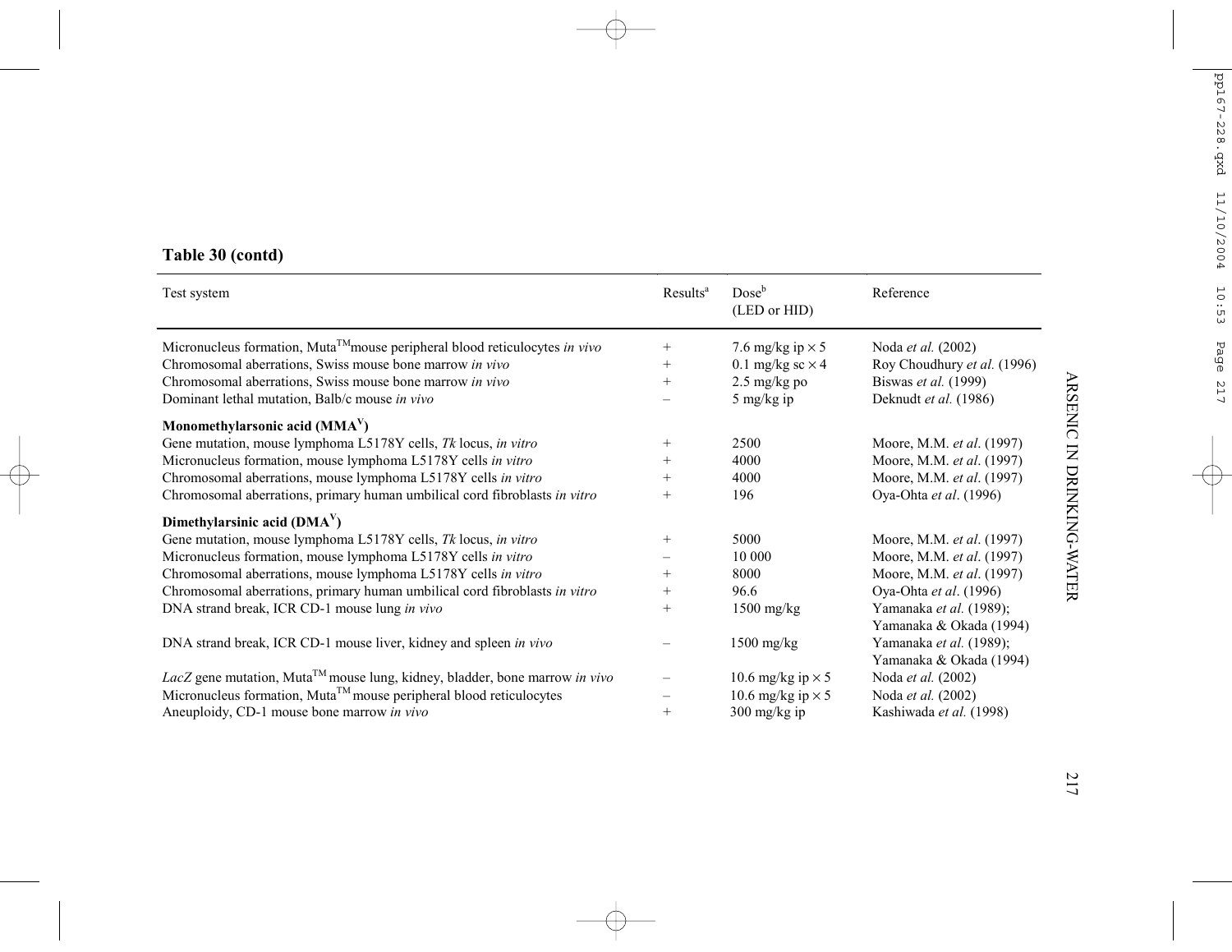**Table 30 (contd)**

| Test system | Results[a] | Dose[b] (LED or HID) | Reference |
|---|---|---|---|
| Micronucleus formation, Muta[TM]mouse peripheral blood reticulocytes *in vivo* | + | 7.6 mg/kg ip × 5 | Noda *et al.* (2002) |
| Chromosomal aberrations, Swiss mouse bone marrow *in vivo* | + | 0.1 mg/kg sc × 4 | Roy Choudhury *et al.* (1996) |
| Chromosomal aberrations, Swiss mouse bone marrow *in vivo* | + | 2.5 mg/kg po | Biswas *et al.* (1999) |
| Dominant lethal mutation, Balb/c mouse *in vivo* | – | 5 mg/kg ip | Deknudt *et al.* (1986) |
| **Monomethylarsonic acid ($MMA^V$)** | | | |
| Gene mutation, mouse lymphoma L5178Y cells, *Tk* locus, *in vitro* | + | 2500 | Moore, M.M. *et al*. (1997) |
| Micronucleus formation, mouse lymphoma L5178Y cells *in vitro* | + | 4000 | Moore, M.M. *et al*. (1997) |
| Chromosomal aberrations, mouse lymphoma L5178Y cells *in vitro* | + | 4000 | Moore, M.M. *et al*. (1997) |
| Chromosomal aberrations, primary human umbilical cord fibroblasts *in vitro* | + | 196 | Oya-Ohta *et al*. (1996) |
| **Dimethylarsinic acid ($DMA^V$)** | | | |
| Gene mutation, mouse lymphoma L5178Y cells, *Tk* locus, *in vitro* | + | 5000 | Moore, M.M. *et al*. (1997) |
| Micronucleus formation, mouse lymphoma L5178Y cells *in vitro* | – | 10 000 | Moore, M.M. *et al*. (1997) |
| Chromosomal aberrations, mouse lymphoma L5178Y cells *in vitro* | + | 8000 | Moore, M.M. *et al*. (1997) |
| Chromosomal aberrations, primary human umbilical cord fibroblasts *in vitro* | + | 96.6 | Oya-Ohta *et al*. (1996) |
| DNA strand break, ICR CD-1 mouse lung *in vivo* | + | 1500 mg/kg | Yamanaka *et al.* (1989); Yamanaka & Okada (1994) |
| DNA strand break, ICR CD-1 mouse liver, kidney and spleen *in vivo* | – | 1500 mg/kg | Yamanaka *et al.* (1989); Yamanaka & Okada (1994) |
| *LacZ* gene mutation, Muta[TM] mouse lung, kidney, bladder, bone marrow *in vivo* | – | 10.6 mg/kg ip × 5 | Noda *et al.* (2002) |
| Micronucleus formation, Muta[TM] mouse peripheral blood reticulocytes | – | 10.6 mg/kg ip × 5 | Noda *et al.* (2002) |
| Aneuploidy, CD-1 mouse bone marrow *in vivo* | + | 300 mg/kg ip | Kashiwada *et al.* (1998) |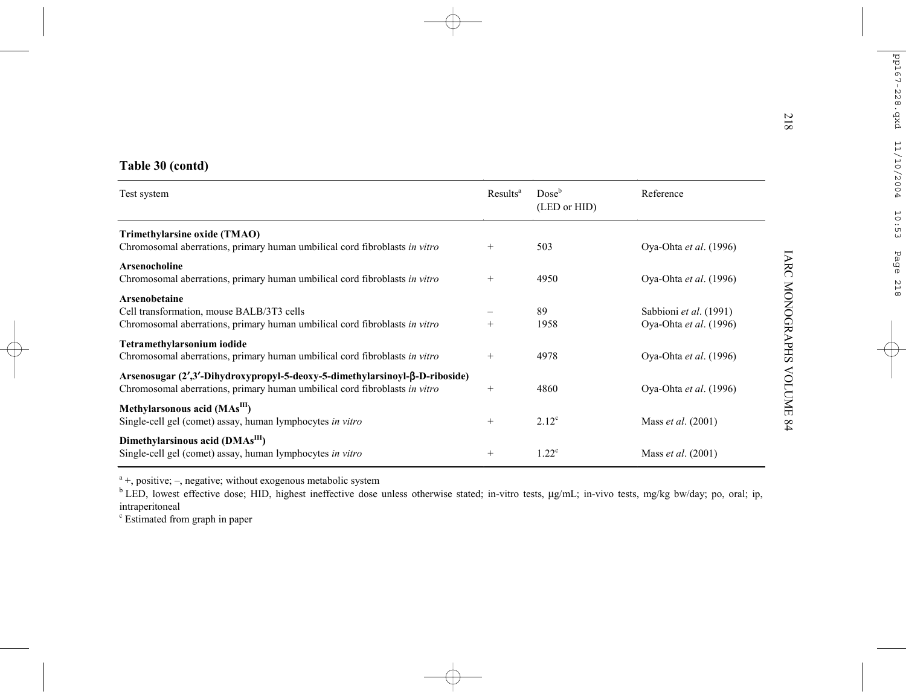**Table 30 (contd)**

| Test system | Results[a] | Dose[b] (LED or HID) | Reference |
|---|---|---|---|
| **Trimethylarsine oxide (TMAO)** | | | |
| Chromosomal aberrations, primary human umbilical cord fibroblasts *in vitro* | + | 503 | Oya-Ohta *et al*. (1996) |
| **Arsenocholine** | | | |
| Chromosomal aberrations, primary human umbilical cord fibroblasts *in vitro* | + | 4950 | Oya-Ohta *et al*. (1996) |
| **Arsenobetaine** | | | |
| Cell transformation, mouse BALB/3T3 cells | – | 89 | Sabbioni *et al*. (1991) |
| Chromosomal aberrations, primary human umbilical cord fibroblasts *in vitro* | + | 1958 | Oya-Ohta *et al*. (1996) |
| **Tetramethylarsonium iodide** | | | |
| Chromosomal aberrations, primary human umbilical cord fibroblasts *in vitro* | + | 4978 | Oya-Ohta *et al*. (1996) |
| **Arsenosugar (2′,3′-Dihydroxypropyl-5-deoxy-5-dimethylarsinoyl-β-D-riboside)** | | | |
| Chromosomal aberrations, primary human umbilical cord fibroblasts *in vitro* | + | 4860 | Oya-Ohta *et al*. (1996) |
| **Methylarsonous acid ($MAs^{III}$)** | | | |
| Single-cell gel (comet) assay, human lymphocytes *in vitro* | + | 2.12[c] | Mass *et al*. (2001) |
| **Dimethylarsinous acid ($DMAs^{III}$)** | | | |
| Single-cell gel (comet) assay, human lymphocytes *in vitro* | + | 1.22[c] | Mass *et al*. (2001) |

[a] +, positive; –, negative; without exogenous metabolic system

[b] LED, lowest effective dose; HID, highest ineffective dose unless otherwise stated; in-vitro tests, μg/mL; in-vivo tests, mg/kg bw/day; po, oral; ip, intraperitoneal

[c] Estimated from graph in paper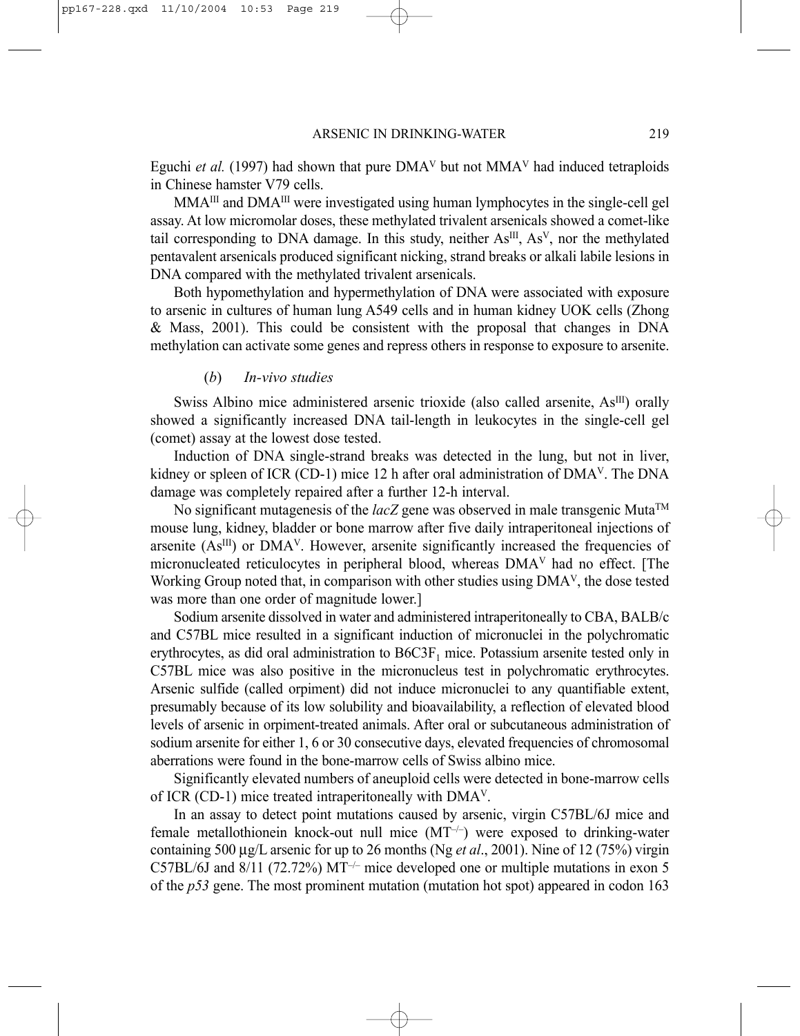Eguchi *et al.* (1997) had shown that pure $DMA^{V}$ but not $MMA^{V}$ had induced tetraploids in Chinese hamster V79 cells.

$MMA^{III}$ and $DMA^{III}$ were investigated using human lymphocytes in the single-cell gel assay. At low micromolar doses, these methylated trivalent arsenicals showed a comet-like tail corresponding to DNA damage. In this study, neither $As^{III}$, $As^{V}$, nor the methylated pentavalent arsenicals produced significant nicking, strand breaks or alkali labile lesions in DNA compared with the methylated trivalent arsenicals.

Both hypomethylation and hypermethylation of DNA were associated with exposure to arsenic in cultures of human lung A549 cells and in human kidney UOK cells (Zhong & Mass, 2001). This could be consistent with the proposal that changes in DNA methylation can activate some genes and repress others in response to exposure to arsenite.

### (*b*) *In-vivo studies*

Swiss Albino mice administered arsenic trioxide (also called arsenite, $As^{III}$) orally showed a significantly increased DNA tail-length in leukocytes in the single-cell gel (comet) assay at the lowest dose tested.

Induction of DNA single-strand breaks was detected in the lung, but not in liver, kidney or spleen of ICR (CD-1) mice 12 h after oral administration of $DMA^{V}$. The DNA damage was completely repaired after a further 12-h interval.

No significant mutagenesis of the *lacZ* gene was observed in male transgenic Muta™ mouse lung, kidney, bladder or bone marrow after five daily intraperitoneal injections of arsenite ($As^{III}$) or $DMA^{V}$. However, arsenite significantly increased the frequencies of micronucleated reticulocytes in peripheral blood, whereas $DMA^{V}$ had no effect. [The Working Group noted that, in comparison with other studies using $DMA^{V}$, the dose tested was more than one order of magnitude lower.]

Sodium arsenite dissolved in water and administered intraperitoneally to CBA, BALB/c and C57BL mice resulted in a significant induction of micronuclei in the polychromatic erythrocytes, as did oral administration to $B6C3F_1$ mice. Potassium arsenite tested only in C57BL mice was also positive in the micronucleus test in polychromatic erythrocytes. Arsenic sulfide (called orpiment) did not induce micronuclei to any quantifiable extent, presumably because of its low solubility and bioavailability, a reflection of elevated blood levels of arsenic in orpiment-treated animals. After oral or subcutaneous administration of sodium arsenite for either 1, 6 or 30 consecutive days, elevated frequencies of chromosomal aberrations were found in the bone-marrow cells of Swiss albino mice.

Significantly elevated numbers of aneuploid cells were detected in bone-marrow cells of ICR (CD-1) mice treated intraperitoneally with $DMA^{V}$.

In an assay to detect point mutations caused by arsenic, virgin C57BL/6J mice and female metallothionein knock-out null mice ($MT^{-/-}$) were exposed to drinking-water containing 500 µg/L arsenic for up to 26 months (Ng *et al*., 2001). Nine of 12 (75%) virgin C57BL/6J and 8/11 (72.72%) $MT^{-/-}$ mice developed one or multiple mutations in exon 5 of the *p53* gene. The most prominent mutation (mutation hot spot) appeared in codon 163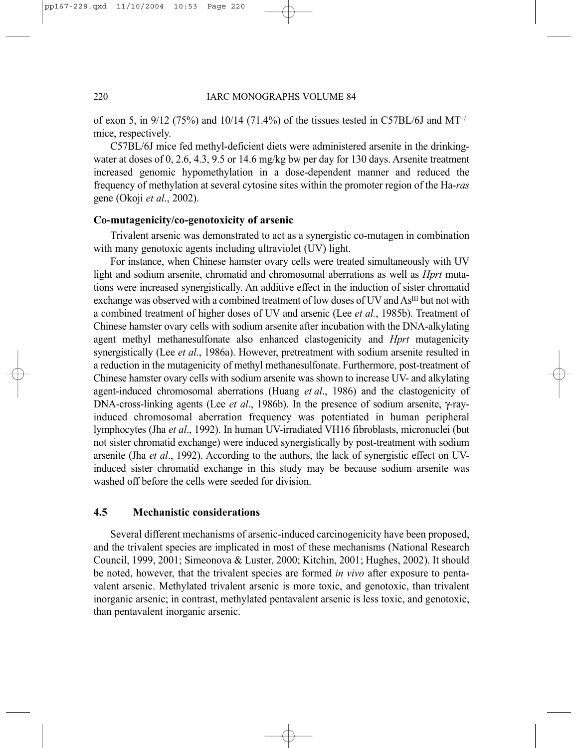of exon 5, in 9/12 (75%) and 10/14 (71.4%) of the tissues tested in C57BL/6J and $MT^{-/-}$ mice, respectively.

C57BL/6J mice fed methyl-deficient diets were administered arsenite in the drinking-water at doses of 0, 2.6, 4.3, 9.5 or 14.6 mg/kg bw per day for 130 days. Arsenite treatment increased genomic hypomethylation in a dose-dependent manner and reduced the frequency of methylation at several cytosine sites within the promoter region of the Ha-*ras* gene (Okoji *et al*., 2002).

### Co-mutagenicity/co-genotoxicity of arsenic

Trivalent arsenic was demonstrated to act as a synergistic co-mutagen in combination with many genotoxic agents including ultraviolet (UV) light.

For instance, when Chinese hamster ovary cells were treated simultaneously with UV light and sodium arsenite, chromatid and chromosomal aberrations as well as *Hprt* mutations were increased synergistically. An additive effect in the induction of sister chromatid exchange was observed with a combined treatment of low doses of UV and $As^{III}$ but not with a combined treatment of higher doses of UV and arsenic (Lee *et al.*, 1985b). Treatment of Chinese hamster ovary cells with sodium arsenite after incubation with the DNA-alkylating agent methyl methanesulfonate also enhanced clastogenicity and *Hprt* mutagenicity synergistically (Lee *et al*., 1986a). However, pretreatment with sodium arsenite resulted in a reduction in the mutagenicity of methyl methanesulfonate. Furthermore, post-treatment of Chinese hamster ovary cells with sodium arsenite was shown to increase UV- and alkylating agent-induced chromosomal aberrations (Huang *et al*., 1986) and the clastogenicity of DNA-cross-linking agents (Lee *et al*., 1986b). In the presence of sodium arsenite, γ-ray-induced chromosomal aberration frequency was potentiated in human peripheral lymphocytes (Jha *et al*., 1992). In human UV-irradiated VH16 fibroblasts, micronuclei (but not sister chromatid exchange) were induced synergistically by post-treatment with sodium arsenite (Jha *et al*., 1992). According to the authors, the lack of synergistic effect on UV-induced sister chromatid exchange in this study may be because sodium arsenite was washed off before the cells were seeded for division.

## 4.5 Mechanistic considerations

Several different mechanisms of arsenic-induced carcinogenicity have been proposed, and the trivalent species are implicated in most of these mechanisms (National Research Council, 1999, 2001; Simeonova & Luster, 2000; Kitchin, 2001; Hughes, 2002). It should be noted, however, that the trivalent species are formed *in vivo* after exposure to pentavalent arsenic. Methylated trivalent arsenic is more toxic, and genotoxic, than trivalent inorganic arsenic; in contrast, methylated pentavalent arsenic is less toxic, and genotoxic, than pentavalent inorganic arsenic.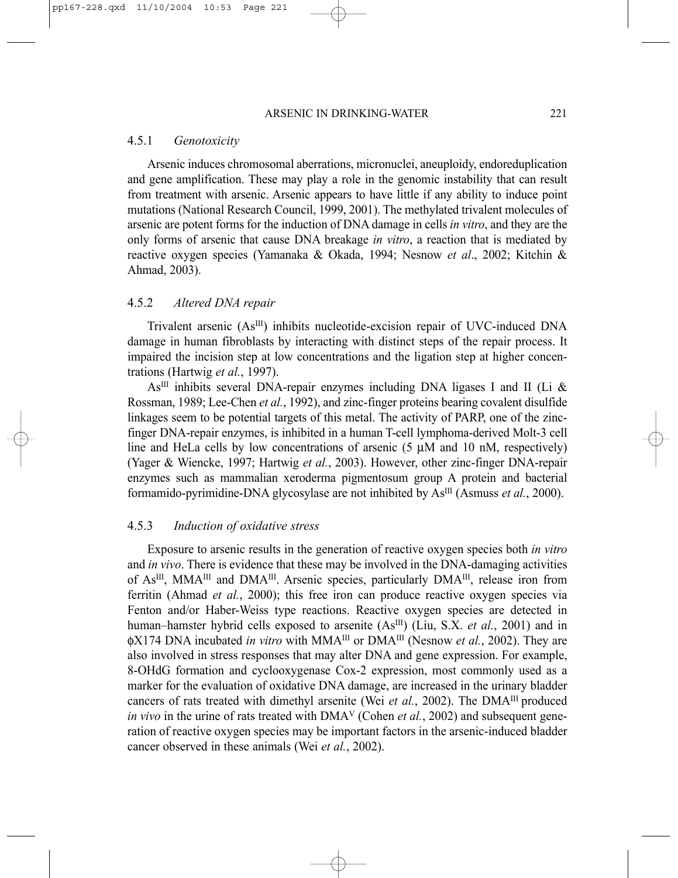### 4.5.1 *Genotoxicity*

Arsenic induces chromosomal aberrations, micronuclei, aneuploidy, endoreduplication and gene amplification. These may play a role in the genomic instability that can result from treatment with arsenic. Arsenic appears to have little if any ability to induce point mutations (National Research Council, 1999, 2001). The methylated trivalent molecules of arsenic are potent forms for the induction of DNA damage in cells *in vitro*, and they are the only forms of arsenic that cause DNA breakage *in vitro*, a reaction that is mediated by reactive oxygen species (Yamanaka & Okada, 1994; Nesnow *et al*., 2002; Kitchin & Ahmad, 2003).

### 4.5.2 *Altered DNA repair*

Trivalent arsenic ($As^{III}$) inhibits nucleotide-excision repair of UVC-induced DNA damage in human fibroblasts by interacting with distinct steps of the repair process. It impaired the incision step at low concentrations and the ligation step at higher concentrations (Hartwig *et al.*, 1997).

$As^{III}$ inhibits several DNA-repair enzymes including DNA ligases I and II (Li & Rossman, 1989; Lee-Chen *et al.*, 1992), and zinc-finger proteins bearing covalent disulfide linkages seem to be potential targets of this metal. The activity of PARP, one of the zinc-finger DNA-repair enzymes, is inhibited in a human T-cell lymphoma-derived Molt-3 cell line and HeLa cells by low concentrations of arsenic (5 μM and 10 nM, respectively) (Yager & Wiencke, 1997; Hartwig *et al.*, 2003). However, other zinc-finger DNA-repair enzymes such as mammalian xeroderma pigmentosum group A protein and bacterial formamido-pyrimidine-DNA glycosylase are not inhibited by $As^{III}$ (Asmuss *et al.*, 2000).

### 4.5.3 *Induction of oxidative stress*

Exposure to arsenic results in the generation of reactive oxygen species both *in vitro* and *in vivo*. There is evidence that these may be involved in the DNA-damaging activities of $As^{III}$, $MMA^{III}$ and $DMA^{III}$. Arsenic species, particularly $DMA^{III}$, release iron from ferritin (Ahmad *et al.*, 2000); this free iron can produce reactive oxygen species via Fenton and/or Haber-Weiss type reactions. Reactive oxygen species are detected in human–hamster hybrid cells exposed to arsenite ($As^{III}$) (Liu, S.X. *et al.*, 2001) and in ϕX174 DNA incubated *in vitro* with $MMA^{III}$ or $DMA^{III}$ (Nesnow *et al.*, 2002). They are also involved in stress responses that may alter DNA and gene expression. For example, 8-OHdG formation and cyclooxygenase Cox-2 expression, most commonly used as a marker for the evaluation of oxidative DNA damage, are increased in the urinary bladder cancers of rats treated with dimethyl arsenite (Wei *et al.*, 2002). The $DMA^{III}$ produced *in vivo* in the urine of rats treated with $DMA^{V}$ (Cohen *et al.*, 2002) and subsequent generation of reactive oxygen species may be important factors in the arsenic-induced bladder cancer observed in these animals (Wei *et al.*, 2002).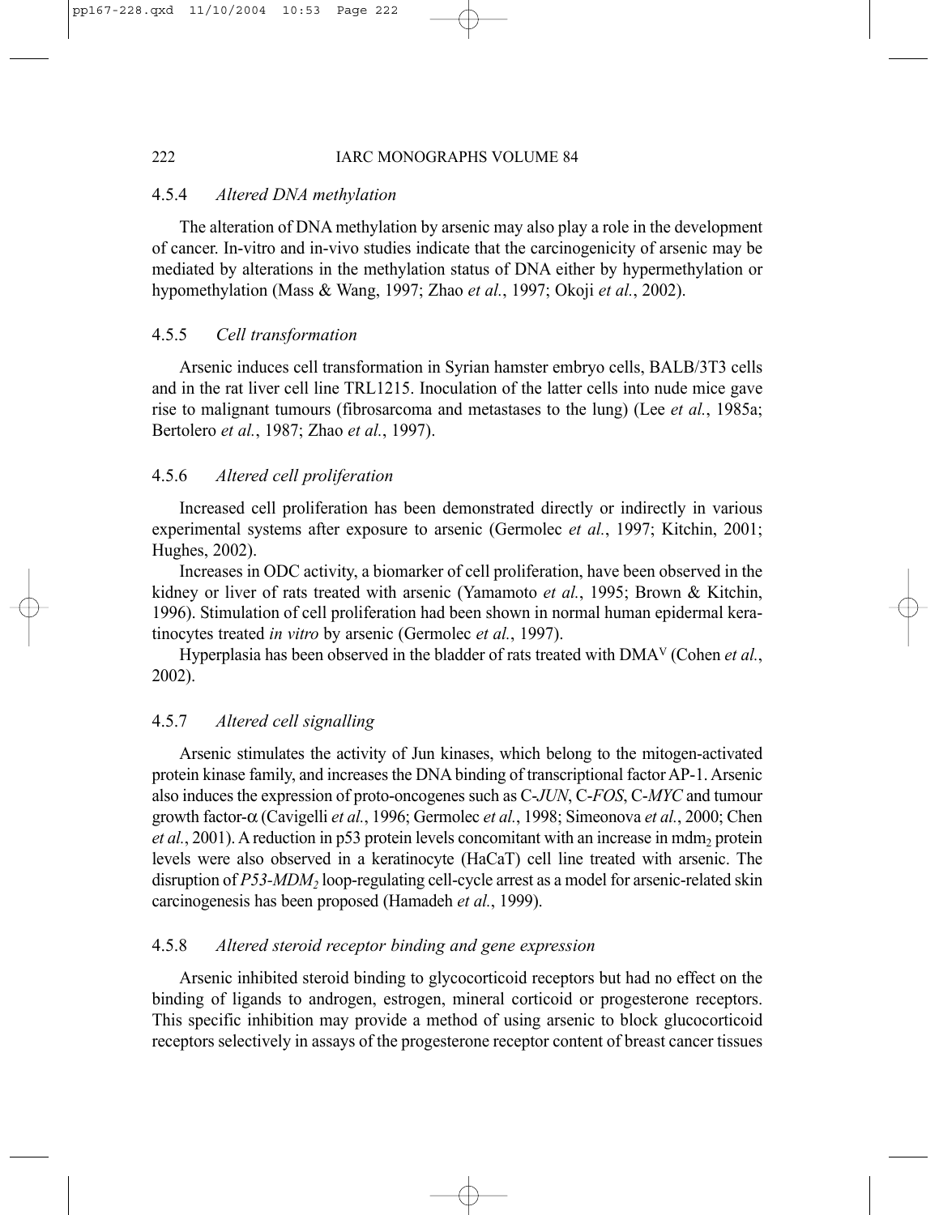### 4.5.4 *Altered DNA methylation*

The alteration of DNA methylation by arsenic may also play a role in the development of cancer. In-vitro and in-vivo studies indicate that the carcinogenicity of arsenic may be mediated by alterations in the methylation status of DNA either by hypermethylation or hypomethylation (Mass & Wang, 1997; Zhao *et al.*, 1997; Okoji *et al.*, 2002).

### 4.5.5 *Cell transformation*

Arsenic induces cell transformation in Syrian hamster embryo cells, BALB/3T3 cells and in the rat liver cell line TRL1215. Inoculation of the latter cells into nude mice gave rise to malignant tumours (fibrosarcoma and metastases to the lung) (Lee *et al.*, 1985a; Bertolero *et al.*, 1987; Zhao *et al.*, 1997).

### 4.5.6 *Altered cell proliferation*

Increased cell proliferation has been demonstrated directly or indirectly in various experimental systems after exposure to arsenic (Germolec *et al.*, 1997; Kitchin, 2001; Hughes, 2002).

Increases in ODC activity, a biomarker of cell proliferation, have been observed in the kidney or liver of rats treated with arsenic (Yamamoto *et al.*, 1995; Brown & Kitchin, 1996). Stimulation of cell proliferation had been shown in normal human epidermal keratinocytes treated *in vitro* by arsenic (Germolec *et al.*, 1997).

Hyperplasia has been observed in the bladder of rats treated with $DMA^{V}$ (Cohen *et al.*, 2002).

### 4.5.7 *Altered cell signalling*

Arsenic stimulates the activity of Jun kinases, which belong to the mitogen-activated protein kinase family, and increases the DNA binding of transcriptional factor AP-1. Arsenic also induces the expression of proto-oncogenes such as C-*JUN*, C-*FOS*, C-*MYC* and tumour growth factor-$\alpha$ (Cavigelli *et al.*, 1996; Germolec *et al.*, 1998; Simeonova *et al.*, 2000; Chen *et al.*, 2001). A reduction in p53 protein levels concomitant with an increase in $mdm_2$ protein levels were also observed in a keratinocyte (HaCaT) cell line treated with arsenic. The disruption of $P53$-$MDM_2$ loop-regulating cell-cycle arrest as a model for arsenic-related skin carcinogenesis has been proposed (Hamadeh *et al.*, 1999).

### 4.5.8 *Altered steroid receptor binding and gene expression*

Arsenic inhibited steroid binding to glycocorticoid receptors but had no effect on the binding of ligands to androgen, estrogen, mineral corticoid or progesterone receptors. This specific inhibition may provide a method of using arsenic to block glucocorticoid receptors selectively in assays of the progesterone receptor content of breast cancer tissues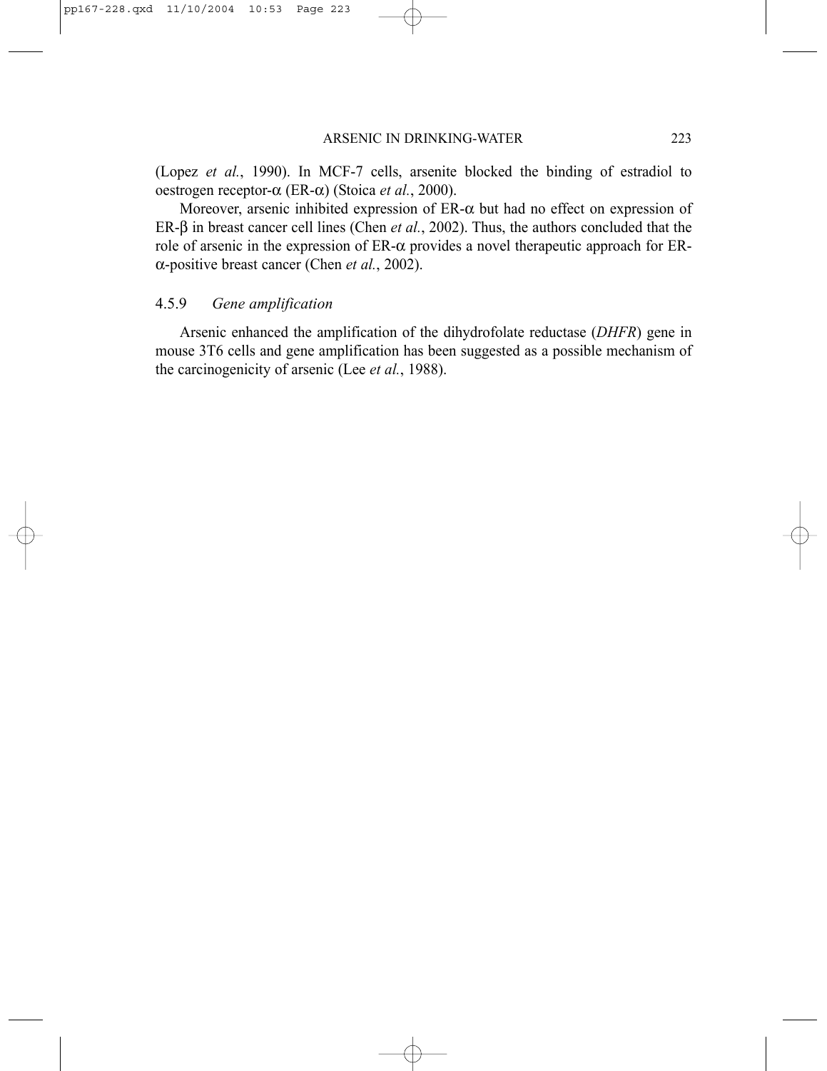(Lopez *et al.*, 1990). In MCF-7 cells, arsenite blocked the binding of estradiol to oestrogen receptor-$\alpha$ (ER-$\alpha$) (Stoica *et al.*, 2000).

Moreover, arsenic inhibited expression of ER-$\alpha$ but had no effect on expression of ER-$\beta$ in breast cancer cell lines (Chen *et al.*, 2002). Thus, the authors concluded that the role of arsenic in the expression of ER-$\alpha$ provides a novel therapeutic approach for ER-$\alpha$-positive breast cancer (Chen *et al.*, 2002).

#### 4.5.9 *Gene amplification*

Arsenic enhanced the amplification of the dihydrofolate reductase (*DHFR*) gene in mouse 3T6 cells and gene amplification has been suggested as a possible mechanism of the carcinogenicity of arsenic (Lee *et al.*, 1988).